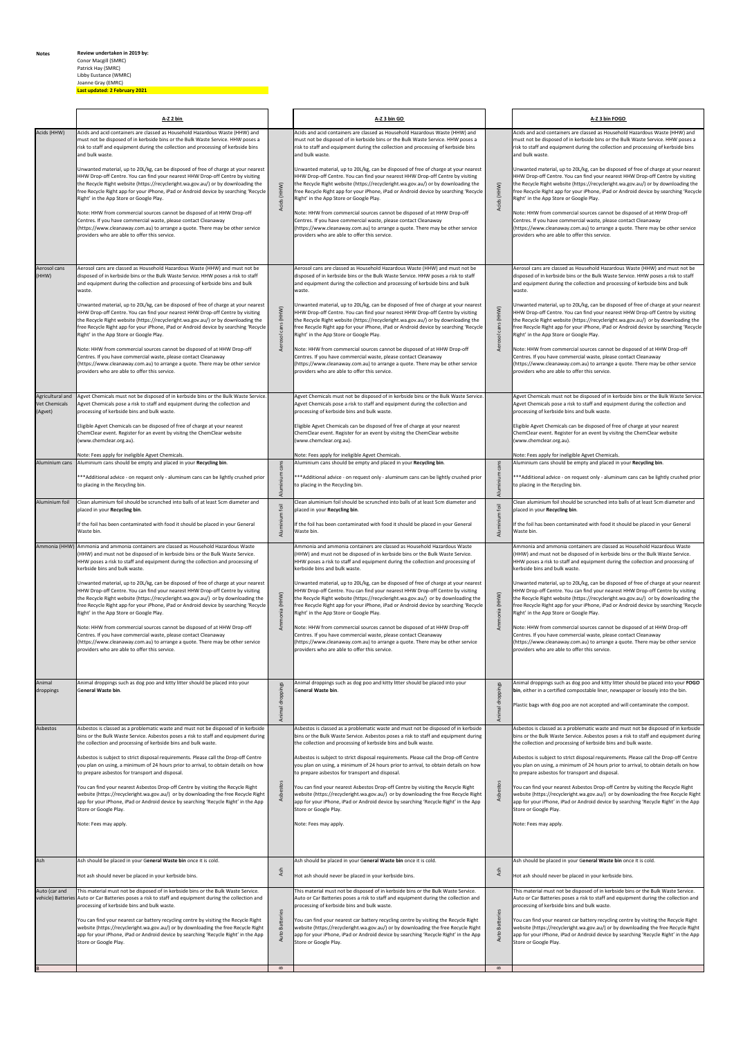**Notes**

**Review undertaken in 2019 by:**
Conor Macgill (SMRC)
Patrick Hay (SMRC)
Libby Eustance (WMRC)
Joanne Gray (EMRC)
**Last updated: 2 February 2021**

| | A-Z 2 bin | | A-Z 3 bin GO | | A-Z 3 bin FOGO |
|---|---|---|---|---|---|
| Acids (HHW) | Acids and acid containers are classed as Household Hazardous Waste (HHW) and must not be disposed of in kerbside bins or the Bulk Waste Service. HHW poses a risk to staff and equipment during the collection and processing of kerbside bins and bulk waste.<br><br>Unwanted material, up to 20L/kg, can be disposed of free of charge at your nearest HHW Drop-off Centre. You can find your nearest HHW Drop-off Centre by visiting the Recycle Right website (https://recycleright.wa.gov.au/) or by downloading the free Recycle Right app for your iPhone, iPad or Android device by searching 'Recycle Right' in the App Store or Google Play.<br><br>Note: HHW from commercial sources cannot be disposed of at HHW Drop-off Centres. If you have commercial waste, please contact Cleanaway (https://www.cleanaway.com.au) to arrange a quote. There may be other service providers who are able to offer this service. | Acids (HHW) | Acids and acid containers are classed as Household Hazardous Waste (HHW) and must not be disposed of in kerbside bins or the Bulk Waste Service. HHW poses a risk to staff and equipment during the collection and processing of kerbside bins and bulk waste.<br><br>Unwanted material, up to 20L/kg, can be disposed of free of charge at your nearest HHW Drop-off Centre. You can find your nearest HHW Drop-off Centre by visiting the Recycle Right website (https://recycleright.wa.gov.au/) or by downloading the free Recycle Right app for your iPhone, iPad or Android device by searching 'Recycle Right' in the App Store or Google Play.<br><br>Note: HHW from commercial sources cannot be disposed of at HHW Drop-off Centres. If you have commercial waste, please contact Cleanaway (https://www.cleanaway.com.au) to arrange a quote. There may be other service providers who are able to offer this service. | Acids (HHW) | Acids and acid containers are classed as Household Hazardous Waste (HHW) and must not be disposed of in kerbside bins or the Bulk Waste Service. HHW poses a risk to staff and equipment during the collection and processing of kerbside bins and bulk waste.<br><br>Unwanted material, up to 20L/kg, can be disposed of free of charge at your nearest HHW Drop-off Centre. You can find your nearest HHW Drop-off Centre by visiting the Recycle Right website (https://recycleright.wa.gov.au/) or by downloading the free Recycle Right app for your iPhone, iPad or Android device by searching 'Recycle Right' in the App Store or Google Play.<br><br>Note: HHW from commercial sources cannot be disposed of at HHW Drop-off Centres. If you have commercial waste, please contact Cleanaway (https://www.cleanaway.com.au) to arrange a quote. There may be other service providers who are able to offer this service. |
| Aerosol cans (HHW) | Aerosol cans are classed as Household Hazardous Waste (HHW) and must not be disposed of in kerbside bins or the Bulk Waste Service. HHW poses a risk to staff and equipment during the collection and processing of kerbside bins and bulk waste.<br><br>Unwanted material, up to 20L/kg, can be disposed of free of charge at your nearest HHW Drop-off Centre. You can find your nearest HHW Drop-off Centre by visiting the Recycle Right website (https://recycleright.wa.gov.au/) or by downloading the free Recycle Right app for your iPhone, iPad or Android device by searching 'Recycle Right' in the App Store or Google Play.<br><br>Note: HHW from commercial sources cannot be disposed of at HHW Drop-off Centres. If you have commercial waste, please contact Cleanaway (https://www.cleanaway.com.au) to arrange a quote. There may be other service providers who are able to offer this service. | Aerosol cans (HHW) | Aerosol cans are classed as Household Hazardous Waste (HHW) and must not be disposed of in kerbside bins or the Bulk Waste Service. HHW poses a risk to staff and equipment during the collection and processing of kerbside bins and bulk waste.<br><br>Unwanted material, up to 20L/kg, can be disposed of free of charge at your nearest HHW Drop-off Centre. You can find your nearest HHW Drop-off Centre by visiting the Recycle Right website (https://recycleright.wa.gov.au/) or by downloading the free Recycle Right app for your iPhone, iPad or Android device by searching 'Recycle Right' in the App Store or Google Play.<br><br>Note: HHW from commercial sources cannot be disposed of at HHW Drop-off Centres. If you have commercial waste, please contact Cleanaway (https://www.cleanaway.com.au) to arrange a quote. There may be other service providers who are able to offer this service. | Aerosol cans (HHW) | Aerosol cans are classed as Household Hazardous Waste (HHW) and must not be disposed of in kerbside bins or the Bulk Waste Service. HHW poses a risk to staff and equipment during the collection and processing of kerbside bins and bulk waste.<br><br>Unwanted material, up to 20L/kg, can be disposed of free of charge at your nearest HHW Drop-off Centre. You can find your nearest HHW Drop-off Centre by visiting the Recycle Right website (https://recycleright.wa.gov.au/) or by downloading the free Recycle Right app for your iPhone, iPad or Android device by searching 'Recycle Right' in the App Store or Google Play.<br><br>Note: HHW from commercial sources cannot be disposed of at HHW Drop-off Centres. If you have commercial waste, please contact Cleanaway (https://www.cleanaway.com.au) to arrange a quote. There may be other service providers who are able to offer this service. |
| Agricultural and Vet Chemicals (Agvet) | Agvet Chemicals must not be disposed of in kerbside bins or the Bulk Waste Service. Agvet Chemicals pose a risk to staff and equipment during the collection and processing of kerbside bins and bulk waste.<br><br>Eligible Agvet Chemicals can be disposed of free of charge at your nearest ChemClear event. Register for an event by visitng the ChemClear website (www.chemclear.org.au).<br><br>Note: Fees apply for ineligible Agvet Chemicals. | | Agvet Chemicals must not be disposed of in kerbside bins or the Bulk Waste Service. Agvet Chemicals pose a risk to staff and equipment during the collection and processing of kerbside bins and bulk waste.<br><br>Eligible Agvet Chemicals can be disposed of free of charge at your nearest ChemClear event. Register for an event by visitng the ChemClear website (www.chemclear.org.au).<br><br>Note: Fees apply for ineligible Agvet Chemicals. | | Agvet Chemicals must not be disposed of in kerbside bins or the Bulk Waste Service. Agvet Chemicals pose a risk to staff and equipment during the collection and processing of kerbside bins and bulk waste.<br><br>Eligible Agvet Chemicals can be disposed of free of charge at your nearest ChemClear event. Register for an event by visitng the ChemClear website (www.chemclear.org.au).<br><br>Note: Fees apply for ineligible Agvet Chemicals. |
| Aluminium cans | Aluminium cans should be empty and placed in your **Recycling bin**.<br><br>***Additional advice - on request only - aluminum cans can be lightly crushed prior to placing in the Recycling bin. | Aluminium cans | Aluminium cans should be empty and placed in your **Recycling bin**.<br><br>***Additional advice - on request only - aluminum cans can be lightly crushed prior to placing in the Recycling bin. | Aluminium cans | Aluminium cans should be empty and placed in your **Recycling bin**.<br><br>***Additional advice - on request only - aluminum cans can be lightly crushed prior to placing in the Recycling bin. |
| Aluminium foil | Clean aluminium foil should be scrunched into balls of at least 5cm diameter and placed in your **Recycling bin**.<br><br>If the foil has been contaminated with food it should be placed in your General Waste bin. | Aluminium foil | Clean aluminium foil should be scrunched into balls of at least 5cm diameter and placed in your **Recycling bin**.<br><br>If the foil has been contaminated with food it should be placed in your General Waste bin. | Aluminium foil | Clean aluminium foil should be scrunched into balls of at least 5cm diameter and placed in your **Recycling bin**.<br><br>If the foil has been contaminated with food it should be placed in your General Waste bin. |
| Ammonia (HHW) | Ammonia and ammonia containers are classed as Household Hazardous Waste (HHW) and must not be disposed of in kerbside bins or the Bulk Waste Service. HHW poses a risk to staff and equipment during the collection and processing of kerbside bins and bulk waste.<br><br>Unwanted material, up to 20L/kg, can be disposed of free of charge at your nearest HHW Drop-off Centre. You can find your nearest HHW Drop-off Centre by visiting the Recycle Right website (https://recycleright.wa.gov.au/) or by downloading the free Recycle Right app for your iPhone, iPad or Android device by searching 'Recycle Right' in the App Store or Google Play.<br><br>Note: HHW from commercial sources cannot be disposed of at HHW Drop-off Centres. If you have commercial waste, please contact Cleanaway (https://www.cleanaway.com.au) to arrange a quote. There may be other service providers who are able to offer this service. | Ammonia (HHW) | Ammonia and ammonia containers are classed as Household Hazardous Waste (HHW) and must not be disposed of in kerbside bins or the Bulk Waste Service. HHW poses a risk to staff and equipment during the collection and processing of kerbside bins and bulk waste.<br><br>Unwanted material, up to 20L/kg, can be disposed of free of charge at your nearest HHW Drop-off Centre. You can find your nearest HHW Drop-off Centre by visiting the Recycle Right website (https://recycleright.wa.gov.au/) or by downloading the free Recycle Right app for your iPhone, iPad or Android device by searching 'Recycle Right' in the App Store or Google Play.<br><br>Note: HHW from commercial sources cannot be disposed of at HHW Drop-off Centres. If you have commercial waste, please contact Cleanaway (https://www.cleanaway.com.au) to arrange a quote. There may be other service providers who are able to offer this service. | Ammonia (HHW) | Ammonia and ammonia containers are classed as Household Hazardous Waste (HHW) and must not be disposed of in kerbside bins or the Bulk Waste Service. HHW poses a risk to staff and equipment during the collection and processing of kerbside bins and bulk waste.<br><br>Unwanted material, up to 20L/kg, can be disposed of free of charge at your nearest HHW Drop-off Centre. You can find your nearest HHW Drop-off Centre by visiting the Recycle Right website (https://recycleright.wa.gov.au/) or by downloading the free Recycle Right app for your iPhone, iPad or Android device by searching 'Recycle Right' in the App Store or Google Play.<br><br>Note: HHW from commercial sources cannot be disposed of at HHW Drop-off Centres. If you have commercial waste, please contact Cleanaway (https://www.cleanaway.com.au) to arrange a quote. There may be other service providers who are able to offer this service. |
| Animal droppings | Animal droppings such as dog poo and kitty litter should be placed into your G**eneral Waste bin**. | Animal droppings | Animal droppings such as dog poo and kitty litter should be placed into your G**eneral Waste bin**. | Animal droppings | Animal droppings such as dog poo and kitty litter should be placed into your **FOGO bin**, either in a certified compostable liner, newspaper or loosely into the bin.<br><br>Plastic bags with dog poo are not accepted and will contaminate the compost. |
| Asbestos | Asbestos is classed as a problematic waste and must not be disposed of in kerbside bins or the Bulk Waste Service. Asbestos poses a risk to staff and equipment during the collection and processing of kerbside bins and bulk waste.<br><br>Asbestos is subject to strict disposal requirements. Please call the Drop-off Centre you plan on using, a minimum of 24 hours prior to arrival, to obtain details on how to prepare asbestos for transport and disposal.<br><br>You can find your nearest Asbestos Drop-off Centre by visiting the Recycle Right website (https://recycleright.wa.gov.au/) or by downloading the free Recycle Right app for your iPhone, iPad or Android device by searching 'Recycle Right' in the App Store or Google Play.<br><br>Note: Fees may apply. | Asbestos | Asbestos is classed as a problematic waste and must not be disposed of in kerbside bins or the Bulk Waste Service. Asbestos poses a risk to staff and equipment during the collection and processing of kerbside bins and bulk waste.<br><br>Asbestos is subject to strict disposal requirements. Please call the Drop-off Centre you plan on using, a minimum of 24 hours prior to arrival, to obtain details on how to prepare asbestos for transport and disposal.<br><br>You can find your nearest Asbestos Drop-off Centre by visiting the Recycle Right website (https://recycleright.wa.gov.au/) or by downloading the free Recycle Right app for your iPhone, iPad or Android device by searching 'Recycle Right' in the App Store or Google Play.<br><br>Note: Fees may apply. | Asbestos | Asbestos is classed as a problematic waste and must not be disposed of in kerbside bins or the Bulk Waste Service. Asbestos poses a risk to staff and equipment during the collection and processing of kerbside bins and bulk waste.<br><br>Asbestos is subject to strict disposal requirements. Please call the Drop-off Centre you plan on using, a minimum of 24 hours prior to arrival, to obtain details on how to prepare asbestos for transport and disposal.<br><br>You can find your nearest Asbestos Drop-off Centre by visiting the Recycle Right website (https://recycleright.wa.gov.au/) or by downloading the free Recycle Right app for your iPhone, iPad or Android device by searching 'Recycle Right' in the App Store or Google Play.<br><br>Note: Fees may apply. |
| Ash | Ash should be placed in your G**eneral Waste bin** once it is cold.<br><br>Hot ash should never be placed in your kerbside bins. | Ash | Ash should be placed in your G**eneral Waste bin** once it is cold.<br><br>Hot ash should never be placed in your kerbside bins. | Ash | Ash should be placed in your G**eneral Waste bin** once it is cold.<br><br>Hot ash should never be placed in your kerbside bins. |
| Auto (car and vehicle) Batteries | This material must not be disposed of in kerbside bins or the Bulk Waste Service. Auto or Car Batteries poses a risk to staff and equipment during the collection and processing of kerbside bins and bulk waste.<br><br>You can find your nearest car battery recycling centre by visiting the Recycle Right website (https://recycleright.wa.gov.au/) or by downloading the free Recycle Right app for your iPhone, iPad or Android device by searching 'Recycle Right' in the App Store or Google Play. | Auto Batteries | This material must not be disposed of in kerbside bins or the Bulk Waste Service. Auto or Car Batteries poses a risk to staff and equipment during the collection and processing of kerbside bins and bulk waste.<br><br>You can find your nearest car battery recycling centre by visiting the Recycle Right website (https://recycleright.wa.gov.au/) or by downloading the free Recycle Right app for your iPhone, iPad or Android device by searching 'Recycle Right' in the App Store or Google Play. | Auto Batteries | This material must not be disposed of in kerbside bins or the Bulk Waste Service. Auto or Car Batteries poses a risk to staff and equipment during the collection and processing of kerbside bins and bulk waste.<br><br>You can find your nearest car battery recycling centre by visiting the Recycle Right website (https://recycleright.wa.gov.au/) or by downloading the free Recycle Right app for your iPhone, iPad or Android device by searching 'Recycle Right' in the App Store or Google Play. |
| B | | B | | B | |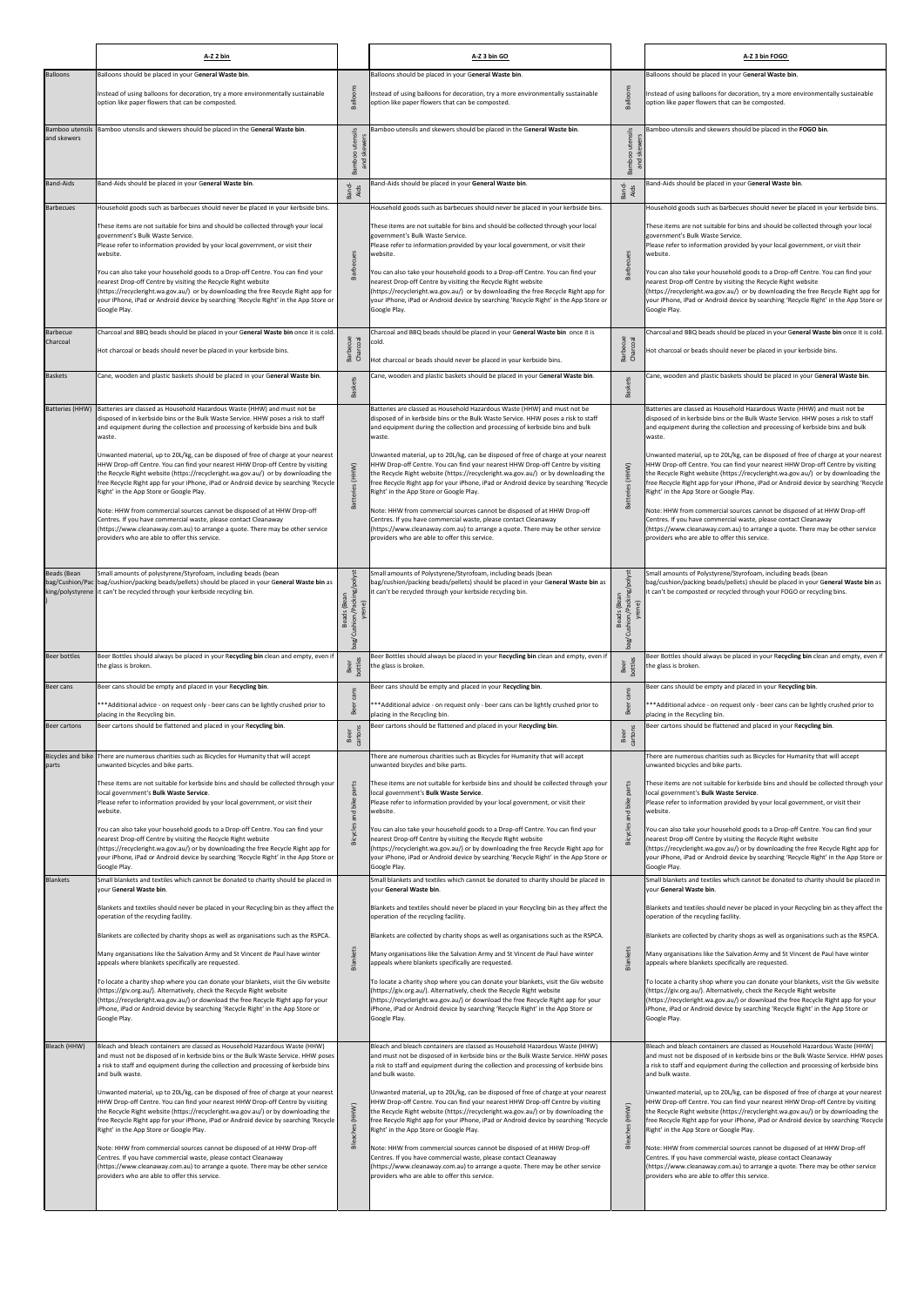| | A-Z 2 bin | | A-Z 3 bin GO | | A-Z 3 bin FOGO |
|---|---|---|---|---|---|
| Balloons | Balloons should be placed in your General Waste bin.<br><br>Instead of using balloons for decoration, try a more environmentally sustainable option like paper flowers that can be composted. | Balloons | Balloons should be placed in your General Waste bin.<br><br>Instead of using balloons for decoration, try a more environmentally sustainable option like paper flowers that can be composted. | Balloons | Balloons should be placed in your General Waste bin.<br><br>Instead of using balloons for decoration, try a more environmentally sustainable option like paper flowers that can be composted. |
| Bamboo utensils and skewers | Bamboo utensils and skewers should be placed in the **General Waste bin**. | Bamboo utensils and skewers | Bamboo utensils and skewers should be placed in the **General Waste bin**. | Bamboo utensils and skewers | Bamboo utensils and skewers should be placed in the **FOGO bin**. |
| Band-Aids | Band-Aids should be placed in your **General Waste bin**. | Band-Aids | Band-Aids should be placed in your **General Waste bin**. | Band-Aids | Band-Aids should be placed in your **General Waste bin**. |
| Barbecues | Household goods such as barbecues should never be placed in your kerbside bins.<br><br>These items are not suitable for bins and should be collected through your local government's Bulk Waste Service.<br>Please refer to information provided by your local government, or visit their website.<br><br>You can also take your household goods to a Drop-off Centre. You can find your nearest Drop-off Centre by visiting the Recycle Right website (https://recycleright.wa.gov.au/) or by downloading the free Recycle Right app for your iPhone, iPad or Android device by searching 'Recycle Right' in the App Store or Google Play. | Barbecues | Household goods such as barbecues should never be placed in your kerbside bins.<br><br>These items are not suitable for bins and should be collected through your local government's Bulk Waste Service.<br>Please refer to information provided by your local government, or visit their website.<br><br>You can also take your household goods to a Drop-off Centre. You can find your nearest Drop-off Centre by visiting the Recycle Right website (https://recycleright.wa.gov.au/) or by downloading the free Recycle Right app for your iPhone, iPad or Android device by searching 'Recycle Right' in the App Store or Google Play. | Barbecues | Household goods such as barbecues should never be placed in your kerbside bins.<br><br>These items are not suitable for bins and should be collected through your local government's Bulk Waste Service.<br>Please refer to information provided by your local government, or visit their website.<br><br>You can also take your household goods to a Drop-off Centre. You can find your nearest Drop-off Centre by visiting the Recycle Right website (https://recycleright.wa.gov.au/) or by downloading the free Recycle Right app for your iPhone, iPad or Android device by searching 'Recycle Right' in the App Store or Google Play. |
| Barbecue Charcoal | Charcoal and BBQ beads should be placed in your **General Waste bin** once it is cold.<br><br>Hot charcoal or beads should never be placed in your kerbside bins. | Barbecue Charcoal | Charcoal and BBQ beads should be placed in your **General Waste bin** once it is cold.<br><br>Hot charcoal or beads should never be placed in your kerbside bins. | Barbecue Charcoal | Charcoal and BBQ beads should be placed in your **General Waste bin** once it is cold.<br><br>Hot charcoal or beads should never be placed in your kerbside bins. |
| Baskets | Cane, wooden and plastic baskets should be placed in your **General Waste bin**. | Baskets | Cane, wooden and plastic baskets should be placed in your **General Waste bin**. | Baskets | Cane, wooden and plastic baskets should be placed in your **General Waste bin**. |
| Batteries (HHW) | Batteries are classed as Household Hazardous Waste (HHW) and must not be disposed of in kerbside bins or the Bulk Waste Service. HHW poses a risk to staff and equipment during the collection and processing of kerbside bins and bulk waste.<br><br>Unwanted material, up to 20L/kg, can be disposed of free of charge at your nearest HHW Drop-off Centre. You can find your nearest HHW Drop-off Centre by visiting the Recycle Right website (https://recycleright.wa.gov.au/) or by downloading the free Recycle Right app for your iPhone, iPad or Android device by searching 'Recycle Right' in the App Store or Google Play.<br><br>Note: HHW from commercial sources cannot be disposed of at HHW Drop-off Centres. If you have commercial waste, please contact Cleanaway (https://www.cleanaway.com.au) to arrange a quote. There may be other service providers who are able to offer this service. | Batteries (HHW) | Batteries are classed as Household Hazardous Waste (HHW) and must not be disposed of in kerbside bins or the Bulk Waste Service. HHW poses a risk to staff and equipment during the collection and processing of kerbside bins and bulk waste.<br><br>Unwanted material, up to 20L/kg, can be disposed of free of charge at your nearest HHW Drop-off Centre. You can find your nearest HHW Drop-off Centre by visiting the Recycle Right website (https://recycleright.wa.gov.au/) or by downloading the free Recycle Right app for your iPhone, iPad or Android device by searching 'Recycle Right' in the App Store or Google Play.<br><br>Note: HHW from commercial sources cannot be disposed of at HHW Drop-off Centres. If you have commercial waste, please contact Cleanaway (https://www.cleanaway.com.au) to arrange a quote. There may be other service providers who are able to offer this service. | Batteries (HHW) | Batteries are classed as Household Hazardous Waste (HHW) and must not be disposed of in kerbside bins or the Bulk Waste Service. HHW poses a risk to staff and equipment during the collection and processing of kerbside bins and bulk waste.<br><br>Unwanted material, up to 20L/kg, can be disposed of free of charge at your nearest HHW Drop-off Centre. You can find your nearest HHW Drop-off Centre by visiting the Recycle Right website (https://recycleright.wa.gov.au/) or by downloading the free Recycle Right app for your iPhone, iPad or Android device by searching 'Recycle Right' in the App Store or Google Play.<br><br>Note: HHW from commercial sources cannot be disposed of at HHW Drop-off Centres. If you have commercial waste, please contact Cleanaway (https://www.cleanaway.com.au) to arrange a quote. There may be other service providers who are able to offer this service. |
| Beads (Bean bag/Cushion/Packing/polystyrene) | Small amounts of polystyrene/Styrofoam, including beads (bean bag/cushion/packing beads/pellets) should be placed in your **General Waste bin** as it can't be recycled through your kerbside recycling bin. | Beads (Bean bag/Cushion/Packing/polystyrene) | Small amounts of Polystyrene/Styrofoam, including beads (bean bag/cushion/packing beads/pellets) should be placed in your **General Waste bin** as it can't be recycled through your kerbside recycling bin. | Beads (Bean bag/Cushion/Packing/polystyrene) | Small amounts of Polystyrene/Styrofoam, including beads (bean bag/cushion/packing beads/pellets) should be placed in your **General Waste bin** as it can't be composted or recycled through your FOGO or recycling bins. |
| Beer bottles | Beer Bottles should always be placed in your **Recycling bin** clean and empty, even if the glass is broken. | Beer bottles | Beer Bottles should always be placed in your **Recycling bin** clean and empty, even if the glass is broken. | Beer bottles | Beer Bottles should always be placed in your **Recycling bin** clean and empty, even if the glass is broken. |
| Beer cans | Beer cans should be empty and placed in your **Recycling bin**.<br><br>***Additional advice - on request only - beer cans can be lightly crushed prior to placing in the Recycling bin. | Beer cans | Beer cans should be empty and placed in your **Recycling bin**.<br><br>***Additional advice - on request only - beer cans can be lightly crushed prior to placing in the Recycling bin. | Beer cans | Beer cans should be empty and placed in your **Recycling bin**.<br><br>***Additional advice - on request only - beer cans can be lightly crushed prior to placing in the Recycling bin. |
| Beer cartons | Beer cartons should be flattened and placed in your **Recycling bin**. | Beer cartons | Beer cartons should be flattened and placed in your **Recycling bin**. | Beer cartons | Beer cartons should be flattened and placed in your **Recycling bin**. |
| Bicycles and bike parts | There are numerous charities such as Bicycles for Humanity that will accept unwanted bicycles and bike parts.<br><br>These items are not suitable for kerbside bins and should be collected through your local government's **Bulk Waste Service**.<br>Please refer to information provided by your local government, or visit their website.<br><br>You can also take your household goods to a Drop-off Centre. You can find your nearest Drop-off Centre by visiting the Recycle Right website (https://recycleright.wa.gov.au/) or by downloading the free Recycle Right app for your iPhone, iPad or Android device by searching 'Recycle Right' in the App Store or Google Play. | Bicycles and bike parts | There are numerous charities such as Bicycles for Humanity that will accept unwanted bicycles and bike parts.<br><br>These items are not suitable for kerbside bins and should be collected through your local government's **Bulk Waste Service**.<br>Please refer to information provided by your local government, or visit their website.<br><br>You can also take your household goods to a Drop-off Centre. You can find your nearest Drop-off Centre by visiting the Recycle Right website (https://recycleright.wa.gov.au/) or by downloading the free Recycle Right app for your iPhone, iPad or Android device by searching 'Recycle Right' in the App Store or Google Play. | Bicycles and bike parts | There are numerous charities such as Bicycles for Humanity that will accept unwanted bicycles and bike parts.<br><br>These items are not suitable for kerbside bins and should be collected through your local government's **Bulk Waste Service**.<br>Please refer to information provided by your local government, or visit their website.<br><br>You can also take your household goods to a Drop-off Centre. You can find your nearest Drop-off Centre by visiting the Recycle Right website (https://recycleright.wa.gov.au/) or by downloading the free Recycle Right app for your iPhone, iPad or Android device by searching 'Recycle Right' in the App Store or Google Play. |
| Blankets | Small blankets and textiles which cannot be donated to charity should be placed in your **General Waste bin**.<br><br>Blankets and textiles should never be placed in your Recycling bin as they affect the operation of the recycling facility.<br><br>Blankets are collected by charity shops as well as organisations such as the RSPCA.<br><br>Many organisations like the Salvation Army and St Vincent de Paul have winter appeals where blankets specifically are requested.<br><br>To locate a charity shop where you can donate your blankets, visit the Giv website (https://giv.org.au/). Alternatively, check the Recycle Right website (https://recycleright.wa.gov.au/) or download the free Recycle Right app for your iPhone, iPad or Android device by searching 'Recycle Right' in the App Store or Google Play. | Blankets | Small blankets and textiles which cannot be donated to charity should be placed in your **General Waste bin**.<br><br>Blankets and textiles should never be placed in your Recycling bin as they affect the operation of the recycling facility.<br><br>Blankets are collected by charity shops as well as organisations such as the RSPCA.<br><br>Many organisations like the Salvation Army and St Vincent de Paul have winter appeals where blankets specifically are requested.<br><br>To locate a charity shop where you can donate your blankets, visit the Giv website (https://giv.org.au/). Alternatively, check the Recycle Right website (https://recycleright.wa.gov.au/) or download the free Recycle Right app for your iPhone, iPad or Android device by searching 'Recycle Right' in the App Store or Google Play. | Blankets | Small blankets and textiles which cannot be donated to charity should be placed in your **General Waste bin**.<br><br>Blankets and textiles should never be placed in your Recycling bin as they affect the operation of the recycling facility.<br><br>Blankets are collected by charity shops as well as organisations such as the RSPCA.<br><br>Many organisations like the Salvation Army and St Vincent de Paul have winter appeals where blankets specifically are requested.<br><br>To locate a charity shop where you can donate your blankets, visit the Giv website (https://giv.org.au/). Alternatively, check the Recycle Right website (https://recycleright.wa.gov.au/) or download the free Recycle Right app for your iPhone, iPad or Android device by searching 'Recycle Right' in the App Store or Google Play. |
| Bleach (HHW) | Bleach and bleach containers are classed as Household Hazardous Waste (HHW) and must not be disposed of in kerbside bins or the Bulk Waste Service. HHW poses a risk to staff and equipment during the collection and processing of kerbside bins and bulk waste.<br><br>Unwanted material, up to 20L/kg, can be disposed of free of charge at your nearest HHW Drop-off Centre. You can find your nearest HHW Drop-off Centre by visiting the Recycle Right website (https://recycleright.wa.gov.au/) or by downloading the free Recycle Right app for your iPhone, iPad or Android device by searching 'Recycle Right' in the App Store or Google Play.<br><br>Note: HHW from commercial sources cannot be disposed of at HHW Drop-off Centres. If you have commercial waste, please contact Cleanaway (https://www.cleanaway.com.au) to arrange a quote. There may be other service providers who are able to offer this service. | Bleaches (HHW) | Bleach and bleach containers are classed as Household Hazardous Waste (HHW) and must not be disposed of in kerbside bins or the Bulk Waste Service. HHW poses a risk to staff and equipment during the collection and processing of kerbside bins and bulk waste.<br><br>Unwanted material, up to 20L/kg, can be disposed of free of charge at your nearest HHW Drop-off Centre. You can find your nearest HHW Drop-off Centre by visiting the Recycle Right website (https://recycleright.wa.gov.au/) or by downloading the free Recycle Right app for your iPhone, iPad or Android device by searching 'Recycle Right' in the App Store or Google Play.<br><br>Note: HHW from commercial sources cannot be disposed of at HHW Drop-off Centres. If you have commercial waste, please contact Cleanaway (https://www.cleanaway.com.au) to arrange a quote. There may be other service providers who are able to offer this service. | Bleaches (HHW) | Bleach and bleach containers are classed as Household Hazardous Waste (HHW) and must not be disposed of in kerbside bins or the Bulk Waste Service. HHW poses a risk to staff and equipment during the collection and processing of kerbside bins and bulk waste.<br><br>Unwanted material, up to 20L/kg, can be disposed of free of charge at your nearest HHW Drop-off Centre. You can find your nearest HHW Drop-off Centre by visiting the Recycle Right website (https://recycleright.wa.gov.au/) or by downloading the free Recycle Right app for your iPhone, iPad or Android device by searching 'Recycle Right' in the App Store or Google Play.<br><br>Note: HHW from commercial sources cannot be disposed of at HHW Drop-off Centres. If you have commercial waste, please contact Cleanaway (https://www.cleanaway.com.au) to arrange a quote. There may be other service providers who are able to offer this service. |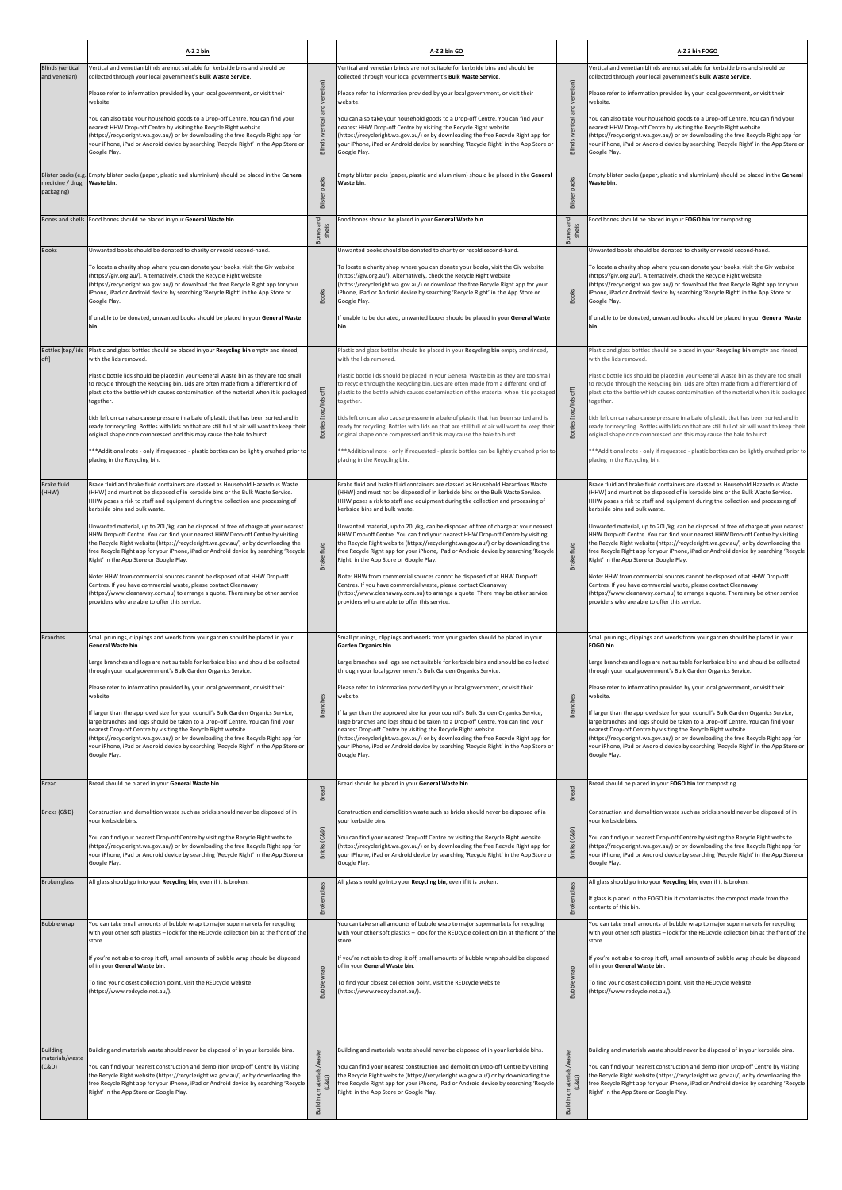| | A-Z 2 bin | | A-Z 3 bin GO | | A-Z 3 bin FOGO |
|---|---|---|---|---|---|
| Blinds (vertical and venetian) | Vertical and venetian blinds are not suitable for kerbside bins and should be collected through your local government's **Bulk Waste Service**.<br><br>Please refer to information provided by your local government, or visit their website.<br><br>You can also take your household goods to a Drop-off Centre. You can find your nearest HHW Drop-off Centre by visiting the Recycle Right website (https://recycleright.wa.gov.au/) or by downloading the free Recycle Right app for your iPhone, iPad or Android device by searching 'Recycle Right' in the App Store or Google Play. | Blinds (vertical and venetian) | Vertical and venetian blinds are not suitable for kerbside bins and should be collected through your local government's **Bulk Waste Service**.<br><br>Please refer to information provided by your local government, or visit their website.<br><br>You can also take your household goods to a Drop-off Centre. You can find your nearest HHW Drop-off Centre by visiting the Recycle Right website (https://recycleright.wa.gov.au/) or by downloading the free Recycle Right app for your iPhone, iPad or Android device by searching 'Recycle Right' in the App Store or Google Play. | Blinds (vertical and venetian) | Vertical and venetian blinds are not suitable for kerbside bins and should be collected through your local government's **Bulk Waste Service**.<br><br>Please refer to information provided by your local government, or visit their website.<br><br>You can also take your household goods to a Drop-off Centre. You can find your nearest HHW Drop-off Centre by visiting the Recycle Right website (https://recycleright.wa.gov.au/) or by downloading the free Recycle Right app for your iPhone, iPad or Android device by searching 'Recycle Right' in the App Store or Google Play. |
| Blister packs (e.g. medicine / drug packaging) | Empty blister packs (paper, plastic and aluminium) should be placed in the **General Waste bin**. | Blister packs | Empty blister packs (paper, plastic and aluminium) should be placed in the **General Waste bin**. | Blister packs | Empty blister packs (paper, plastic and aluminium) should be placed in the **General Waste bin**. |
| Bones and shells | Food bones should be placed in your **General Waste bin**. | Bones and shells | Food bones should be placed in your **General Waste bin**. | Bones and shells | Food bones should be placed in your **FOGO bin** for composting |
| Books | Unwanted books should be donated to charity or resold second-hand.<br><br>To locate a charity shop where you can donate your books, visit the Giv website (https://giv.org.au/). Alternatively, check the Recycle Right website (https://recycleright.wa.gov.au/) or download the free Recycle Right app for your iPhone, iPad or Android device by searching 'Recycle Right' in the App Store or Google Play.<br><br>If unable to be donated, unwanted books should be placed in your **General Waste bin**. | Books | Unwanted books should be donated to charity or resold second-hand.<br><br>To locate a charity shop where you can donate your books, visit the Giv website (https://giv.org.au/). Alternatively, check the Recycle Right website (https://recycleright.wa.gov.au/) or download the free Recycle Right app for your iPhone, iPad or Android device by searching 'Recycle Right' in the App Store or Google Play.<br><br>If unable to be donated, unwanted books should be placed in your **General Waste bin**. | Books | Unwanted books should be donated to charity or resold second-hand.<br><br>To locate a charity shop where you can donate your books, visit the Giv website (https://giv.org.au/). Alternatively, check the Recycle Right website (https://recycleright.wa.gov.au/) or download the free Recycle Right app for your iPhone, iPad or Android device by searching 'Recycle Right' in the App Store or Google Play.<br><br>If unable to be donated, unwanted books should be placed in your **General Waste bin**. |
| Bottles [top/lids off] | Plastic and glass bottles should be placed in your **Recycling bin** empty and rinsed, with the lids removed.<br><br>Plastic bottle lids should be placed in your General Waste bin as they are too small to recycle through the Recycling bin. Lids are often made from a different kind of plastic to the bottle which causes contamination of the material when it is packaged together.<br><br>Lids left on can also cause pressure in a bale of plastic that has been sorted and is ready for recycling. Bottles with lids on that are still full of air will want to keep their original shape once compressed and this may cause the bale to burst.<br><br>***Additional note - only if requested - plastic bottles can be lightly crushed prior to placing in the Recycling bin. | Bottles [top/lids off] | Plastic and glass bottles should be placed in your **Recycling bin** empty and rinsed, with the lids removed.<br><br>Plastic bottle lids should be placed in your General Waste bin as they are too small to recycle through the Recycling bin. Lids are often made from a different kind of plastic to the bottle which causes contamination of the material when it is packaged together.<br><br>Lids left on can also cause pressure in a bale of plastic that has been sorted and is ready for recycling. Bottles with lids on that are still full of air will want to keep their original shape once compressed and this may cause the bale to burst.<br><br>***Additional note - only if requested - plastic bottles can be lightly crushed prior to placing in the Recycling bin. | Bottles [top/lids off] | Plastic and glass bottles should be placed in your **Recycling bin** empty and rinsed, with the lids removed.<br><br>Plastic bottle lids should be placed in your General Waste bin as they are too small to recycle through the Recycling bin. Lids are often made from a different kind of plastic to the bottle which causes contamination of the material when it is packaged together.<br><br>Lids left on can also cause pressure in a bale of plastic that has been sorted and is ready for recycling. Bottles with lids on that are still full of air will want to keep their original shape once compressed and this may cause the bale to burst.<br><br>***Additional note - only if requested - plastic bottles can be lightly crushed prior to placing in the Recycling bin. |
| Brake fluid (HHW) | Brake fluid and brake fluid containers are classed as Household Hazardous Waste (HHW) and must not be disposed of in kerbside bins or the Bulk Waste Service. HHW poses a risk to staff and equipment during the collection and processing of kerbside bins and bulk waste.<br><br>Unwanted material, up to 20L/kg, can be disposed of free of charge at your nearest HHW Drop-off Centre. You can find your nearest HHW Drop-off Centre by visiting the Recycle Right website (https://recycleright.wa.gov.au/) or by downloading the free Recycle Right app for your iPhone, iPad or Android device by searching 'Recycle Right' in the App Store or Google Play.<br><br>Note: HHW from commercial sources cannot be disposed of at HHW Drop-off Centres. If you have commercial waste, please contact Cleanaway (https://www.cleanaway.com.au) to arrange a quote. There may be other service providers who are able to offer this service. | Brake fluid | Brake fluid and brake fluid containers are classed as Household Hazardous Waste (HHW) and must not be disposed of in kerbside bins or the Bulk Waste Service. HHW poses a risk to staff and equipment during the collection and processing of kerbside bins and bulk waste.<br><br>Unwanted material, up to 20L/kg, can be disposed of free of charge at your nearest HHW Drop-off Centre. You can find your nearest HHW Drop-off Centre by visiting the Recycle Right website (https://recycleright.wa.gov.au/) or by downloading the free Recycle Right app for your iPhone, iPad or Android device by searching 'Recycle Right' in the App Store or Google Play.<br><br>Note: HHW from commercial sources cannot be disposed of at HHW Drop-off Centres. If you have commercial waste, please contact Cleanaway (https://www.cleanaway.com.au) to arrange a quote. There may be other service providers who are able to offer this service. | Brake fluid | Brake fluid and brake fluid containers are classed as Household Hazardous Waste (HHW) and must not be disposed of in kerbside bins or the Bulk Waste Service. HHW poses a risk to staff and equipment during the collection and processing of kerbside bins and bulk waste.<br><br>Unwanted material, up to 20L/kg, can be disposed of free of charge at your nearest HHW Drop-off Centre. You can find your nearest HHW Drop-off Centre by visiting the Recycle Right website (https://recycleright.wa.gov.au/) or by downloading the free Recycle Right app for your iPhone, iPad or Android device by searching 'Recycle Right' in the App Store or Google Play.<br><br>Note: HHW from commercial sources cannot be disposed of at HHW Drop-off Centres. If you have commercial waste, please contact Cleanaway (https://www.cleanaway.com.au) to arrange a quote. There may be other service providers who are able to offer this service. |
| Branches | Small prunings, clippings and weeds from your garden should be placed in your **General Waste bin**.<br><br>Large branches and logs are not suitable for kerbside bins and should be collected through your local government's Bulk Garden Organics Service.<br><br>Please refer to information provided by your local government, or visit their website.<br><br>If larger than the approved size for your council's Bulk Garden Organics Service, large branches and logs should be taken to a Drop-off Centre. You can find your nearest Drop-off Centre by visiting the Recycle Right website (https://recycleright.wa.gov.au/) or by downloading the free Recycle Right app for your iPhone, iPad or Android device by searching 'Recycle Right' in the App Store or Google Play. | Branches | Small prunings, clippings and weeds from your garden should be placed in your **Garden Organics bin**.<br><br>Large branches and logs are not suitable for kerbside bins and should be collected through your local government's Bulk Garden Organics Service.<br><br>Please refer to information provided by your local government, or visit their website.<br><br>If larger than the approved size for your council's Bulk Garden Organics Service, large branches and logs should be taken to a Drop-off Centre. You can find your nearest Drop-off Centre by visiting the Recycle Right website (https://recycleright.wa.gov.au/) or by downloading the free Recycle Right app for your iPhone, iPad or Android device by searching 'Recycle Right' in the App Store or Google Play. | Branches | Small prunings, clippings and weeds from your garden should be placed in your **FOGO bin**.<br><br>Large branches and logs are not suitable for kerbside bins and should be collected through your local government's Bulk Garden Organics Service.<br><br>Please refer to information provided by your local government, or visit their website.<br><br>If larger than the approved size for your council's Bulk Garden Organics Service, large branches and logs should be taken to a Drop-off Centre. You can find your nearest Drop-off Centre by visiting the Recycle Right website (https://recycleright.wa.gov.au/) or by downloading the free Recycle Right app for your iPhone, iPad or Android device by searching 'Recycle Right' in the App Store or Google Play. |
| Bread | Bread should be placed in your **General Waste bin**. | Bread | Bread should be placed in your **General Waste bin**. | Bread | Bread should be placed in your **FOGO bin** for composting |
| Bricks (C&D) | Construction and demolition waste such as bricks should never be disposed of in your kerbside bins.<br><br>You can find your nearest Drop-off Centre by visiting the Recycle Right website (https://recycleright.wa.gov.au/) or by downloading the free Recycle Right app for your iPhone, iPad or Android device by searching 'Recycle Right' in the App Store or Google Play. | Bricks (C&D) | Construction and demolition waste such as bricks should never be disposed of in your kerbside bins.<br><br>You can find your nearest Drop-off Centre by visiting the Recycle Right website (https://recycleright.wa.gov.au/) or by downloading the free Recycle Right app for your iPhone, iPad or Android device by searching 'Recycle Right' in the App Store or Google Play. | Bricks (C&D) | Construction and demolition waste such as bricks should never be disposed of in your kerbside bins.<br><br>You can find your nearest Drop-off Centre by visiting the Recycle Right website (https://recycleright.wa.gov.au/) or by downloading the free Recycle Right app for your iPhone, iPad or Android device by searching 'Recycle Right' in the App Store or Google Play. |
| Broken glass | All glass should go into your **Recycling bin**, even if it is broken. | Broken glass | All glass should go into your **Recycling bin**, even if it is broken. | Broken glass | All glass should go into your **Recycling bin**, even if it is broken.<br><br>If glass is placed in the FOGO bin it contaminates the compost made from the contents of this bin. |
| Bubble wrap | You can take small amounts of bubble wrap to major supermarkets for recycling with your other soft plastics – look for the REDcycle collection bin at the front of the store.<br><br>If you're not able to drop it off, small amounts of bubble wrap should be disposed of in your **General Waste bin**.<br><br>To find your closest collection point, visit the REDcycle website (https://www.redcycle.net.au/). | Bubble wrap | You can take small amounts of bubble wrap to major supermarkets for recycling with your other soft plastics – look for the REDcycle collection bin at the front of the store.<br><br>If you're not able to drop it off, small amounts of bubble wrap should be disposed of in your **General Waste bin**.<br><br>To find your closest collection point, visit the REDcycle website (https://www.redcycle.net.au/). | Bubble wrap | You can take small amounts of bubble wrap to major supermarkets for recycling with your other soft plastics – look for the REDcycle collection bin at the front of the store.<br><br>If you're not able to drop it off, small amounts of bubble wrap should be disposed of in your **General Waste bin**.<br><br>To find your closest collection point, visit the REDcycle website (https://www.redcycle.net.au/). |
| Building materials/waste (C&D) | Building and materials waste should never be disposed of in your kerbside bins.<br><br>You can find your nearest construction and demolition Drop-off Centre by visiting the Recycle Right website (https://recycleright.wa.gov.au/) or by downloading the free Recycle Right app for your iPhone, iPad or Android device by searching 'Recycle Right' in the App Store or Google Play. | Building materials/waste (C&D) | Building and materials waste should never be disposed of in your kerbside bins.<br><br>You can find your nearest construction and demolition Drop-off Centre by visiting the Recycle Right website (https://recycleright.wa.gov.au/) or by downloading the free Recycle Right app for your iPhone, iPad or Android device by searching 'Recycle Right' in the App Store or Google Play. | Building materials/waste (C&D) | Building and materials waste should never be disposed of in your kerbside bins.<br><br>You can find your nearest construction and demolition Drop-off Centre by visiting the Recycle Right website (https://recycleright.wa.gov.au/) or by downloading the free Recycle Right app for your iPhone, iPad or Android device by searching 'Recycle Right' in the App Store or Google Play. |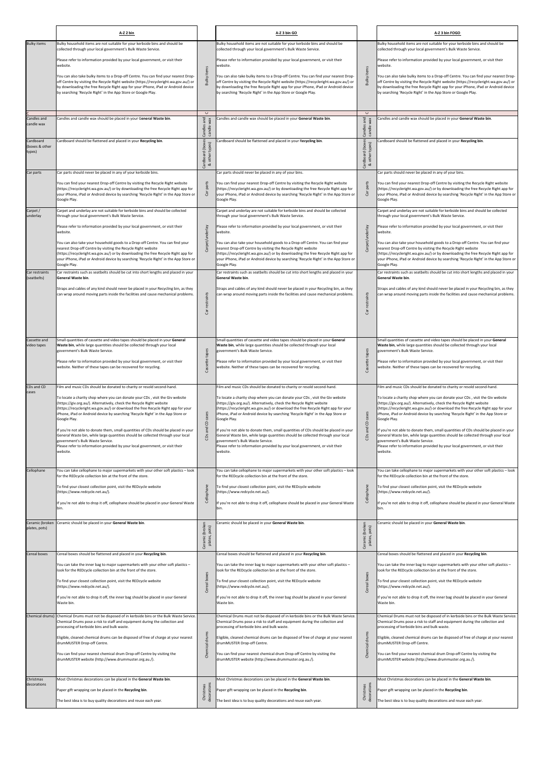| | A-Z 2 bin | | A-Z 3 bin GO | | A-Z 3 bin FOGO |
|---|---|---|---|---|---|
| Bulky items | Bulky household items are not suitable for your kerbside bins and should be collected through your local government's Bulk Waste Service.<br><br>Please refer to information provided by your local government, or visit their website.<br><br>You can also take bulky items to a Drop-off Centre. You can find your nearest Drop-off Centre by visiting the Recycle Right website (https://recycleright.wa.gov.au/) or by downloading the free Recycle Right app for your iPhone, iPad or Android device by searching 'Recycle Right' in the App Store or Google Play. | Bulky items | Bulky household items are not suitable for your kerbside bins and should be collected through your local government's Bulk Waste Service.<br><br>Please refer to information provided by your local government, or visit their website.<br><br>You can also take bulky items to a Drop-off Centre. You can find your nearest Drop-off Centre by visiting the Recycle Right website (https://recycleright.wa.gov.au/) or by downloading the free Recycle Right app for your iPhone, iPad or Android device by searching 'Recycle Right' in the App Store or Google Play. | Bulky items | Bulky household items are not suitable for your kerbside bins and should be collected through your local government's Bulk Waste Service.<br><br>Please refer to information provided by your local government, or visit their website.<br><br>You can also take bulky items to a Drop-off Centre. You can find your nearest Drop-off Centre by visiting the Recycle Right website (https://recycleright.wa.gov.au/) or by downloading the free Recycle Right app for your iPhone, iPad or Android device by searching 'Recycle Right' in the App Store or Google Play. |
| C | | C | | C | |
| Candles and candle wax | Candles and candle wax should be placed in your **General Waste bin**. | Candles and candle wax | Candles and candle wax should be placed in your **General Waste bin**. | Candles and candle wax | Candles and candle wax should be placed in your **General Waste bin**. |
| Cardboard (boxes & other types) | Cardboard should be flattened and placed in your **Recycling bin**. | Cardboard (boxes & other types) | Cardboard should be flattened and placed in your **Recycling bin**. | Cardboard (boxes & other types) | Cardboard should be flattened and placed in your **Recycling bin**. |
| Car parts | Car parts should never be placed in any of your kerbside bins.<br><br>You can find your nearest Drop-off Centre by visiting the Recycle Right website (https://recycleright.wa.gov.au/) or by downloading the free Recycle Right app for your iPhone, iPad or Android device by searching 'Recycle Right' in the App Store or Google Play. | Car parts | Car parts should never be placed in any of your bins.<br><br>You can find your nearest Drop-off Centre by visiting the Recycle Right website (https://recycleright.wa.gov.au/) or by downloading the free Recycle Right app for your iPhone, iPad or Android device by searching 'Recycle Right' in the App Store or Google Play. | Car parts | Car parts should never be placed in any of your bins.<br><br>You can find your nearest Drop-off Centre by visiting the Recycle Right website (https://recycleright.wa.gov.au/) or by downloading the free Recycle Right app for your iPhone, iPad or Android device by searching 'Recycle Right' in the App Store or Google Play. |
| Carpet / underlay | Carpet and underlay are not suitable for kerbside bins and should be collected through your local government's Bulk Waste Service.<br><br>Please refer to information provided by your local government, or visit their website.<br><br>You can also take your household goods to a Drop-off Centre. You can find your nearest Drop-off Centre by visiting the Recycle Right website (https://recycleright.wa.gov.au/) or by downloading the free Recycle Right app for your iPhone, iPad or Android device by searching 'Recycle Right' in the App Store or Google Play. | Carpet/underlay | Carpet and underlay are not suitable for kerbside bins and should be collected through your local government's Bulk Waste Service.<br><br>Please refer to information provided by your local government, or visit their website.<br><br>You can also take your household goods to a Drop-off Centre. You can find your nearest Drop-off Centre by visiting the Recycle Right website (https://recycleright.wa.gov.au/) or by downloading the free Recycle Right app for your iPhone, iPad or Android device by searching 'Recycle Right' in the App Store or Google Play. | Carpet/underlay | Carpet and underlay are not suitable for kerbside bins and should be collected through your local government's Bulk Waste Service.<br><br>Please refer to information provided by your local government, or visit their website.<br><br>You can also take your household goods to a Drop-off Centre. You can find your nearest Drop-off Centre by visiting the Recycle Right website (https://recycleright.wa.gov.au/) or by downloading the free Recycle Right app for your iPhone, iPad or Android device by searching 'Recycle Right' in the App Store or Google Play. |
| Car restraints (seatbelts) | Car restraints such as seatbelts should be cut into short lengths and placed in your **General Waste bin**.<br><br>Straps and cables of any kind should never be placed in your Recycling bin, as they can wrap around moving parts inside the facilities and cause mechanical problems. | Car restraints | Car restraints such as seatbelts should be cut into short lengths and placed in your **General Waste bin**.<br><br>Straps and cables of any kind should never be placed in your Recycling bin, as they can wrap around moving parts inside the facilities and cause mechanical problems. | Car restraints | Car restraints such as seatbelts should be cut into short lengths and placed in your **General Waste bin**.<br><br>Straps and cables of any kind should never be placed in your Recycling bin, as they can wrap around moving parts inside the facilities and cause mechanical problems. |
| Cassette and video tapes | Small quantities of cassette and video tapes should be placed in your **General Waste bin**, while large quantities should be collected through your local government's Bulk Waste Service.<br><br>Please refer to information provided by your local government, or visit their website. Neither of these tapes can be recovered for recycling. | Cassette tapes | Small quantities of cassette and video tapes should be placed in your **General Waste bin**, while large quantities should be collected through your local government's Bulk Waste Service.<br><br>Please refer to information provided by your local government, or visit their website. Neither of these tapes can be recovered for recycling. | Cassette tapes | Small quantities of cassette and video tapes should be placed in your **General Waste bin**, while large quantities should be collected through your local government's Bulk Waste Service.<br><br>Please refer to information provided by your local government, or visit their website. Neither of these tapes can be recovered for recycling. |
| CDs and CD cases | Film and music CDs should be donated to charity or resold second-hand.<br><br>To locate a charity shop where you can donate your CDs , visit the Giv website (https://giv.org.au/). Alternatively, check the Recycle Right website (https://recycleright.wa.gov.au/) or download the free Recycle Right app for your iPhone, iPad or Android device by searching 'Recycle Right' in the App Store or Google Play.<br><br>If you're not able to donate them, small quantities of CDs should be placed in your General Waste bin, while large quantities should be collected through your local government's Bulk Waste Service.<br>Please refer to information provided by your local government, or visit their website. | CDs and CD cases | Film and music CDs should be donated to charity or resold second-hand.<br><br>To locate a charity shop where you can donate your CDs , visit the Giv website (https://giv.org.au/). Alternatively, check the Recycle Right website (https://recycleright.wa.gov.au/) or download the free Recycle Right app for your iPhone, iPad or Android device by searching 'Recycle Right' in the App Store or Google Play.<br><br>If you're not able to donate them, small quantities of CDs should be placed in your General Waste bin, while large quantities should be collected through your local government's Bulk Waste Service.<br>Please refer to information provided by your local government, or visit their website. | CDs and CD cases | Film and music CDs should be donated to charity or resold second-hand.<br><br>To locate a charity shop where you can donate your CDs , visit the Giv website (https://giv.org.au/). Alternatively, check the Recycle Right website (https://recycleright.wa.gov.au/) or download the free Recycle Right app for your iPhone, iPad or Android device by searching 'Recycle Right' in the App Store or Google Play.<br><br>If you're not able to donate them, small quantities of CDs should be placed in your General Waste bin, while large quantities should be collected through your local government's Bulk Waste Service.<br>Please refer to information provided by your local government, or visit their website. |
| Cellophane | You can take cellophane to major supermarkets with your other soft plastics – look for the REDcycle collection bin at the front of the store.<br><br>To find your closest collection point, visit the REDcycle website (https://www.redcycle.net.au/).<br><br>If you're not able to drop it off, cellophane should be placed in your General Waste bin. | Cellophane | You can take cellophane to major supermarkets with your other soft plastics – look for the REDcycle collection bin at the front of the store.<br><br>To find your closest collection point, visit the REDcycle website (https://www.redcycle.net.au/).<br><br>If you're not able to drop it off, cellophane should be placed in your General Waste bin. | Cellophane | You can take cellophane to major supermarkets with your other soft plastics – look for the REDcycle collection bin at the front of the store.<br><br>To find your closest collection point, visit the REDcycle website (https://www.redcycle.net.au/).<br><br>If you're not able to drop it off, cellophane should be placed in your General Waste bin. |
| Ceramic (broken plates, pots) | Ceramic should be placed in your **General Waste bin**. | Ceramic (broken plates, pots) | Ceramic should be placed in your **General Waste bin**. | Ceramic (broken plates, pots) | Ceramic should be placed in your **General Waste bin**. |
| Cereal boxes | Cereal boxes should be flattened and placed in your **Recycling bin**.<br><br>You can take the inner bag to major supermarkets with your other soft plastics – look for the REDcycle collection bin at the front of the store.<br><br>To find your closest collection point, visit the REDcycle website (https://www.redcycle.net.au/).<br><br>If you're not able to drop it off, the inner bag should be placed in your General Waste bin. | Cereal boxes | Cereal boxes should be flattened and placed in your **Recycling bin**.<br><br>You can take the inner bag to major supermarkets with your other soft plastics – look for the REDcycle collection bin at the front of the store.<br><br>To find your closest collection point, visit the REDcycle website (https://www.redcycle.net.au/).<br><br>If you're not able to drop it off, the inner bag should be placed in your General Waste bin. | Cereal boxes | Cereal boxes should be flattened and placed in your **Recycling bin**.<br><br>You can take the inner bag to major supermarkets with your other soft plastics – look for the REDcycle collection bin at the front of the store.<br><br>To find your closest collection point, visit the REDcycle website (https://www.redcycle.net.au/).<br><br>If you're not able to drop it off, the inner bag should be placed in your General Waste bin. |
| Chemical drums | Chemical Drums must not be disposed of in kerbside bins or the Bulk Waste Service. Chemical Drums pose a risk to staff and equipment during the collection and processing of kerbside bins and bulk waste.<br><br>Eligible, cleaned chemical drums can be disposed of free of charge at your nearest drumMUSTER Drop-off Centre.<br><br>You can find your nearest chemical drum Drop-off Centre by visiting the drumMUSTER website (http://www.drummuster.org.au./). | Chemical drums | Chemical Drums must not be disposed of in kerbside bins or the Bulk Waste Service. Chemical Drums pose a risk to staff and equipment during the collection and processing of kerbside bins and bulk waste.<br><br>Eligible, cleaned chemical drums can be disposed of free of charge at your nearest drumMUSTER Drop-off Centre.<br><br>You can find your nearest chemical drum Drop-off Centre by visiting the drumMUSTER website (http://www.drummuster.org.au./). | Chemical drums | Chemical Drums must not be disposed of in kerbside bins or the Bulk Waste Service. Chemical Drums pose a risk to staff and equipment during the collection and processing of kerbside bins and bulk waste.<br><br>Eligible, cleaned chemical drums can be disposed of free of charge at your nearest drumMUSTER Drop-off Centre.<br><br>You can find your nearest chemical drum Drop-off Centre by visiting the drumMUSTER website (http://www.drummuster.org.au./). |
| Christmas decorations | Most Christmas decorations can be placed in the **General Waste bin**.<br><br>Paper gift wrapping can be placed in the **Recycling bin**.<br><br>The best idea is to buy quality decorations and reuse each year. | Christmas decorations | Most Christmas decorations can be placed in the **General Waste bin**.<br><br>Paper gift wrapping can be placed in the **Recycling bin**.<br><br>The best idea is to buy quality decorations and reuse each year. | Christmas decorations | Most Christmas decorations can be placed in the **General Waste bin**.<br><br>Paper gift wrapping can be placed in the **Recycling bin**.<br><br>The best idea is to buy quality decorations and reuse each year. |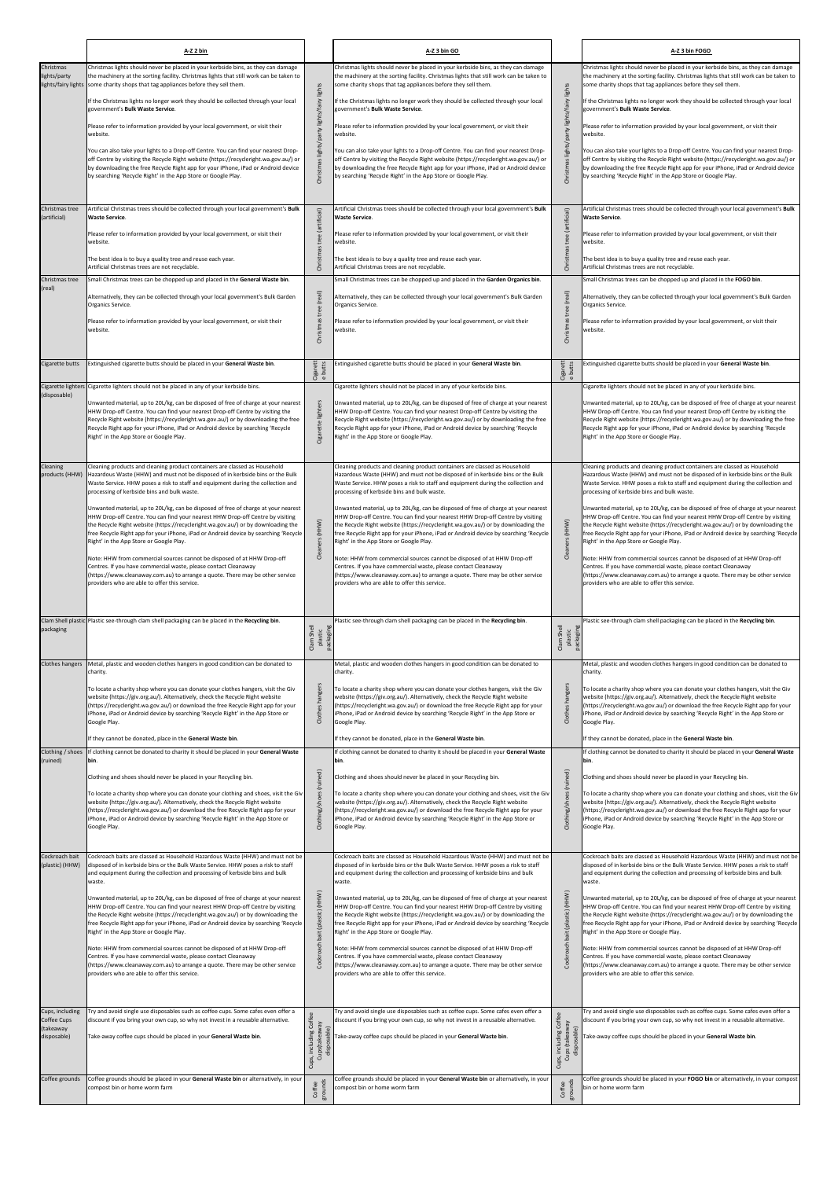| | A-Z 2 bin | | A-Z 3 bin GO | | A-Z 3 bin FOGO |
|---|---|---|---|---|---|
| Christmas lights/party lights/fairy lights | Christmas lights should never be placed in your kerbside bins, as they can damage the machinery at the sorting facility. Christmas lights that still work can be taken to some charity shops that tag appliances before they sell them.<br><br>If the Christmas lights no longer work they should be collected through your local government's **Bulk Waste Service**.<br><br>Please refer to information provided by your local government, or visit their website.<br><br>You can also take your lights to a Drop-off Centre. You can find your nearest Drop-off Centre by visiting the Recycle Right website (https://recycleright.wa.gov.au/) or by downloading the free Recycle Right app for your iPhone, iPad or Android device by searching 'Recycle Right' in the App Store or Google Play. | Christmas lights/party lights/fairy lights | Christmas lights should never be placed in your kerbside bins, as they can damage the machinery at the sorting facility. Christmas lights that still work can be taken to some charity shops that tag appliances before they sell them.<br><br>If the Christmas lights no longer work they should be collected through your local government's **Bulk Waste Service**.<br><br>Please refer to information provided by your local government, or visit their website.<br><br>You can also take your lights to a Drop-off Centre. You can find your nearest Drop-off Centre by visiting the Recycle Right website (https://recycleright.wa.gov.au/) or by downloading the free Recycle Right app for your iPhone, iPad or Android device by searching 'Recycle Right' in the App Store or Google Play. | Christmas lights/party lights/fairy lights | Christmas lights should never be placed in your kerbside bins, as they can damage the machinery at the sorting facility. Christmas lights that still work can be taken to some charity shops that tag appliances before they sell them.<br><br>If the Christmas lights no longer work they should be collected through your local government's **Bulk Waste Service**.<br><br>Please refer to information provided by your local government, or visit their website.<br><br>You can also take your lights to a Drop-off Centre. You can find your nearest Drop-off Centre by visiting the Recycle Right website (https://recycleright.wa.gov.au/) or by downloading the free Recycle Right app for your iPhone, iPad or Android device by searching 'Recycle Right' in the App Store or Google Play. |
| Christmas tree (artificial) | Artificial Christmas trees should be collected through your local government's **Bulk Waste Service**.<br><br>Please refer to information provided by your local government, or visit their website.<br><br>The best idea is to buy a quality tree and reuse each year. Artificial Christmas trees are not recyclable. | Christmas tree (artificial) | Artificial Christmas trees should be collected through your local government's **Bulk Waste Service**.<br><br>Please refer to information provided by your local government, or visit their website.<br><br>The best idea is to buy a quality tree and reuse each year. Artificial Christmas trees are not recyclable. | Christmas tree (artificial) | Artificial Christmas trees should be collected through your local government's **Bulk Waste Service**.<br><br>Please refer to information provided by your local government, or visit their website.<br><br>The best idea is to buy a quality tree and reuse each year. Artificial Christmas trees are not recyclable. |
| Christmas tree (real) | Small Christmas trees can be chopped up and placed in the **General Waste bin**.<br><br>Alternatively, they can be collected through your local government's Bulk Garden Organics Service.<br><br>Please refer to information provided by your local government, or visit their website. | Christmas tree (real) | Small Christmas trees can be chopped up and placed in the **Garden Organics bin**.<br><br>Alternatively, they can be collected through your local government's Bulk Garden Organics Service.<br><br>Please refer to information provided by your local government, or visit their website. | Christmas tree (real) | Small Christmas trees can be chopped up and placed in the **FOGO bin**.<br><br>Alternatively, they can be collected through your local government's Bulk Garden Organics Service.<br><br>Please refer to information provided by your local government, or visit their website. |
| Cigarette butts | Extinguished cigarette butts should be placed in your **General Waste bin**. | Cigarette butts | Extinguished cigarette butts should be placed in your **General Waste bin**. | Cigarette butts | Extinguished cigarette butts should be placed in your **General Waste bin**. |
| Cigarette lighters (disposable) | Cigarette lighters should not be placed in any of your kerbside bins.<br><br>Unwanted material, up to 20L/kg, can be disposed of free of charge at your nearest HHW Drop-off Centre. You can find your nearest Drop-off Centre by visiting the Recycle Right website (https://recycleright.wa.gov.au/) or by downloading the free Recycle Right app for your iPhone, iPad or Android device by searching 'Recycle Right' in the App Store or Google Play. | Cigarette lighters | Cigarette lighters should not be placed in any of your kerbside bins.<br><br>Unwanted material, up to 20L/kg, can be disposed of free of charge at your nearest HHW Drop-off Centre. You can find your nearest Drop-off Centre by visiting the Recycle Right website (https://recycleright.wa.gov.au/) or by downloading the free Recycle Right app for your iPhone, iPad or Android device by searching 'Recycle Right' in the App Store or Google Play. | Cigarette lighters | Cigarette lighters should not be placed in any of your kerbside bins.<br><br>Unwanted material, up to 20L/kg, can be disposed of free of charge at your nearest HHW Drop-off Centre. You can find your nearest Drop-off Centre by visiting the Recycle Right website (https://recycleright.wa.gov.au/) or by downloading the free Recycle Right app for your iPhone, iPad or Android device by searching 'Recycle Right' in the App Store or Google Play. |
| Cleaning products (HHW) | Cleaning products and cleaning product containers are classed as Household Hazardous Waste (HHW) and must not be disposed of in kerbside bins or the Bulk Waste Service. HHW poses a risk to staff and equipment during the collection and processing of kerbside bins and bulk waste.<br><br>Unwanted material, up to 20L/kg, can be disposed of free of charge at your nearest HHW Drop-off Centre. You can find your nearest HHW Drop-off Centre by visiting the Recycle Right website (https://recycleright.wa.gov.au/) or by downloading the free Recycle Right app for your iPhone, iPad or Android device by searching 'Recycle Right' in the App Store or Google Play.<br><br>Note: HHW from commercial sources cannot be disposed of at HHW Drop-off Centres. If you have commercial waste, please contact Cleanaway (https://www.cleanaway.com.au) to arrange a quote. There may be other service providers who are able to offer this service. | Cleaners (HHW) | Cleaning products and cleaning product containers are classed as Household Hazardous Waste (HHW) and must not be disposed of in kerbside bins or the Bulk Waste Service. HHW poses a risk to staff and equipment during the collection and processing of kerbside bins and bulk waste.<br><br>Unwanted material, up to 20L/kg, can be disposed of free of charge at your nearest HHW Drop-off Centre. You can find your nearest HHW Drop-off Centre by visiting the Recycle Right website (https://recycleright.wa.gov.au/) or by downloading the free Recycle Right app for your iPhone, iPad or Android device by searching 'Recycle Right' in the App Store or Google Play.<br><br>Note: HHW from commercial sources cannot be disposed of at HHW Drop-off Centres. If you have commercial waste, please contact Cleanaway (https://www.cleanaway.com.au) to arrange a quote. There may be other service providers who are able to offer this service. | Cleaners (HHW) | Cleaning products and cleaning product containers are classed as Household Hazardous Waste (HHW) and must not be disposed of in kerbside bins or the Bulk Waste Service. HHW poses a risk to staff and equipment during the collection and processing of kerbside bins and bulk waste.<br><br>Unwanted material, up to 20L/kg, can be disposed of free of charge at your nearest HHW Drop-off Centre. You can find your nearest HHW Drop-off Centre by visiting the Recycle Right website (https://recycleright.wa.gov.au/) or by downloading the free Recycle Right app for your iPhone, iPad or Android device by searching 'Recycle Right' in the App Store or Google Play.<br><br>Note: HHW from commercial sources cannot be disposed of at HHW Drop-off Centres. If you have commercial waste, please contact Cleanaway (https://www.cleanaway.com.au) to arrange a quote. There may be other service providers who are able to offer this service. |
| Clam Shell plastic packaging | Plastic see-through clam shell packaging can be placed in the **Recycling bin**. | Clam Shell plastic packaging | Plastic see-through clam shell packaging can be placed in the **Recycling bin**. | Clam Shell plastic packaging | Plastic see-through clam shell packaging can be placed in the **Recycling bin**. |
| Clothes hangers | Metal, plastic and wooden clothes hangers in good condition can be donated to charity.<br><br>To locate a charity shop where you can donate your clothes hangers, visit the Giv website (https://giv.org.au/). Alternatively, check the Recycle Right website (https://recycleright.wa.gov.au/) or download the free Recycle Right app for your iPhone, iPad or Android device by searching 'Recycle Right' in the App Store or Google Play.<br><br>If they cannot be donated, place in the **General Waste bin**. | Clothes hangers | Metal, plastic and wooden clothes hangers in good condition can be donated to charity.<br><br>To locate a charity shop where you can donate your clothes hangers, visit the Giv website (https://giv.org.au/). Alternatively, check the Recycle Right website (https://recycleright.wa.gov.au/) or download the free Recycle Right app for your iPhone, iPad or Android device by searching 'Recycle Right' in the App Store or Google Play.<br><br>If they cannot be donated, place in the **General Waste bin**. | Clothes hangers | Metal, plastic and wooden clothes hangers in good condition can be donated to charity.<br><br>To locate a charity shop where you can donate your clothes hangers, visit the Giv website (https://giv.org.au/). Alternatively, check the Recycle Right website (https://recycleright.wa.gov.au/) or download the free Recycle Right app for your iPhone, iPad or Android device by searching 'Recycle Right' in the App Store or Google Play.<br><br>If they cannot be donated, place in the **General Waste bin**. |
| Clothing / shoes (ruined) | If clothing cannot be donated to charity it should be placed in your **General Waste bin**.<br><br>Clothing and shoes should never be placed in your Recycling bin.<br><br>To locate a charity shop where you can donate your clothing and shoes, visit the Giv website (https://giv.org.au/). Alternatively, check the Recycle Right website (https://recycleright.wa.gov.au/) or download the free Recycle Right app for your iPhone, iPad or Android device by searching 'Recycle Right' in the App Store or Google Play. | Clothing/shoes (ruined) | If clothing cannot be donated to charity it should be placed in your **General Waste bin**.<br><br>Clothing and shoes should never be placed in your Recycling bin.<br><br>To locate a charity shop where you can donate your clothing and shoes, visit the Giv website (https://giv.org.au/). Alternatively, check the Recycle Right website (https://recycleright.wa.gov.au/) or download the free Recycle Right app for your iPhone, iPad or Android device by searching 'Recycle Right' in the App Store or Google Play. | Clothing/shoes (ruined) | If clothing cannot be donated to charity it should be placed in your **General Waste bin**.<br><br>Clothing and shoes should never be placed in your Recycling bin.<br><br>To locate a charity shop where you can donate your clothing and shoes, visit the Giv website (https://giv.org.au/). Alternatively, check the Recycle Right website (https://recycleright.wa.gov.au/) or download the free Recycle Right app for your iPhone, iPad or Android device by searching 'Recycle Right' in the App Store or Google Play. |
| Cockroach bait (plastic) (HHW) | Cockroach baits are classed as Household Hazardous Waste (HHW) and must not be disposed of in kerbside bins or the Bulk Waste Service. HHW poses a risk to staff and equipment during the collection and processing of kerbside bins and bulk waste.<br><br>Unwanted material, up to 20L/kg, can be disposed of free of charge at your nearest HHW Drop-off Centre. You can find your nearest HHW Drop-off Centre by visiting the Recycle Right website (https://recycleright.wa.gov.au/) or by downloading the free Recycle Right app for your iPhone, iPad or Android device by searching 'Recycle Right' in the App Store or Google Play.<br><br>Note: HHW from commercial sources cannot be disposed of at HHW Drop-off Centres. If you have commercial waste, please contact Cleanaway (https://www.cleanaway.com.au) to arrange a quote. There may be other service providers who are able to offer this service. | Cockroach bait (plastic) (HHW) | Cockroach baits are classed as Household Hazardous Waste (HHW) and must not be disposed of in kerbside bins or the Bulk Waste Service. HHW poses a risk to staff and equipment during the collection and processing of kerbside bins and bulk waste.<br><br>Unwanted material, up to 20L/kg, can be disposed of free of charge at your nearest HHW Drop-off Centre. You can find your nearest HHW Drop-off Centre by visiting the Recycle Right website (https://recycleright.wa.gov.au/) or by downloading the free Recycle Right app for your iPhone, iPad or Android device by searching 'Recycle Right' in the App Store or Google Play.<br><br>Note: HHW from commercial sources cannot be disposed of at HHW Drop-off Centres. If you have commercial waste, please contact Cleanaway (https://www.cleanaway.com.au) to arrange a quote. There may be other service providers who are able to offer this service. | Cockroach bait (plastic) (HHW) | Cockroach baits are classed as Household Hazardous Waste (HHW) and must not be disposed of in kerbside bins or the Bulk Waste Service. HHW poses a risk to staff and equipment during the collection and processing of kerbside bins and bulk waste.<br><br>Unwanted material, up to 20L/kg, can be disposed of free of charge at your nearest HHW Drop-off Centre. You can find your nearest HHW Drop-off Centre by visiting the Recycle Right website (https://recycleright.wa.gov.au/) or by downloading the free Recycle Right app for your iPhone, iPad or Android device by searching 'Recycle Right' in the App Store or Google Play.<br><br>Note: HHW from commercial sources cannot be disposed of at HHW Drop-off Centres. If you have commercial waste, please contact Cleanaway (https://www.cleanaway.com.au) to arrange a quote. There may be other service providers who are able to offer this service. |
| Cups, including Coffee Cups (takeaway disposable) | Try and avoid single use disposables such as coffee cups. Some cafes even offer a discount if you bring your own cup, so why not invest in a reusable alternative.<br><br>Take-away coffee cups should be placed in your **General Waste bin**. | Cups, including Coffee Cups (takeaway disposable) | Try and avoid single use disposables such as coffee cups. Some cafes even offer a discount if you bring your own cup, so why not invest in a reusable alternative.<br><br>Take-away coffee cups should be placed in your **General Waste bin**. | Cups, including Coffee Cups (takeaway disposable) | Try and avoid single use disposables such as coffee cups. Some cafes even offer a discount if you bring your own cup, so why not invest in a reusable alternative.<br><br>Take-away coffee cups should be placed in your **General Waste bin**. |
| Coffee grounds | Coffee grounds should be placed in your **General Waste bin** or alternatively, in your compost bin or home worm farm | Coffee grounds | Coffee grounds should be placed in your **General Waste bin** or alternatively, in your compost bin or home worm farm | Coffee grounds | Coffee grounds should be placed in your **FOGO bin** or alternatively, in your compost bin or home worm farm |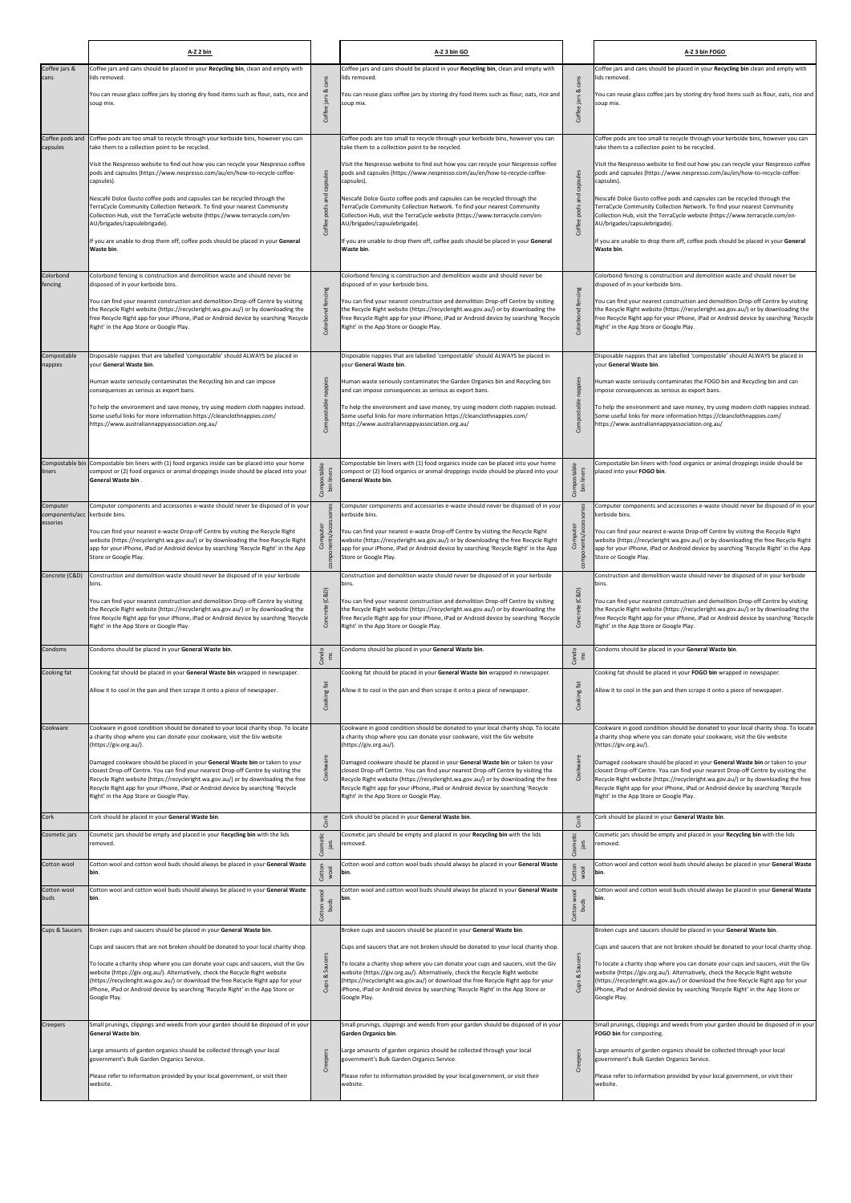| | A-Z 2 bin | | A-Z 3 bin GO | | A-Z 3 bin FOGO |
|---|---|---|---|---|---|
| Coffee jars & cans | Coffee jars and cans should be placed in your **Recycling bin**, clean and empty with lids removed.<br><br>You can reuse glass coffee jars by storing dry food items such as flour, oats, rice and soup mix. | Coffee jars & cans | Coffee jars and cans should be placed in your **Recycling bin**, clean and empty with lids removed.<br><br>You can reuse glass coffee jars by storing dry food items such as flour, oats, rice and soup mix. | Coffee jars & cans | Coffee jars and cans should be placed in your **Recycling bin** clean and empty with lids removed.<br><br>You can reuse glass coffee jars by storing dry food items such as flour, oats, rice and soup mix. |
| Coffee pods and capsules | Coffee pods are too small to recycle through your kerbside bins, however you can take them to a collection point to be recycled.<br><br>Visit the Nespresso website to find out how you can recycle your Nespresso coffee pods and capsules (https://www.nespresso.com/au/en/how-to-recycle-coffee-capsules).<br><br>Nescafé Dolce Gusto coffee pods and capsules can be recycled through the TerraCycle Community Collection Network. To find your nearest Community Collection Hub, visit the TerraCycle website (https://www.terracycle.com/en-AU/brigades/capsulebrigade).<br><br>If you are unable to drop them off, coffee pods should be placed in your **General Waste bin**. | Coffee pods and capsules | Coffee pods are too small to recycle through your kerbside bins, however you can take them to a collection point to be recycled.<br><br>Visit the Nespresso website to find out how you can recycle your Nespresso coffee pods and capsules (https://www.nespresso.com/au/en/how-to-recycle-coffee-capsules).<br><br>Nescafé Dolce Gusto coffee pods and capsules can be recycled through the TerraCycle Community Collection Network. To find your nearest Community Collection Hub, visit the TerraCycle website (https://www.terracycle.com/en-AU/brigades/capsulebrigade).<br><br>If you are unable to drop them off, coffee pods should be placed in your **General Waste bin**. | Coffee pods and capsules | Coffee pods are too small to recycle through your kerbside bins, however you can take them to a collection point to be recycled.<br><br>Visit the Nespresso website to find out how you can recycle your Nespresso coffee pods and capsules (https://www.nespresso.com/au/en/how-to-recycle-coffee-capsules).<br><br>Nescafé Dolce Gusto coffee pods and capsules can be recycled through the TerraCycle Community Collection Network. To find your nearest Community Collection Hub, visit the TerraCycle website (https://www.terracycle.com/en-AU/brigades/capsulebrigade).<br><br>If you are unable to drop them off, coffee pods should be placed in your **General Waste bin**. |
| Colorbond fencing | Colorbond fencing is construction and demolition waste and should never be disposed of in your kerbside bins.<br><br>You can find your nearest construction and demolition Drop-off Centre by visiting the Recycle Right website (https://recycleright.wa.gov.au/) or by downloading the free Recycle Right app for your iPhone, iPad or Android device by searching 'Recycle Right' in the App Store or Google Play. | Colorbond fencing | Colorbond fencing is construction and demolition waste and should never be disposed of in your kerbside bins.<br><br>You can find your nearest construction and demolition Drop-off Centre by visiting the Recycle Right website (https://recycleright.wa.gov.au/) or by downloading the free Recycle Right app for your iPhone, iPad or Android device by searching 'Recycle Right' in the App Store or Google Play. | Colorbond fencing | Colorbond fencing is construction and demolition waste and should never be disposed of in your kerbside bins.<br><br>You can find your nearest construction and demolition Drop-off Centre by visiting the Recycle Right website (https://recycleright.wa.gov.au/) or by downloading the free Recycle Right app for your iPhone, iPad or Android device by searching 'Recycle Right' in the App Store or Google Play. |
| Compostable nappies | Disposable nappies that are labelled 'compostable' should ALWAYS be placed in your **General Waste bin**.<br><br>Human waste seriously contaminates the Recycling bin and can impose consequences as serious as export bans.<br><br>To help the environment and save money, try using modern cloth nappies instead. Some useful links for more information https://cleanclothnappies.com/ https://www.australiannappyassociation.org.au/ | Compostable nappies | Disposable nappies that are labelled 'compostable' should ALWAYS be placed in your **General Waste bin**.<br><br>Human waste seriously contaminates the Garden Organics bin and Recycling bin and can impose consequences as serious as export bans.<br><br>To help the environment and save money, try using modern cloth nappies instead. Some useful links for more information https://cleanclothnappies.com/ https://www.australiannappyassociation.org.au/ | Compostable nappies | Disposable nappies that are labelled 'compostable' should ALWAYS be placed in your **General Waste bin**.<br><br>Human waste seriously contaminates the FOGO bin and Recycling bin and can impose consequences as serious as export bans.<br><br>To help the environment and save money, try using modern cloth nappies instead. Some useful links for more information https://cleanclothnappies.com/ https://www.australiannappyassociation.org.au/ |
| Compostable bin liners | Compostable bin liners with (1) food organics inside can be placed into your home compost or (2) food organics or animal droppings inside should be placed into your **General Waste bin** . | Compostable bin liners | Compostable bin liners with (1) food organics inside can be placed into your home compost or (2) food organics or animal droppings inside should be placed into your **General Waste bin**. | Compostable bin liners | Compostable bin liners with food organics or animal droppings inside should be placed into your **FOGO bin**. |
| Computer components/accessories | Computer components and accessories e-waste should never be disposed of in your kerbside bins.<br><br>You can find your nearest e-waste Drop-off Centre by visiting the Recycle Right website (https://recycleright.wa.gov.au/) or by downloading the free Recycle Right app for your iPhone, iPad or Android device by searching 'Recycle Right' in the App Store or Google Play. | Computer components/accessories | Computer components and accessories e-waste should never be disposed of in your kerbside bins.<br><br>You can find your nearest e-waste Drop-off Centre by visiting the Recycle Right website (https://recycleright.wa.gov.au/) or by downloading the free Recycle Right app for your iPhone, iPad or Android device by searching 'Recycle Right' in the App Store or Google Play. | Computer components/accessories | Computer components and accessories e-waste should never be disposed of in your kerbside bins.<br><br>You can find your nearest e-waste Drop-off Centre by visiting the Recycle Right website (https://recycleright.wa.gov.au/) or by downloading the free Recycle Right app for your iPhone, iPad or Android device by searching 'Recycle Right' in the App Store or Google Play. |
| Concrete (C&D) | Construction and demolition waste should never be disposed of in your kerbside bins.<br><br>You can find your nearest construction and demolition Drop-off Centre by visiting the Recycle Right website (https://recycleright.wa.gov.au/) or by downloading the free Recycle Right app for your iPhone, iPad or Android device by searching 'Recycle Right' in the App Store or Google Play. | Concrete (C&D) | Construction and demolition waste should never be disposed of in your kerbside bins.<br><br>You can find your nearest construction and demolition Drop-off Centre by visiting the Recycle Right website (https://recycleright.wa.gov.au/) or by downloading the free Recycle Right app for your iPhone, iPad or Android device by searching 'Recycle Right' in the App Store or Google Play. | Concrete (C&D) | Construction and demolition waste should never be disposed of in your kerbside bins.<br><br>You can find your nearest construction and demolition Drop-off Centre by visiting the Recycle Right website (https://recycleright.wa.gov.au/) or by downloading the free Recycle Right app for your iPhone, iPad or Android device by searching 'Recycle Right' in the App Store or Google Play. |
| Condoms | Condoms should be placed in your **General Waste bin**. | Condoms | Condoms should be placed in your **General Waste bin**. | Condoms | Condoms should be placed in your **General Waste bin**. |
| Cooking fat | Cooking fat should be placed in your **General Waste bin** wrapped in newspaper.<br><br>Allow it to cool in the pan and then scrape it onto a piece of newspaper. | Cooking fat | Cooking fat should be placed in your **General Waste bin** wrapped in newspaper.<br><br>Allow it to cool in the pan and then scrape it onto a piece of newspaper. | Cooking fat | Cooking fat should be placed in your **FOGO bin** wrapped in newspaper.<br><br>Allow it to cool in the pan and then scrape it onto a piece of newspaper. |
| Cookware | Cookware in good condition should be donated to your local charity shop. To locate a charity shop where you can donate your cookware, visit the Giv website (https://giv.org.au/).<br><br>Damaged cookware should be placed in your **General Waste bin** or taken to your closest Drop-off Centre. You can find your nearest Drop-off Centre by visiting the Recycle Right website (https://recycleright.wa.gov.au/) or by downloading the free Recycle Right app for your iPhone, iPad or Android device by searching 'Recycle Right' in the App Store or Google Play. | Cookware | Cookware in good condition should be donated to your local charity shop. To locate a charity shop where you can donate your cookware, visit the Giv website (https://giv.org.au/).<br><br>Damaged cookware should be placed in your **General Waste bin** or taken to your closest Drop-off Centre. You can find your nearest Drop-off Centre by visiting the Recycle Right website (https://recycleright.wa.gov.au/) or by downloading the free Recycle Right app for your iPhone, iPad or Android device by searching 'Recycle Right' in the App Store or Google Play. | Cookware | Cookware in good condition should be donated to your local charity shop. To locate a charity shop where you can donate your cookware, visit the Giv website (https://giv.org.au/).<br><br>Damaged cookware should be placed in your **General Waste bin** or taken to your closest Drop-off Centre. You can find your nearest Drop-off Centre by visiting the Recycle Right website (https://recycleright.wa.gov.au/) or by downloading the free Recycle Right app for your iPhone, iPad or Android device by searching 'Recycle Right' in the App Store or Google Play. |
| Cork | Cork should be placed in your **General Waste bin**. | Cork | Cork should be placed in your **General Waste bin**. | Cork | Cork should be placed in your **General Waste bin**. |
| Cosmetic jars | Cosmetic jars should be empty and placed in your **Recycling bin** with the lids removed. | Cosmetic jars | Cosmetic jars should be empty and placed in your **Recycling bin** with the lids removed. | Cosmetic jars | Cosmetic jars should be empty and placed in your **Recycling bin** with the lids removed. |
| Cotton wool | Cotton wool and cotton wool buds should always be placed in your **General Waste bin**. | Cotton wool | Cotton wool and cotton wool buds should always be placed in your **General Waste bin**. | Cotton wool | Cotton wool and cotton wool buds should always be placed in your **General Waste bin**. |
| Cotton wool buds | Cotton wool and cotton wool buds should always be placed in your **General Waste bin**. | Cotton wool buds | Cotton wool and cotton wool buds should always be placed in your **General Waste bin**. | Cotton wool buds | Cotton wool and cotton wool buds should always be placed in your **General Waste bin**. |
| Cups & Saucers | Broken cups and saucers should be placed in your **General Waste bin**.<br><br>Cups and saucers that are not broken should be donated to your local charity shop.<br><br>To locate a charity shop where you can donate your cups and saucers, visit the Giv website (https://giv.org.au/). Alternatively, check the Recycle Right website (https://recycleright.wa.gov.au/) or download the free Recycle Right app for your iPhone, iPad or Android device by searching 'Recycle Right' in the App Store or Google Play. | Cups & Saucers | Broken cups and saucers should be placed in your **General Waste bin**.<br><br>Cups and saucers that are not broken should be donated to your local charity shop.<br><br>To locate a charity shop where you can donate your cups and saucers, visit the Giv website (https://giv.org.au/). Alternatively, check the Recycle Right website (https://recycleright.wa.gov.au/) or download the free Recycle Right app for your iPhone, iPad or Android device by searching 'Recycle Right' in the App Store or Google Play. | Cups & Saucers | Broken cups and saucers should be placed in your **General Waste bin**.<br><br>Cups and saucers that are not broken should be donated to your local charity shop.<br><br>To locate a charity shop where you can donate your cups and saucers, visit the Giv website (https://giv.org.au/). Alternatively, check the Recycle Right website (https://recycleright.wa.gov.au/) or download the free Recycle Right app for your iPhone, iPad or Android device by searching 'Recycle Right' in the App Store or Google Play. |
| Creepers | Small prunings, clippings and weeds from your garden should be disposed of in your **General Waste bin**.<br><br>Large amounts of garden organics should be collected through your local government's Bulk Garden Organics Service.<br><br>Please refer to information provided by your local government, or visit their website. | Creepers | Small prunings, clippings and weeds from your garden should be disposed of in your **Garden Organics bin**.<br><br>Large amounts of garden organics should be collected through your local government's Bulk Garden Organics Service.<br><br>Please refer to information provided by your local government, or visit their website. | Creepers | Small prunings, clippings and weeds from your garden should be disposed of in your **FOGO bin** for composting.<br><br>Large amounts of garden organics should be collected through your local government's Bulk Garden Organics Service.<br><br>Please refer to information provided by your local government, or visit their website. |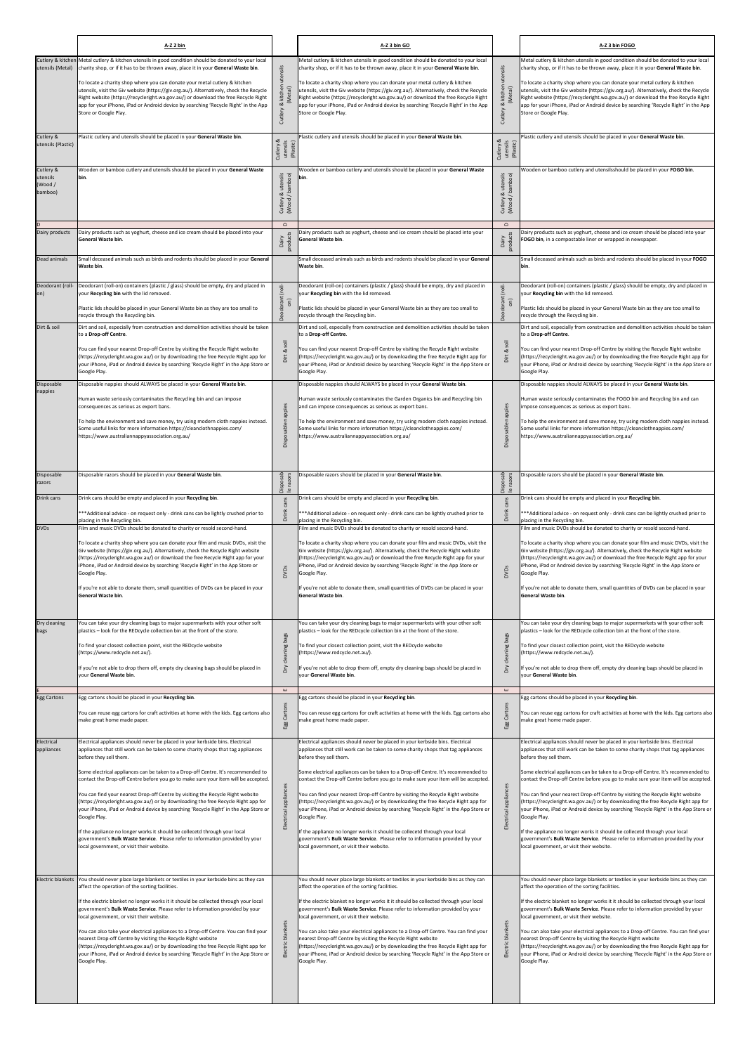| | A-Z 2 bin | | A-Z 3 bin GO | | A-Z 3 bin FOGO |
|---|---|---|---|---|---|
| Cutlery & kitchen utensils (Metal) | Metal cutlery & kitchen utensils in good condition should be donated to your local charity shop, or if it has to be thrown away, place it in your **General Waste bin**.<br><br>To locate a charity shop where you can donate your metal cutlery & kitchen utensils, visit the Giv website (https://giv.org.au/). Alternatively, check the Recycle Right website (https://recycleright.wa.gov.au/) or download the free Recycle Right app for your iPhone, iPad or Android device by searching 'Recycle Right' in the App Store or Google Play. | Cutlery & kitchen utensils (Metal) | Metal cutlery & kitchen utensils in good condition should be donated to your local charity shop, or if it has to be thrown away, place it in your **General Waste bin**.<br><br>To locate a charity shop where you can donate your metal cutlery & kitchen utensils, visit the Giv website (https://giv.org.au/). Alternatively, check the Recycle Right website (https://recycleright.wa.gov.au/) or download the free Recycle Right app for your iPhone, iPad or Android device by searching 'Recycle Right' in the App Store or Google Play. | Cutlery & kitchen utensils (Metal) | Metal cutlery & kitchen utensils in good condition should be donated to your local charity shop, or if it has to be thrown away, place it in your **General Waste bin**.<br><br>To locate a charity shop where you can donate your metal cutlery & kitchen utensils, visit the Giv website (https://giv.org.au/). Alternatively, check the Recycle Right website (https://recycleright.wa.gov.au/) or download the free Recycle Right app for your iPhone, iPad or Android device by searching 'Recycle Right' in the App Store or Google Play. |
| Cutlery & utensils (Plastic) | Plastic cutlery and utensils should be placed in your **General Waste bin**. | Cutlery & utensils (Plastic) | Plastic cutlery and utensils should be placed in your **General Waste bin**. | Cutlery & utensils (Plastic) | Plastic cutlery and utensils should be placed in your **General Waste bin**. |
| Cutlery & utensils (Wood / bamboo) | Wooden or bamboo cutlery and utensils should be placed in your **General Waste bin**. | Cutlery & utensils (Wood / bamboo) | Wooden or bamboo cutlery and utensils should be placed in your **General Waste bin**. | Cutlery & utensils (Wood / bamboo) | Wooden or bamboo cutlery and utensilsshould be placed in your **FOGO bin**. |
| D | | D | | D | |
| Dairy products | Dairy products such as yoghurt, cheese and ice cream should be placed into your **General Waste bin**. | Dairy products | Dairy products such as yoghurt, cheese and ice cream should be placed into your **General Waste bin**. | Dairy products | Dairy products such as yoghurt, cheese and ice cream should be placed into your **FOGO bin**, in a compostable liner or wrapped in newspaper. |
| Dead animals | Small deceased animals such as birds and rodents should be placed in your **General Waste bin**. | | Small deceased animals such as birds and rodents should be placed in your **General Waste bin**. | | Small deceased animals such as birds and rodents should be placed in your **FOGO bin**. |
| Deodorant (roll-on) | Deodorant (roll-on) containers (plastic / glass) should be empty, dry and placed in your **Recycling bin** with the lid removed.<br><br>Plastic lids should be placed in your General Waste bin as they are too small to recycle through the Recycling bin. | Deodorant (roll-on) | Deodorant (roll-on) containers (plastic / glass) should be empty, dry and placed in your **Recycling bin** with the lid removed.<br><br>Plastic lids should be placed in your General Waste bin as they are too small to recycle through the Recycling bin. | Deodorant (roll-on) | Deodorant (roll-on) containers (plastic / glass) should be empty, dry and placed in your **Recycling bin** with the lid removed.<br><br>Plastic lids should be placed in your General Waste bin as they are too small to recycle through the Recycling bin. |
| Dirt & soil | Dirt and soil, especially from construction and demolition activities should be taken to a **Drop-off Centre**.<br><br>You can find your nearest Drop-off Centre by visiting the Recycle Right website (https://recycleright.wa.gov.au/) or by downloading the free Recycle Right app for your iPhone, iPad or Android device by searching 'Recycle Right' in the App Store or Google Play. | Dirt & soil | Dirt and soil, especially from construction and demolition activities should be taken to a **Drop-off Centre**.<br><br>You can find your nearest Drop-off Centre by visiting the Recycle Right website (https://recycleright.wa.gov.au/) or by downloading the free Recycle Right app for your iPhone, iPad or Android device by searching 'Recycle Right' in the App Store or Google Play. | Dirt & soil | Dirt and soil, especially from construction and demolition activities should be taken to a **Drop-off Centre**.<br><br>You can find your nearest Drop-off Centre by visiting the Recycle Right website (https://recycleright.wa.gov.au/) or by downloading the free Recycle Right app for your iPhone, iPad or Android device by searching 'Recycle Right' in the App Store or Google Play. |
| Disposable nappies | Disposable nappies should ALWAYS be placed in your **General Waste bin**.<br><br>Human waste seriously contaminates the Recycling bin and can impose consequences as serious as export bans.<br><br>To help the environment and save money, try using modern cloth nappies instead. Some useful links for more information https://cleanclothnappies.com/ https://www.australiannappyassociation.org.au/ | Disposable nappies | Disposable nappies should ALWAYS be placed in your **General Waste bin**.<br><br>Human waste seriously contaminates the Garden Organics bin and Recycling bin and can impose consequences as serious as export bans.<br><br>To help the environment and save money, try using modern cloth nappies instead. Some useful links for more information https://cleanclothnappies.com/ https://www.australiannappyassociation.org.au/ | Disposable nappies | Disposable nappies should ALWAYS be placed in your **General Waste bin**.<br><br>Human waste seriously contaminates the FOGO bin and Recycling bin and can impose consequences as serious as export bans.<br><br>To help the environment and save money, try using modern cloth nappies instead. Some useful links for more information https://cleanclothnappies.com/ https://www.australiannappyassociation.org.au/ |
| Disposable razors | Disposable razors should be placed in your **General Waste bin**. | Disposable razors | Disposable razors should be placed in your **General Waste bin**. | Disposable razors | Disposable razors should be placed in your **General Waste bin**. |
| Drink cans | Drink cans should be empty and placed in your **Recycling bin**.<br><br>***Additional advice - on request only - drink cans can be lightly crushed prior to placing in the Recycling bin. | Drink cans | Drink cans should be empty and placed in your **Recycling bin**.<br><br>***Additional advice - on request only - drink cans can be lightly crushed prior to placing in the Recycling bin. | Drink cans | Drink cans should be empty and placed in your **Recycling bin**.<br><br>***Additional advice - on request only - drink cans can be lightly crushed prior to placing in the Recycling bin. |
| DVDs | Film and music DVDs should be donated to charity or resold second-hand.<br><br>To locate a charity shop where you can donate your film and music DVDs, visit the Giv website (https://giv.org.au/). Alternatively, check the Recycle Right website (https://recycleright.wa.gov.au/) or download the free Recycle Right app for your iPhone, iPad or Android device by searching 'Recycle Right' in the App Store or Google Play.<br><br>If you're not able to donate them, small quantities of DVDs can be placed in your **General Waste bin**. | DVDs | Film and music DVDs should be donated to charity or resold second-hand.<br><br>To locate a charity shop where you can donate your film and music DVDs, visit the Giv website (https://giv.org.au/). Alternatively, check the Recycle Right website (https://recycleright.wa.gov.au/) or download the free Recycle Right app for your iPhone, iPad or Android device by searching 'Recycle Right' in the App Store or Google Play.<br><br>If you're not able to donate them, small quantities of DVDs can be placed in your **General Waste bin**. | DVDs | Film and music DVDs should be donated to charity or resold second-hand.<br><br>To locate a charity shop where you can donate your film and music DVDs, visit the Giv website (https://giv.org.au/). Alternatively, check the Recycle Right website (https://recycleright.wa.gov.au/) or download the free Recycle Right app for your iPhone, iPad or Android device by searching 'Recycle Right' in the App Store or Google Play.<br><br>If you're not able to donate them, small quantities of DVDs can be placed in your **General Waste bin**. |
| Dry cleaning bags | You can take your dry cleaning bags to major supermarkets with your other soft plastics – look for the REDcycle collection bin at the front of the store.<br><br>To find your closest collection point, visit the REDcycle website (https://www.redcycle.net.au/).<br><br>If you're not able to drop them off, empty dry cleaning bags should be placed in your **General Waste bin**. | Dry cleaning bags | You can take your dry cleaning bags to major supermarkets with your other soft plastics – look for the REDcycle collection bin at the front of the store.<br><br>To find your closest collection point, visit the REDcycle website (https://www.redcycle.net.au/).<br><br>If you're not able to drop them off, empty dry cleaning bags should be placed in your **General Waste bin**. | Dry cleaning bags | You can take your dry cleaning bags to major supermarkets with your other soft plastics – look for the REDcycle collection bin at the front of the store.<br><br>To find your closest collection point, visit the REDcycle website (https://www.redcycle.net.au/).<br><br>If you're not able to drop them off, empty dry cleaning bags should be placed in your **General Waste bin**. |
| E | | E | | E | |
| Egg Cartons | Egg cartons should be placed in your **Recycling bin**.<br><br>You can reuse egg cartons for craft activities at home with the kids. Egg cartons also make great home made paper. | Egg Cartons | Egg cartons should be placed in your **Recycling bin**.<br><br>You can reuse egg cartons for craft activities at home with the kids. Egg cartons also make great home made paper. | Egg Cartons | Egg cartons should be placed in your **Recycling bin**.<br><br>You can reuse egg cartons for craft activities at home with the kids. Egg cartons also make great home made paper. |
| Electrical appliances | Electrical appliances should never be placed in your kerbside bins. Electrical appliances that still work can be taken to some charity shops that tag appliances before they sell them.<br><br>Some electrical appliances can be taken to a Drop-off Centre. It's recommended to contact the Drop-off Centre before you go to make sure your item will be accepted.<br><br>You can find your nearest Drop-off Centre by visiting the Recycle Right website (https://recycleright.wa.gov.au/) or by downloading the free Recycle Right app for your iPhone, iPad or Android device by searching 'Recycle Right' in the App Store or Google Play.<br><br>If the appliance no longer works it should be collecetd through your local government's **Bulk Waste Service**. Please refer to information provided by your local government, or visit their website. | Electrical appliances | Electrical appliances should never be placed in your kerbside bins. Electrical appliances that still work can be taken to some charity shops that tag appliances before they sell them.<br><br>Some electrical appliances can be taken to a Drop-off Centre. It's recommended to contact the Drop-off Centre before you go to make sure your item will be accepted.<br><br>You can find your nearest Drop-off Centre by visiting the Recycle Right website (https://recycleright.wa.gov.au/) or by downloading the free Recycle Right app for your iPhone, iPad or Android device by searching 'Recycle Right' in the App Store or Google Play.<br><br>If the appliance no longer works it should be collecetd through your local government's **Bulk Waste Service**. Please refer to information provided by your local government, or visit their website. | Electrical appliances | Electrical appliances should never be placed in your kerbside bins. Electrical appliances that still work can be taken to some charity shops that tag appliances before they sell them.<br><br>Some electrical appliances can be taken to a Drop-off Centre. It's recommended to contact the Drop-off Centre before you go to make sure your item will be accepted.<br><br>You can find your nearest Drop-off Centre by visiting the Recycle Right website (https://recycleright.wa.gov.au/) or by downloading the free Recycle Right app for your iPhone, iPad or Android device by searching 'Recycle Right' in the App Store or Google Play.<br><br>If the appliance no longer works it should be collecetd through your local government's **Bulk Waste Service**. Please refer to information provided by your local government, or visit their website. |
| Electric blankets | You should never place large blankets or textiles in your kerbside bins as they can affect the operation of the sorting facilities.<br><br>If the electric blanket no longer works it it should be collected through your local government's **Bulk Waste Service**. Please refer to information provided by your local government, or visit their website.<br><br>You can also take your electrical appliances to a Drop-off Centre. You can find your nearest Drop-off Centre by visiting the Recycle Right website (https://recycleright.wa.gov.au/) or by downloading the free Recycle Right app for your iPhone, iPad or Android device by searching 'Recycle Right' in the App Store or Google Play. | Electric blankets | You should never place large blankets or textiles in your kerbside bins as they can affect the operation of the sorting facilities.<br><br>If the electric blanket no longer works it it should be collected through your local government's **Bulk Waste Service**. Please refer to information provided by your local government, or visit their website.<br><br>You can also take your electrical appliances to a Drop-off Centre. You can find your nearest Drop-off Centre by visiting the Recycle Right website (https://recycleright.wa.gov.au/) or by downloading the free Recycle Right app for your iPhone, iPad or Android device by searching 'Recycle Right' in the App Store or Google Play. | Electric blankets | You should never place large blankets or textiles in your kerbside bins as they can affect the operation of the sorting facilities.<br><br>If the electric blanket no longer works it it should be collected through your local government's **Bulk Waste Service**. Please refer to information provided by your local government, or visit their website.<br><br>You can also take your electrical appliances to a Drop-off Centre. You can find your nearest Drop-off Centre by visiting the Recycle Right website (https://recycleright.wa.gov.au/) or by downloading the free Recycle Right app for your iPhone, iPad or Android device by searching 'Recycle Right' in the App Store or Google Play. |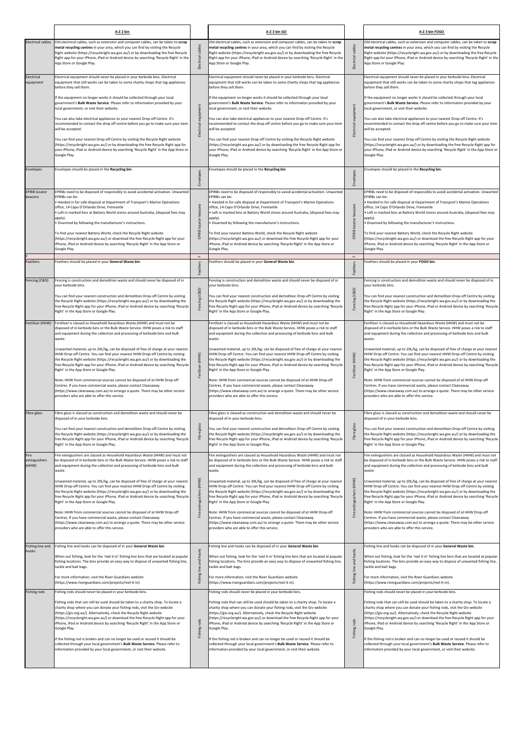| | A-Z 2 bin | | A-Z 3 bin GO | | A-Z 3 bin FOGO |
|---|---|---|---|---|---|
| Electrical cables | Old electrical cables, such as extension and computer cables, can be taken to **scrap metal recycling centres** in your area, which you can find by visiting the Recycle Right website (https://recycleright.wa.gov.au/) or by downloading the free Recycle Right app for your iPhone, iPad or Android device by searching 'Recycle Right' in the App Store or Google Play. | Electrical cables | Old electrical cables, such as extension and computer cables, can be taken to **scrap metal recycling centres** in your area, which you can find by visiting the Recycle Right website (https://recycleright.wa.gov.au/) or by downloading the free Recycle Right app for your iPhone, iPad or Android device by searching 'Recycle Right' in the App Store or Google Play. | Electrical cables | Old electrical cables, such as extension and computer cables, can be taken to **scrap metal recycling centres** in your area, which you can find by visiting the Recycle Right website (https://recycleright.wa.gov.au/) or by downloading the free Recycle Right app for your iPhone, iPad or Android device by searching 'Recycle Right' in the App Store or Google Play. |
| Electrical equipment | Electrical equipment should never be placed in your kerbside bins. Electrical equipment that still works can be taken to some charity shops that tag appliances before they sell them.<br><br>If the equipment no longer works it should be collected through your local government's **Bulk Waste Service**. Please refer to information provided by your local government, or visit their website.<br><br>You can also take electrical appliances to your nearest Drop-off Centre. It's recommended to contact the drop off centre before you go to make sure your item will be accepted.<br><br>You can find your nearest Drop-off Centre by visiting the Recycle Right website (https://recycleright.wa.gov.au/) or by downloading the free Recycle Right app for your iPhone, iPad or Android device by searching 'Recycle Right' in the App Store or Google Play. | Electrical equipment | Electrical equipment should never be placed in your kerbside bins. Electrical equipment that still works can be taken to some charity shops that tag appliances before they sell them.<br><br>If the equipment no longer works it should be collected through your local government's **Bulk Waste Service**. Please refer to information provided by your local government, or visit their website.<br><br>You can also take electrical appliances to your nearest Drop-off Centre. It's recommended to contact the drop off centre before you go to make sure your item will be accepted.<br><br>You can find your nearest Drop-off Centre by visiting the Recycle Right website (https://recycleright.wa.gov.au/) or by downloading the free Recycle Right app for your iPhone, iPad or Android device by searching 'Recycle Right' in the App Store or Google Play. | Electrical equipment | Electrical equipment should never be placed in your kerbside bins. Electrical equipment that still works can be taken to some charity shops that tag appliances before they sell them.<br><br>If the equipment no longer works it should be collected through your local government's **Bulk Waste Service**. Please refer to information provided by your local government, or visit their website.<br><br>You can also take electrical appliances to your nearest Drop-off Centre. It's recommended to contact the drop off centre before you go to make sure your item will be accepted.<br><br>You can find your nearest Drop-off Centre by visiting the Recycle Right website (https://recycleright.wa.gov.au/) or by downloading the free Recycle Right app for your iPhone, iPad or Android device by searching 'Recycle Right' in the App Store or Google Play. |
| Envelopes | Envelopes should be placed in the **Recycling bin**. | Envelopes | Envelopes should be placed in the **Recycling bin**. | Envelopes | Envelopes should be placed in the **Recycling bin**. |
| EPIRB locator beacons | EPIRBs need to be disposed of responsibly to avoid accidental activation. Unwanted EPIRBs can be:<br>• Handed in for safe disposal at Department of Transport's Marine Operations office, 14 Capo D'Orlando Drive, Fremantle<br>• Left in marked bins at Battery World stores around Australia, (disposal fees may apply).<br>• Disarmed by following the manufacturer's instructions.<br><br>To find your nearest Battery World, check the Recycle Right website (https://recycleright.wa.gov.au/) or download the free Recycle Right app for your iPhone, iPad or Android device by searching 'Recycle Right' in the App Store or Google Play. | EPIRB locator beacons | EPIRBs need to be disposed of responsibly to avoid accidental activation. Unwanted EPIRBs can be:<br>• Handed in for safe disposal at Department of Transport's Marine Operations office, 14 Capo D'Orlando Drive, Fremantle<br>• Left in marked bins at Battery World stores around Australia, (disposal fees may apply).<br>• Disarmed by following the manufacturer's instructions.<br><br>To find your nearest Battery World, check the Recycle Right website (https://recycleright.wa.gov.au/) or download the free Recycle Right app for your iPhone, iPad or Android device by searching 'Recycle Right' in the App Store or Google Play. | EPIRB locator beacons | EPIRBs need to be disposed of responsibly to avoid accidental activation. Unwanted EPIRBs can be:<br>• Handed in for safe disposal at Department of Transport's Marine Operations office, 14 Capo D'Orlando Drive, Fremantle<br>• Left in marked bins at Battery World stores around Australia, (disposal fees may apply).<br>• Disarmed by following the manufacturer's instructions.<br><br>To find your nearest Battery World, check the Recycle Right website (https://recycleright.wa.gov.au/) or download the free Recycle Right app for your iPhone, iPad or Android device by searching 'Recycle Right' in the App Store or Google Play. |
| F | | F | | F | |
| Feathers | Feathers should be placed in your **General Waste bin**. | Feathers | Feathers should be placed in your **General Waste bin**. | Feathers | Feathers should be placed in your **FOGO bin**. |
| Fencing (C&D) | Fencing is construction and demolition waste and should never be disposed of in your kerbside bins.<br><br>You can find your nearest construction and demolition Drop-off Centre by visiting the Recycle Right website (https://recycleright.wa.gov.au/) or by downloading the free Recycle Right app for your iPhone, iPad or Android device by searching 'Recycle Right' in the App Store or Google Play. | Fencing (C&D) | Fencing is construction and demolition waste and should never be disposed of in your kerbside bins.<br><br>You can find your nearest construction and demolition Drop-off Centre by visiting the Recycle Right website (https://recycleright.wa.gov.au/) or by downloading the free Recycle Right app for your iPhone, iPad or Android device by searching 'Recycle Right' in the App Store or Google Play. | Fencing (C&D) | Fencing is construction and demolition waste and should never be disposed of in your kerbside bins.<br><br>You can find your nearest construction and demolition Drop-off Centre by visiting the Recycle Right website (https://recycleright.wa.gov.au/) or by downloading the free Recycle Right app for your iPhone, iPad or Android device by searching 'Recycle Right' in the App Store or Google Play. |
| Fertiliser (HHW) | Fertiliser is classed as Household Hazardous Waste (HHW) and must not be disposed of in kerbside bins or the Bulk Waste Service. HHW poses a risk to staff and equipment during the collection and processing of kerbside bins and bulk waste.<br><br>Unwanted material, up to 20L/kg, can be disposed of free of charge at your nearest HHW Drop-off Centre. You can find your nearest HHW Drop-off Centre by visiting the Recycle Right website (https://recycleright.wa.gov.au/) or by downloading the free Recycle Right app for your iPhone, iPad or Android device by searching 'Recycle Right' in the App Store or Google Play.<br><br>Note: HHW from commercial sources cannot be disposed of at HHW Drop-off Centres. If you have commercial waste, please contact Cleanaway (https://www.cleanaway.com.au) to arrange a quote. There may be other service providers who are able to offer this service. | Fertiliser (HHW) | Fertiliser is classed as Household Hazardous Waste (HHW) and must not be disposed of in kerbside bins or the Bulk Waste Service. HHW poses a risk to staff and equipment during the collection and processing of kerbside bins and bulk waste.<br><br>Unwanted material, up to 20L/kg, can be disposed of free of charge at your nearest HHW Drop-off Centre. You can find your nearest HHW Drop-off Centre by visiting the Recycle Right website (https://recycleright.wa.gov.au/) or by downloading the free Recycle Right app for your iPhone, iPad or Android device by searching 'Recycle Right' in the App Store or Google Play.<br><br>Note: HHW from commercial sources cannot be disposed of at HHW Drop-off Centres. If you have commercial waste, please contact Cleanaway (https://www.cleanaway.com.au) to arrange a quote. There may be other service providers who are able to offer this service. | Fertiliser (HHW) | Fertiliser is classed as Household Hazardous Waste (HHW) and must not be disposed of in kerbside bins or the Bulk Waste Service. HHW poses a risk to staff and equipment during the collection and processing of kerbside bins and bulk waste.<br><br>Unwanted material, up to 20L/kg, can be disposed of free of charge at your nearest HHW Drop-off Centre. You can find your nearest HHW Drop-off Centre by visiting the Recycle Right website (https://recycleright.wa.gov.au/) or by downloading the free Recycle Right app for your iPhone, iPad or Android device by searching 'Recycle Right' in the App Store or Google Play.<br><br>Note: HHW from commercial sources cannot be disposed of at HHW Drop-off Centres. If you have commercial waste, please contact Cleanaway (https://www.cleanaway.com.au) to arrange a quote. There may be other service providers who are able to offer this service. |
| Fibre glass | Fibre glass is classed as construction and demolition waste and should never be disposed of in your kerbside bins.<br><br>You can find your nearest construction and demolition Drop-off Centre by visiting the Recycle Right website (https://recycleright.wa.gov.au/) or by downloading the free Recycle Right app for your iPhone, iPad or Android device by searching 'Recycle Right' in the App Store or Google Play. | Fibreglass | Fibre glass is classed as construction and demolition waste and should never be disposed of in your kerbside bins.<br><br>You can find your nearest construction and demolition Drop-off Centre by visiting the Recycle Right website (https://recycleright.wa.gov.au/) or by downloading the free Recycle Right app for your iPhone, iPad or Android device by searching 'Recycle Right' in the App Store or Google Play. | Fibreglass | Fibre glass is classed as construction and demolition waste and should never be disposed of in your kerbside bins.<br><br>You can find your nearest construction and demolition Drop-off Centre by visiting the Recycle Right website (https://recycleright.wa.gov.au/) or by downloading the free Recycle Right app for your iPhone, iPad or Android device by searching 'Recycle Right' in the App Store or Google Play. |
| Fire extinguishers (HHW) | Fire extinguishers are classed as Household Hazardous Waste (HHW) and must not be disposed of in kerbside bins or the Bulk Waste Service. HHW poses a risk to staff and equipment during the collection and processing of kerbside bins and bulk waste.<br><br>Unwanted material, up to 20L/kg, can be disposed of free of charge at your nearest HHW Drop-off Centre. You can find your nearest HHW Drop-off Centre by visiting the Recycle Right website (https://recycleright.wa.gov.au/) or by downloading the free Recycle Right app for your iPhone, iPad or Android device by searching 'Recycle Right' in the App Store or Google Play.<br><br>Note: HHW from commercial sources cannot be disposed of at HHW Drop-off Centres. If you have commercial waste, please contact Cleanaway (https://www.cleanaway.com.au) to arrange a quote. There may be other service providers who are able to offer this service. | Fire extinguishers (HHW) | Fire extinguishers are classed as Household Hazardous Waste (HHW) and must not be disposed of in kerbside bins or the Bulk Waste Service. HHW poses a risk to staff and equipment during the collection and processing of kerbside bins and bulk waste.<br><br>Unwanted material, up to 20L/kg, can be disposed of free of charge at your nearest HHW Drop-off Centre. You can find your nearest HHW Drop-off Centre by visiting the Recycle Right website (https://recycleright.wa.gov.au/) or by downloading the free Recycle Right app for your iPhone, iPad or Android device by searching 'Recycle Right' in the App Store or Google Play.<br><br>Note: HHW from commercial sources cannot be disposed of at HHW Drop-off Centres. If you have commercial waste, please contact Cleanaway (https://www.cleanaway.com.au) to arrange a quote. There may be other service providers who are able to offer this service. | Fire extinguishers (HHW) | Fire extinguishers are classed as Household Hazardous Waste (HHW) and must not be disposed of in kerbside bins or the Bulk Waste Service. HHW poses a risk to staff and equipment during the collection and processing of kerbside bins and bulk waste.<br><br>Unwanted material, up to 20L/kg, can be disposed of free of charge at your nearest HHW Drop-off Centre. You can find your nearest HHW Drop-off Centre by visiting the Recycle Right website (https://recycleright.wa.gov.au/) or by downloading the free Recycle Right app for your iPhone, iPad or Android device by searching 'Recycle Right' in the App Store or Google Play.<br><br>Note: HHW from commercial sources cannot be disposed of at HHW Drop-off Centres. If you have commercial waste, please contact Cleanaway (https://www.cleanaway.com.au) to arrange a quote. There may be other service providers who are able to offer this service. |
| Fishing line and hooks | Fishing line and hooks can be disposed of in your **General Waste bin**.<br><br>When out fishing, look for the 'reel it in' fishing line bins that are located at popular fishing locations. The bins provide an easy way to dispose of unwanted fishing line, tackle and bait bags.<br><br>For more information, visit the River Guardians website (https://www.riverguardians.com/projects/reel-it-in). | Fishing line and hooks | Fishing line and hooks can be disposed of in your **General Waste bin**.<br><br>When out fishing, look for the 'reel it in' fishing line bins that are located at popular fishing locations. The bins provide an easy way to dispose of unwanted fishing line, tackle and bait bags.<br><br>For more information, visit the River Guardians website (https://www.riverguardians.com/projects/reel-it-in). | Fishing line and hooks | Fishing line and hooks can be disposed of in your **General Waste bin**.<br><br>When out fishing, look for the 'reel it in' fishing line bins that are located at popular fishing locations. The bins provide an easy way to dispose of unwanted fishing line, tackle and bait bags.<br><br>For more information, visit the River Guardians website (https://www.riverguardians.com/projects/reel-it-in). |
| Fishing rods | Fishing rods should never be placed in your kerbside bins.<br><br>Fishing rods that can still be used should be taken to a charity shop. To locate a charity shop where you can donate your fishing rods, visit the Giv website (https://giv.org.au/). Alternatively, check the Recycle Right website (https://recycleright.wa.gov.au/) or download the free Recycle Right app for your iPhone, iPad or Android device by searching 'Recycle Right' in the App Store or Google Play.<br><br>If the fishing rod is broken and can no longer be used or reused it should be collected through your local government's **Bulk Waste Service**. Please refer to information provided by your local government, or visit their website. | Fishing rods | Fishing rods should never be placed in your kerbside bins.<br><br>Fishing rods that can still be used should be taken to a charity shop. To locate a charity shop where you can donate your fishing rods, visit the Giv website (https://giv.org.au/). Alternatively, check the Recycle Right website (https://recycleright.wa.gov.au/) or download the free Recycle Right app for your iPhone, iPad or Android device by searching 'Recycle Right' in the App Store or Google Play.<br><br>If the fishing rod is broken and can no longer be used or reused it should be collected through your local government's **Bulk Waste Service**. Please refer to information provided by your local government, or visit their website. | Fishing rods | Fishing rods should never be placed in your kerbside bins.<br><br>Fishing rods that can still be used should be taken to a charity shop. To locate a charity shop where you can donate your fishing rods, visit the Giv website (https://giv.org.au/). Alternatively, check the Recycle Right website (https://recycleright.wa.gov.au/) or download the free Recycle Right app for your iPhone, iPad or Android device by searching 'Recycle Right' in the App Store or Google Play.<br><br>If the fishing rod is broken and can no longer be used or reused it should be collected through your local government's **Bulk Waste Service**. Please refer to information provided by your local government, or visit their website. |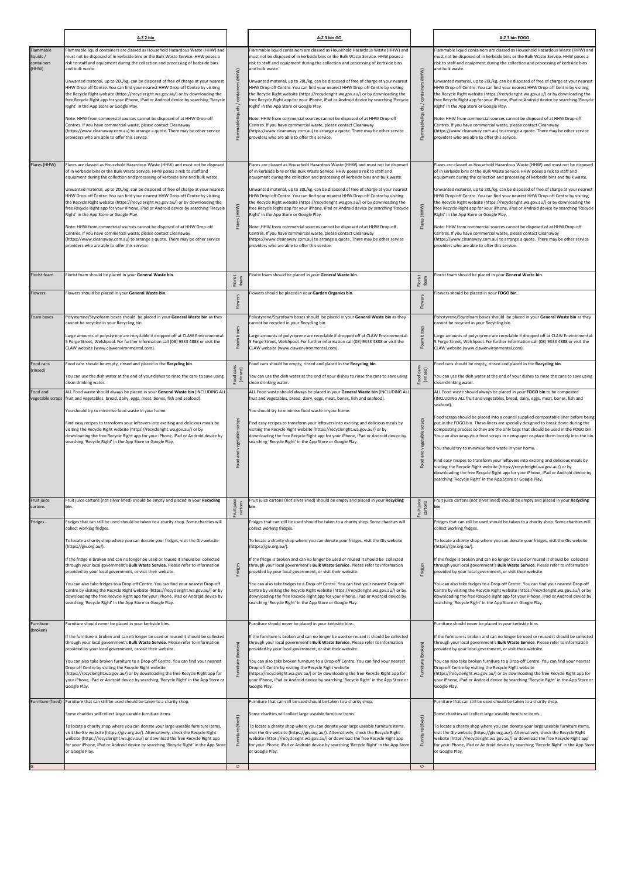| | A-Z 2 bin | | A-Z 3 bin GO | | A-Z 3 bin FOGO |
|---|---|---|---|---|---|
| Flammable liquids / containers (HHW) | Flammable liquid containers are classed as Household Hazardous Waste (HHW) and must not be disposed of in kerbside bins or the Bulk Waste Service. HHW poses a risk to staff and equipment during the collection and processing of kerbside bins and bulk waste.<br><br>Unwanted material, up to 20L/kg, can be disposed of free of charge at your nearest HHW Drop-off Centre. You can find your nearest HHW Drop-off Centre by visiting the Recycle Right website (https://recycleright.wa.gov.au/) or by downloading the free Recycle Right app for your iPhone, iPad or Android device by searching 'Recycle Right' in the App Store or Google Play.<br><br>Note: HHW from commercial sources cannot be disposed of at HHW Drop-off Centres. If you have commercial waste, please contact Cleanaway (https://www.cleanaway.com.au) to arrange a quote. There may be other service providers who are able to offer this service. | Flammable liquids / containers (HHW) | Flammable liquid containers are classed as Household Hazardous Waste (HHW) and must not be disposed of in kerbside bins or the Bulk Waste Service. HHW poses a risk to staff and equipment during the collection and processing of kerbside bins and bulk waste.<br><br>Unwanted material, up to 20L/kg, can be disposed of free of charge at your nearest HHW Drop-off Centre. You can find your nearest HHW Drop-off Centre by visiting the Recycle Right website (https://recycleright.wa.gov.au/) or by downloading the free Recycle Right app for your iPhone, iPad or Android device by searching 'Recycle Right' in the App Store or Google Play.<br><br>Note: HHW from commercial sources cannot be disposed of at HHW Drop-off Centres. If you have commercial waste, please contact Cleanaway (https://www.cleanaway.com.au) to arrange a quote. There may be other service providers who are able to offer this service. | Flammable liquids / containers (HHW) | Flammable liquid containers are classed as Household Hazardous Waste (HHW) and must not be disposed of in kerbside bins or the Bulk Waste Service. HHW poses a risk to staff and equipment during the collection and processing of kerbside bins and bulk waste.<br><br>Unwanted material, up to 20L/kg, can be disposed of free of charge at your nearest HHW Drop-off Centre. You can find your nearest HHW Drop-off Centre by visiting the Recycle Right website (https://recycleright.wa.gov.au/) or by downloading the free Recycle Right app for your iPhone, iPad or Android device by searching 'Recycle Right' in the App Store or Google Play.<br><br>Note: HHW from commercial sources cannot be disposed of at HHW Drop-off Centres. If you have commercial waste, please contact Cleanaway (https://www.cleanaway.com.au) to arrange a quote. There may be other service providers who are able to offer this service. |
| Flares (HHW) | Flares are classed as Household Hazardous Waste (HHW) and must not be disposed of in kerbside bins or the Bulk Waste Service. HHW poses a risk to staff and equipment during the collection and processing of kerbside bins and bulk waste.<br><br>Unwanted material, up to 20L/kg, can be disposed of free of charge at your nearest HHW Drop-off Centre. You can find your nearest HHW Drop-off Centre by visiting the Recycle Right website (https://recycleright.wa.gov.au/) or by downloading the free Recycle Right app for your iPhone, iPad or Android device by searching 'Recycle Right' in the App Store or Google Play.<br><br>Note: HHW from commercial sources cannot be disposed of at HHW Drop-off Centres. If you have commercial waste, please contact Cleanaway (https://www.cleanaway.com.au) to arrange a quote. There may be other service providers who are able to offer this service. | Flares (HHW) | Flares are classed as Household Hazardous Waste (HHW) and must not be disposed of in kerbside bins or the Bulk Waste Service. HHW poses a risk to staff and equipment during the collection and processing of kerbside bins and bulk waste.<br><br>Unwanted material, up to 20L/kg, can be disposed of free of charge at your nearest HHW Drop-off Centre. You can find your nearest HHW Drop-off Centre by visiting the Recycle Right website (https://recycleright.wa.gov.au/) or by downloading the free Recycle Right app for your iPhone, iPad or Android device by searching 'Recycle Right' in the App Store or Google Play.<br><br>Note: HHW from commercial sources cannot be disposed of at HHW Drop-off Centres. If you have commercial waste, please contact Cleanaway (https://www.cleanaway.com.au) to arrange a quote. There may be other service providers who are able to offer this service. | Flares (HHW) | Flares are classed as Household Hazardous Waste (HHW) and must not be disposed of in kerbside bins or the Bulk Waste Service. HHW poses a risk to staff and equipment during the collection and processing of kerbside bins and bulk waste.<br><br>Unwanted material, up to 20L/kg, can be disposed of free of charge at your nearest HHW Drop-off Centre. You can find your nearest HHW Drop-off Centre by visiting the Recycle Right website (https://recycleright.wa.gov.au/) or by downloading the free Recycle Right app for your iPhone, iPad or Android device by searching 'Recycle Right' in the App Store or Google Play.<br><br>Note: HHW from commercial sources cannot be disposed of at HHW Drop-off Centres. If you have commercial waste, please contact Cleanaway (https://www.cleanaway.com.au) to arrange a quote. There may be other service providers who are able to offer this service. |
| Florist foam | Florist foam should be placed in your **General Waste bin**. | Florist foam | Florist foam should be placed in your **General Waste bin**. | Florist foam | Florist foam should be placed in your **General Waste bin**. |
| Flowers | Flowers should be placed in your **General Waste bin**. | Flowers | Flowers should be placed in your **Garden Organics bin**. | Flowers | Flowers should be placed in your **FOGO bin**. |
| Foam boxes | Polystyrene/Styrofoam boxes should be placed in your **General Waste bin** as they cannot be recycled in your Recycling bin.<br><br>Large amounts of polystyrene are recyclable if dropped off at CLAW Environmental-5 Forge Street, Welshpool. For further information call (08) 9333 4888 or visit the CLAW website (www.clawenvironmental.com). | Foam boxes | Polystyrene/Styrofoam boxes should be placed in your **General Waste bin** as they cannot be recycled in your Recycling bin.<br><br>Large amounts of polystyrene are recyclable if dropped off at CLAW Environmental-5 Forge Street, Welshpool. For further information call (08) 9333 4888 or visit the CLAW website (www.clawenvironmental.com). | Foam boxes | Polystyrene/Styrofoam boxes should be placed in your **General Waste bin** as they cannot be recycled in your Recycling bin.<br><br>Large amounts of polystyrene are recyclable if dropped off at CLAW Environmental-5 Forge Street, Welshpool. For further information call (08) 9333 4888 or visit the CLAW website (www.clawenvironmental.com). |
| Food cans (rinsed) | Food cans should be empty, rinsed and placed in the **Recycling bin**.<br><br>You can use the dish water at the end of your dishes to rinse the cans to save using clean drinking water. | Food cans (rinsed) | Food cans should be empty, rinsed and placed in the **Recycling bin**.<br><br>You can use the dish water at the end of your dishes to rinse the cans to save using clean drinking water. | Food cans (rinsed) | Food cans should be empty, rinsed and placed in the **Recycling bin**.<br><br>You can use the dish water at the end of your dishes to rinse the cans to save using clean drinking water. |
| Food and vegetable scraps | ALL Food waste should always be placed in your **General Waste bin** (INCLUDING ALL fruit and vegetables, bread, dairy, eggs, meat, bones, fish and seafood).<br><br>You should try to minimise food waste in your home.<br><br>Find easy recipes to transform your leftovers into exciting and delicious meals by visiting the Recycle Right website (https://recycleright.wa.gov.au/) or by downloading the free Recycle Right app for your iPhone, iPad or Android device by searching 'Recycle Right' in the App Store or Google Play. | Food and vegetable scraps | ALL Food waste should always be placed in your **General Waste bin** (INCLUDING ALL fruit and vegetables, bread, dairy, eggs, meat, bones, fish and seafood).<br><br>You should try to minimise food waste in your home.<br><br>Find easy recipes to transform your leftovers into exciting and delicious meals by visiting the Recycle Right website (https://recycleright.wa.gov.au/) or by downloading the free Recycle Right app for your iPhone, iPad or Android device by searching 'Recycle Right' in the App Store or Google Play. | Food and vegetable scraps | ALL Food waste should always be placed in your **FOGO bin** to be composted (INCLUDING ALL fruit and vegetables, bread, dairy, eggs, meat, bones, fish and seafood).<br><br>Food scraps should be placed into a council supplied compostable liner before being put in the FOGO bin. These liners are specially designed to break down during the composting process so they are the only bags that should be used in the FOGO bin. You can also wrap your food scraps in newspaper or place them loosely into the bin.<br><br>You should try to minimise food waste in your home.<br><br>Find easy recipes to transform your leftovers into exciting and delicious meals by visiting the Recycle Right website (https://recycleright.wa.gov.au/) or by downloading the free Recycle Right app for your iPhone, iPad or Android device by searching 'Recycle Right' in the App Store or Google Play. |
| Fruit juice cartons | Fruit juice cartons (not silver lined) should be empty and placed in your **Recycling bin**. | Fruit juice cartons | Fruit juice cartons (not silver lined) should be empty and placed in your **Recycling bin**. | Fruit juice cartons | Fruit juice cartons (not silver lined) should be empty and placed in your **Recycling bin**. |
| Fridges | Fridges that can still be used should be taken to a charity shop. Some charities will collect working fridges.<br><br>To locate a charity shop where you can donate your fridges, visit the Giv website (https://giv.org.au/).<br><br>If the fridge is broken and can no longer be used or reused it should be collected through your local government's **Bulk Waste Service**. Please refer to information provided by your local government, or visit their website.<br><br>You can also take fridges to a Drop-off Centre. You can find your nearest Drop-off Centre by visiting the Recycle Right website (https://recycleright.wa.gov.au/) or by downloading the free Recycle Right app for your iPhone, iPad or Android device by searching 'Recycle Right' in the App Store or Google Play. | Fridges | Fridges that can still be used should be taken to a charity shop. Some charities will collect working fridges.<br><br>To locate a charity shop where you can donate your fridges, visit the Giv website (https://giv.org.au/).<br><br>If the fridge is broken and can no longer be used or reused it should be collected through your local government's **Bulk Waste Service**. Please refer to information provided by your local government, or visit their website.<br><br>You can also take fridges to a Drop-off Centre. You can find your nearest Drop-off Centre by visiting the Recycle Right website (https://recycleright.wa.gov.au/) or by downloading the free Recycle Right app for your iPhone, iPad or Android device by searching 'Recycle Right' in the App Store or Google Play. | Fridges | Fridges that can still be used should be taken to a charity shop. Some charities will collect working fridges.<br><br>To locate a charity shop where you can donate your fridges, visit the Giv website (https://giv.org.au/).<br><br>If the fridge is broken and can no longer be used or reused it should be collected through your local government's **Bulk Waste Service**. Please refer to information provided by your local government, or visit their website.<br><br>You can also take fridges to a Drop-off Centre. You can find your nearest Drop-off Centre by visiting the Recycle Right website (https://recycleright.wa.gov.au/) or by downloading the free Recycle Right app for your iPhone, iPad or Android device by searching 'Recycle Right' in the App Store or Google Play. |
| Furniture (broken) | Furniture should never be placed in your kerbside bins.<br><br>If the furniture is broken and can no longer be used or reused it should be collected through your local government's **Bulk Waste Service**. Please refer to information provided by your local government, or visit their website.<br><br>You can also take broken furniture to a Drop-off Centre. You can find your nearest Drop-off Centre by visiting the Recycle Right website (https://recycleright.wa.gov.au/) or by downloading the free Recycle Right app for your iPhone, iPad or Android device by searching 'Recycle Right' in the App Store or Google Play. | Furniture (broken) | Furniture should never be placed in your kerbside bins.<br><br>If the furniture is broken and can no longer be used or reused it should be collected through your local government's **Bulk Waste Service**. Please refer to information provided by your local government, or visit their website.<br><br>You can also take broken furniture to a Drop-off Centre. You can find your nearest Drop-off Centre by visiting the Recycle Right website (https://recycleright.wa.gov.au/) or by downloading the free Recycle Right app for your iPhone, iPad or Android device by searching 'Recycle Right' in the App Store or Google Play. | Furniture (broken) | Furniture should never be placed in your kerbside bins.<br><br>If the furniture is broken and can no longer be used or reused it should be collected through your local government's **Bulk Waste Service**. Please refer to information provided by your local government, or visit their website.<br><br>You can also take broken furniture to a Drop-off Centre. You can find your nearest Drop-off Centre by visiting the Recycle Right website (https://recycleright.wa.gov.au/) or by downloading the free Recycle Right app for your iPhone, iPad or Android device by searching 'Recycle Right' in the App Store or Google Play. |
| Furniture (fixed) | Furniture that can still be used should be taken to a charity shop.<br><br>Some charities will collect large useable furniture items.<br><br>To locate a charity shop where you can donate your large useable furniture items, visit the Giv website (https://giv.org.au/). Alternatively, check the Recycle Right website (https://recycleright.wa.gov.au/) or download the free Recycle Right app for your iPhone, iPad or Android device by searching 'Recycle Right' in the App Store or Google Play. | Furniture (fixed) | Furniture that can still be used should be taken to a charity shop.<br><br>Some charities will collect large useable furniture items.<br><br>To locate a charity shop where you can donate your large useable furniture items, visit the Giv website (https://giv.org.au/). Alternatively, check the Recycle Right website (https://recycleright.wa.gov.au/) or download the free Recycle Right app for your iPhone, iPad or Android device by searching 'Recycle Right' in the App Store or Google Play. | Furniture (fixed) | Furniture that can still be used should be taken to a charity shop.<br><br>Some charities will collect large useable furniture items.<br><br>To locate a charity shop where you can donate your large useable furniture items, visit the Giv website (https://giv.org.au/). Alternatively, check the Recycle Right website (https://recycleright.wa.gov.au/) or download the free Recycle Right app for your iPhone, iPad or Android device by searching 'Recycle Right' in the App Store or Google Play. |
| G | | G | | G | |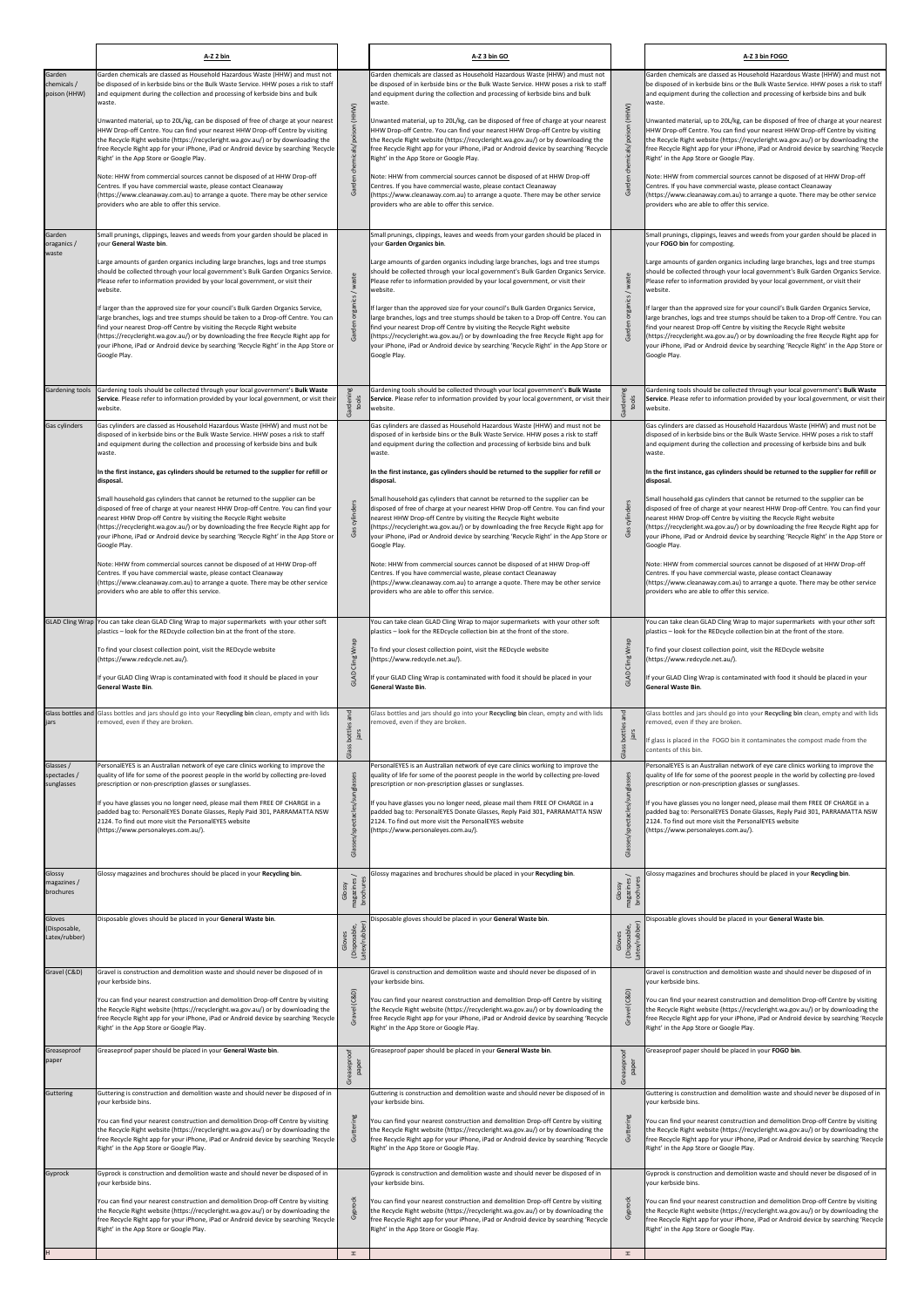| | A-Z 2 bin | | A-Z 3 bin GO | | A-Z 3 bin FOGO |
|---|---|---|---|---|---|
| Garden chemicals / poison (HHW) | Garden chemicals are classed as Household Hazardous Waste (HHW) and must not be disposed of in kerbside bins or the Bulk Waste Service. HHW poses a risk to staff and equipment during the collection and processing of kerbside bins and bulk waste.<br><br>Unwanted material, up to 20L/kg, can be disposed of free of charge at your nearest HHW Drop-off Centre. You can find your nearest HHW Drop-off Centre by visiting the Recycle Right website (https://recycleright.wa.gov.au/) or by downloading the free Recycle Right app for your iPhone, iPad or Android device by searching 'Recycle Right' in the App Store or Google Play.<br><br>Note: HHW from commercial sources cannot be disposed of at HHW Drop-off Centres. If you have commercial waste, please contact Cleanaway (https://www.cleanaway.com.au) to arrange a quote. There may be other service providers who are able to offer this service. | Garden chemicals/poison (HHW) | Garden chemicals are classed as Household Hazardous Waste (HHW) and must not be disposed of in kerbside bins or the Bulk Waste Service. HHW poses a risk to staff and equipment during the collection and processing of kerbside bins and bulk waste.<br><br>Unwanted material, up to 20L/kg, can be disposed of free of charge at your nearest HHW Drop-off Centre. You can find your nearest HHW Drop-off Centre by visiting the Recycle Right website (https://recycleright.wa.gov.au/) or by downloading the free Recycle Right app for your iPhone, iPad or Android device by searching 'Recycle Right' in the App Store or Google Play.<br><br>Note: HHW from commercial sources cannot be disposed of at HHW Drop-off Centres. If you have commercial waste, please contact Cleanaway (https://www.cleanaway.com.au) to arrange a quote. There may be other service providers who are able to offer this service. | Garden chemicals/poison (HHW) | Garden chemicals are classed as Household Hazardous Waste (HHW) and must not be disposed of in kerbside bins or the Bulk Waste Service. HHW poses a risk to staff and equipment during the collection and processing of kerbside bins and bulk waste.<br><br>Unwanted material, up to 20L/kg, can be disposed of free of charge at your nearest HHW Drop-off Centre. You can find your nearest HHW Drop-off Centre by visiting the Recycle Right website (https://recycleright.wa.gov.au/) or by downloading the free Recycle Right app for your iPhone, iPad or Android device by searching 'Recycle Right' in the App Store or Google Play.<br><br>Note: HHW from commercial sources cannot be disposed of at HHW Drop-off Centres. If you have commercial waste, please contact Cleanaway (https://www.cleanaway.com.au) to arrange a quote. There may be other service providers who are able to offer this service. |
| Garden oraganics / waste | Small prunings, clippings, leaves and weeds from your garden should be placed in your **General Waste bin**.<br><br>Large amounts of garden organics including large branches, logs and tree stumps should be collected through your local government's Bulk Garden Organics Service. Please refer to information provided by your local government, or visit their website.<br><br>If larger than the approved size for your council's Bulk Garden Organics Service, large branches, logs and tree stumps should be taken to a Drop-off Centre. You can find your nearest Drop-off Centre by visiting the Recycle Right website (https://recycleright.wa.gov.au/) or by downloading the free Recycle Right app for your iPhone, iPad or Android device by searching 'Recycle Right' in the App Store or Google Play. | Garden organics / waste | Small prunings, clippings, leaves and weeds from your garden should be placed in your **Garden Organics bin**.<br><br>Large amounts of garden organics including large branches, logs and tree stumps should be collected through your local government's Bulk Garden Organics Service. Please refer to information provided by your local government, or visit their website.<br><br>If larger than the approved size for your council's Bulk Garden Organics Service, large branches, logs and tree stumps should be taken to a Drop-off Centre. You can find your nearest Drop-off Centre by visiting the Recycle Right website (https://recycleright.wa.gov.au/) or by downloading the free Recycle Right app for your iPhone, iPad or Android device by searching 'Recycle Right' in the App Store or Google Play. | Garden organics / waste | Small prunings, clippings, leaves and weeds from your garden should be placed in your **FOGO bin** for composting.<br><br>Large amounts of garden organics including large branches, logs and tree stumps should be collected through your local government's Bulk Garden Organics Service. Please refer to information provided by your local government, or visit their website.<br><br>If larger than the approved size for your council's Bulk Garden Organics Service, large branches, logs and tree stumps should be taken to a Drop-off Centre. You can find your nearest Drop-off Centre by visiting the Recycle Right website (https://recycleright.wa.gov.au/) or by downloading the free Recycle Right app for your iPhone, iPad or Android device by searching 'Recycle Right' in the App Store or Google Play. |
| Gardening tools | Gardening tools should be collected through your local government's **Bulk Waste Service**. Please refer to information provided by your local government, or visit their website. | Gardening tools | Gardening tools should be collected through your local government's **Bulk Waste Service**. Please refer to information provided by your local government, or visit their website. | Gardening tools | Gardening tools should be collected through your local government's **Bulk Waste Service**. Please refer to information provided by your local government, or visit their website. |
| Gas cylinders | Gas cylinders are classed as Household Hazardous Waste (HHW) and must not be disposed of in kerbside bins or the Bulk Waste Service. HHW poses a risk to staff and equipment during the collection and processing of kerbside bins and bulk waste.<br><br>**In the first instance, gas cylinders should be returned to the supplier for refill or disposal.**<br><br>Small household gas cylinders that cannot be returned to the supplier can be disposed of free of charge at your nearest HHW Drop-off Centre. You can find your nearest HHW Drop-off Centre by visiting the Recycle Right website (https://recycleright.wa.gov.au/) or by downloading the free Recycle Right app for your iPhone, iPad or Android device by searching 'Recycle Right' in the App Store or Google Play.<br><br>Note: HHW from commercial sources cannot be disposed of at HHW Drop-off Centres. If you have commercial waste, please contact Cleanaway (https://www.cleanaway.com.au) to arrange a quote. There may be other service providers who are able to offer this service. | Gas cylinders | Gas cylinders are classed as Household Hazardous Waste (HHW) and must not be disposed of in kerbside bins or the Bulk Waste Service. HHW poses a risk to staff and equipment during the collection and processing of kerbside bins and bulk waste.<br><br>**In the first instance, gas cylinders should be returned to the supplier for refill or disposal.**<br><br>Small household gas cylinders that cannot be returned to the supplier can be disposed of free of charge at your nearest HHW Drop-off Centre. You can find your nearest HHW Drop-off Centre by visiting the Recycle Right website (https://recycleright.wa.gov.au/) or by downloading the free Recycle Right app for your iPhone, iPad or Android device by searching 'Recycle Right' in the App Store or Google Play.<br><br>Note: HHW from commercial sources cannot be disposed of at HHW Drop-off Centres. If you have commercial waste, please contact Cleanaway (https://www.cleanaway.com.au) to arrange a quote. There may be other service providers who are able to offer this service. | Gas cylinders | Gas cylinders are classed as Household Hazardous Waste (HHW) and must not be disposed of in kerbside bins or the Bulk Waste Service. HHW poses a risk to staff and equipment during the collection and processing of kerbside bins and bulk waste.<br><br>**In the first instance, gas cylinders should be returned to the supplier for refill or disposal.**<br><br>Small household gas cylinders that cannot be returned to the supplier can be disposed of free of charge at your nearest HHW Drop-off Centre. You can find your nearest HHW Drop-off Centre by visiting the Recycle Right website (https://recycleright.wa.gov.au/) or by downloading the free Recycle Right app for your iPhone, iPad or Android device by searching 'Recycle Right' in the App Store or Google Play.<br><br>Note: HHW from commercial sources cannot be disposed of at HHW Drop-off Centres. If you have commercial waste, please contact Cleanaway (https://www.cleanaway.com.au) to arrange a quote. There may be other service providers who are able to offer this service. |
| GLAD Cling Wrap | You can take clean GLAD Cling Wrap to major supermarkets with your other soft plastics – look for the REDcycle collection bin at the front of the store.<br><br>To find your closest collection point, visit the REDcycle website (https://www.redcycle.net.au/).<br><br>If your GLAD Cling Wrap is contaminated with food it should be placed in your **General Waste Bin**. | GLAD Cling Wrap | You can take clean GLAD Cling Wrap to major supermarkets with your other soft plastics – look for the REDcycle collection bin at the front of the store.<br><br>To find your closest collection point, visit the REDcycle website (https://www.redcycle.net.au/).<br><br>If your GLAD Cling Wrap is contaminated with food it should be placed in your **General Waste Bin**. | GLAD Cling Wrap | You can take clean GLAD Cling Wrap to major supermarkets with your other soft plastics – look for the REDcycle collection bin at the front of the store.<br><br>To find your closest collection point, visit the REDcycle website (https://www.redcycle.net.au/).<br><br>If your GLAD Cling Wrap is contaminated with food it should be placed in your **General Waste Bin**. |
| Glass bottles and jars | Glass bottles and jars should go into your **Recycling bin** clean, empty and with lids removed, even if they are broken. | Glass bottles and jars | Glass bottles and jars should go into your **Recycling bin** clean, empty and with lids removed, even if they are broken. | Glass bottles and jars | Glass bottles and jars should go into your **Recycling bin** clean, empty and with lids removed, even if they are broken.<br><br>If glass is placed in the FOGO bin it contaminates the compost made from the contents of this bin. |
| Glasses / spectacles / sunglasses | PersonalEYES is an Australian network of eye care clinics working to improve the quality of life for some of the poorest people in the world by collecting pre-loved prescription or non-prescription glasses or sunglasses.<br><br>If you have glasses you no longer need, please mail them FREE OF CHARGE in a padded bag to: PersonalEYES Donate Glasses, Reply Paid 301, PARRAMATTA NSW 2124. To find out more visit the PersonalEYES website (https://www.personaleyes.com.au/). | Glasses/spectacles/sunglasses | PersonalEYES is an Australian network of eye care clinics working to improve the quality of life for some of the poorest people in the world by collecting pre-loved prescription or non-prescription glasses or sunglasses.<br><br>If you have glasses you no longer need, please mail them FREE OF CHARGE in a padded bag to: PersonalEYES Donate Glasses, Reply Paid 301, PARRAMATTA NSW 2124. To find out more visit the PersonalEYES website (https://www.personaleyes.com.au/). | Glasses/spectacles/sunglasses | PersonalEYES is an Australian network of eye care clinics working to improve the quality of life for some of the poorest people in the world by collecting pre-loved prescription or non-prescription glasses or sunglasses.<br><br>If you have glasses you no longer need, please mail them FREE OF CHARGE in a padded bag to: PersonalEYES Donate Glasses, Reply Paid 301, PARRAMATTA NSW 2124. To find out more visit the PersonalEYES website (https://www.personaleyes.com.au/). |
| Glossy magazines / brochures | Glossy magazines and brochures should be placed in your **Recycling bin.** | Glossy magazines / brochures | Glossy magazines and brochures should be placed in your **Recycling bin**. | Glossy magazines / brochures | Glossy magazines and brochures should be placed in your **Recycling bin**. |
| Gloves (Disposable, Latex/rubber) | Disposable gloves should be placed in your **General Waste bin**. | Gloves (Disposable, Latex/rubber) | Disposable gloves should be placed in your **General Waste bin**. | Gloves (Disposable, Latex/rubber) | Disposable gloves should be placed in your **General Waste bin**. |
| Gravel (C&D) | Gravel is construction and demolition waste and should never be disposed of in your kerbside bins.<br><br>You can find your nearest construction and demolition Drop-off Centre by visiting the Recycle Right website (https://recycleright.wa.gov.au/) or by downloading the free Recycle Right app for your iPhone, iPad or Android device by searching 'Recycle Right' in the App Store or Google Play. | Gravel (C&D) | Gravel is construction and demolition waste and should never be disposed of in your kerbside bins.<br><br>You can find your nearest construction and demolition Drop-off Centre by visiting the Recycle Right website (https://recycleright.wa.gov.au/) or by downloading the free Recycle Right app for your iPhone, iPad or Android device by searching 'Recycle Right' in the App Store or Google Play. | Gravel (C&D) | Gravel is construction and demolition waste and should never be disposed of in your kerbside bins.<br><br>You can find your nearest construction and demolition Drop-off Centre by visiting the Recycle Right website (https://recycleright.wa.gov.au/) or by downloading the free Recycle Right app for your iPhone, iPad or Android device by searching 'Recycle Right' in the App Store or Google Play. |
| Greaseproof paper | Greaseproof paper should be placed in your **General Waste bin**. | Greaseproof paper | Greaseproof paper should be placed in your **General Waste bin**. | Greaseproof paper | Greaseproof paper should be placed in your **FOGO bin**. |
| Guttering | Guttering is construction and demolition waste and should never be disposed of in your kerbside bins.<br><br>You can find your nearest construction and demolition Drop-off Centre by visiting the Recycle Right website (https://recycleright.wa.gov.au/) or by downloading the free Recycle Right app for your iPhone, iPad or Android device by searching 'Recycle Right' in the App Store or Google Play. | Guttering | Guttering is construction and demolition waste and should never be disposed of in your kerbside bins.<br><br>You can find your nearest construction and demolition Drop-off Centre by visiting the Recycle Right website (https://recycleright.wa.gov.au/) or by downloading the free Recycle Right app for your iPhone, iPad or Android device by searching 'Recycle Right' in the App Store or Google Play. | Guttering | Guttering is construction and demolition waste and should never be disposed of in your kerbside bins.<br><br>You can find your nearest construction and demolition Drop-off Centre by visiting the Recycle Right website (https://recycleright.wa.gov.au/) or by downloading the free Recycle Right app for your iPhone, iPad or Android device by searching 'Recycle Right' in the App Store or Google Play. |
| Gyprock | Gyprock is construction and demolition waste and should never be disposed of in your kerbside bins.<br><br>You can find your nearest construction and demolition Drop-off Centre by visiting the Recycle Right website (https://recycleright.wa.gov.au/) or by downloading the free Recycle Right app for your iPhone, iPad or Android device by searching 'Recycle Right' in the App Store or Google Play. | Gyprock | Gyprock is construction and demolition waste and should never be disposed of in your kerbside bins.<br><br>You can find your nearest construction and demolition Drop-off Centre by visiting the Recycle Right website (https://recycleright.wa.gov.au/) or by downloading the free Recycle Right app for your iPhone, iPad or Android device by searching 'Recycle Right' in the App Store or Google Play. | Gyprock | Gyprock is construction and demolition waste and should never be disposed of in your kerbside bins.<br><br>You can find your nearest construction and demolition Drop-off Centre by visiting the Recycle Right website (https://recycleright.wa.gov.au/) or by downloading the free Recycle Right app for your iPhone, iPad or Android device by searching 'Recycle Right' in the App Store or Google Play. |
| H | | H | | H | |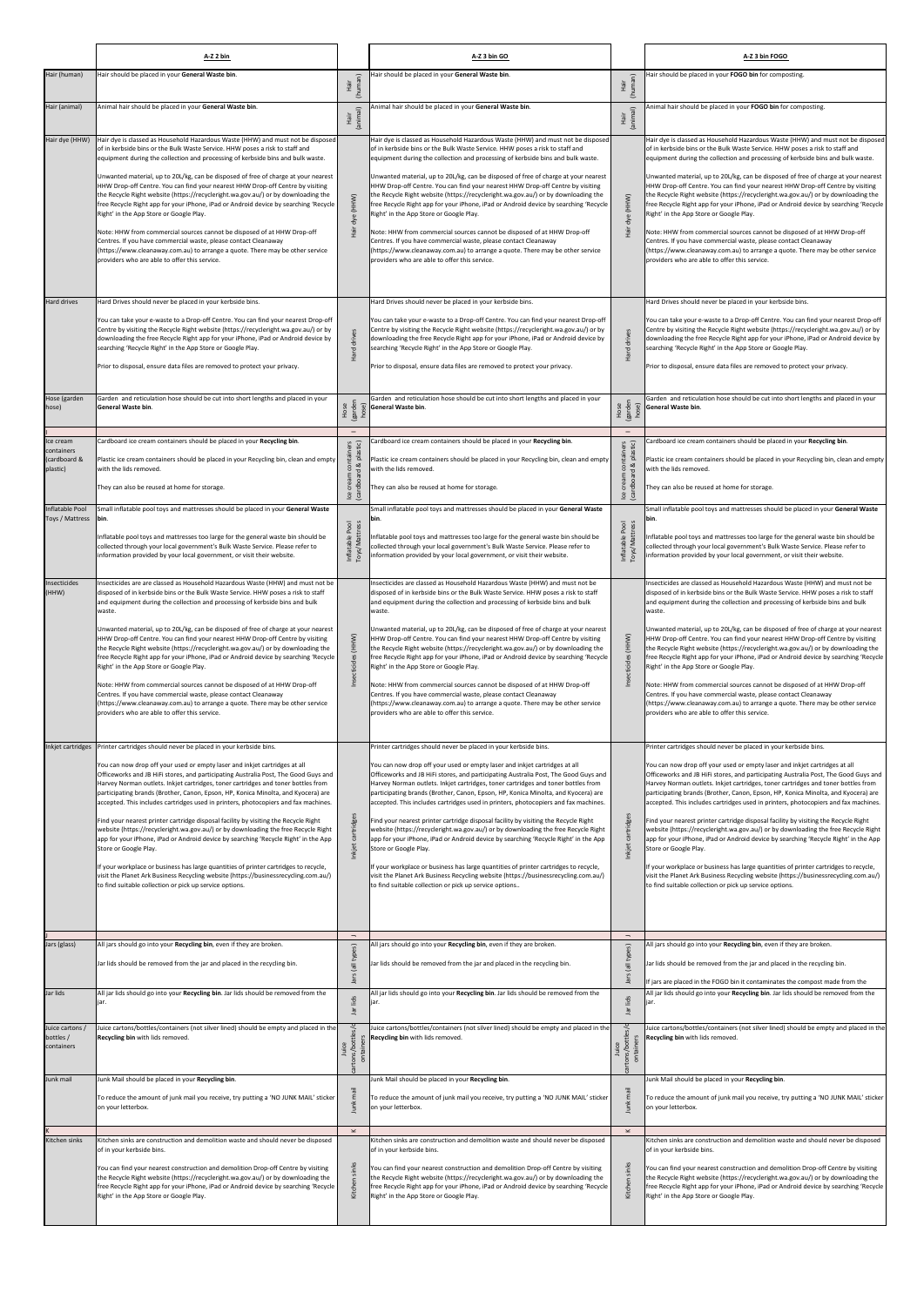| | A-Z 2 bin | | A-Z 3 bin GO | | A-Z 3 bin FOGO |
|---|---|---|---|---|---|
| Hair (human) | Hair should be placed in your **General Waste bin**. | Hair (human) | Hair should be placed in your **General Waste bin**. | Hair (human) | Hair should be placed in your **FOGO bin** for composting. |
| Hair (animal) | Animal hair should be placed in your **General Waste bin**. | Hair (animal) | Animal hair should be placed in your **General Waste bin**. | Hair (animal) | Animal hair should be placed in your **FOGO bin** for composting. |
| Hair dye (HHW) | Hair dye is classed as Household Hazardous Waste (HHW) and must not be disposed of in kerbside bins or the Bulk Waste Service. HHW poses a risk to staff and equipment during the collection and processing of kerbside bins and bulk waste.<br><br>Unwanted material, up to 20L/kg, can be disposed of free of charge at your nearest HHW Drop-off Centre. You can find your nearest HHW Drop-off Centre by visiting the Recycle Right website (https://recycleright.wa.gov.au/) or by downloading the free Recycle Right app for your iPhone, iPad or Android device by searching 'Recycle Right' in the App Store or Google Play.<br><br>Note: HHW from commercial sources cannot be disposed of at HHW Drop-off Centres. If you have commercial waste, please contact Cleanaway (https://www.cleanaway.com.au) to arrange a quote. There may be other service providers who are able to offer this service. | Hair dye (HHW) | Hair dye is classed as Household Hazardous Waste (HHW) and must not be disposed of in kerbside bins or the Bulk Waste Service. HHW poses a risk to staff and equipment during the collection and processing of kerbside bins and bulk waste.<br><br>Unwanted material, up to 20L/kg, can be disposed of free of charge at your nearest HHW Drop-off Centre. You can find your nearest HHW Drop-off Centre by visiting the Recycle Right website (https://recycleright.wa.gov.au/) or by downloading the free Recycle Right app for your iPhone, iPad or Android device by searching 'Recycle Right' in the App Store or Google Play.<br><br>Note: HHW from commercial sources cannot be disposed of at HHW Drop-off Centres. If you have commercial waste, please contact Cleanaway (https://www.cleanaway.com.au) to arrange a quote. There may be other service providers who are able to offer this service. | Hair dye (HHW) | Hair dye is classed as Household Hazardous Waste (HHW) and must not be disposed of in kerbside bins or the Bulk Waste Service. HHW poses a risk to staff and equipment during the collection and processing of kerbside bins and bulk waste.<br><br>Unwanted material, up to 20L/kg, can be disposed of free of charge at your nearest HHW Drop-off Centre. You can find your nearest HHW Drop-off Centre by visiting the Recycle Right website (https://recycleright.wa.gov.au/) or by downloading the free Recycle Right app for your iPhone, iPad or Android device by searching 'Recycle Right' in the App Store or Google Play.<br><br>Note: HHW from commercial sources cannot be disposed of at HHW Drop-off Centres. If you have commercial waste, please contact Cleanaway (https://www.cleanaway.com.au) to arrange a quote. There may be other service providers who are able to offer this service. |
| Hard drives | Hard Drives should never be placed in your kerbside bins.<br><br>You can take your e-waste to a Drop-off Centre. You can find your nearest Drop-off Centre by visiting the Recycle Right website (https://recycleright.wa.gov.au/) or by downloading the free Recycle Right app for your iPhone, iPad or Android device by searching 'Recycle Right' in the App Store or Google Play.<br><br>Prior to disposal, ensure data files are removed to protect your privacy. | Hard drives | Hard Drives should never be placed in your kerbside bins.<br><br>You can take your e-waste to a Drop-off Centre. You can find your nearest Drop-off Centre by visiting the Recycle Right website (https://recycleright.wa.gov.au/) or by downloading the free Recycle Right app for your iPhone, iPad or Android device by searching 'Recycle Right' in the App Store or Google Play.<br><br>Prior to disposal, ensure data files are removed to protect your privacy. | Hard drives | Hard Drives should never be placed in your kerbside bins.<br><br>You can take your e-waste to a Drop-off Centre. You can find your nearest Drop-off Centre by visiting the Recycle Right website (https://recycleright.wa.gov.au/) or by downloading the free Recycle Right app for your iPhone, iPad or Android device by searching 'Recycle Right' in the App Store or Google Play.<br><br>Prior to disposal, ensure data files are removed to protect your privacy. |
| Hose (garden hose) | Garden and reticulation hose should be cut into short lengths and placed in your **General Waste bin**. | Hose (garden hose) | Garden and reticulation hose should be cut into short lengths and placed in your **General Waste bin**. | Hose (garden hose) | Garden and reticulation hose should be cut into short lengths and placed in your **General Waste bin**. |
| I | | I | | I | |
| Ice cream containers (cardboard & plastic) | Cardboard ice cream containers should be placed in your **Recycling bin**.<br><br>Plastic ice cream containers should be placed in your Recycling bin, clean and empty with the lids removed.<br><br>They can also be reused at home for storage. | Ice cream containers (cardboard & plastic) | Cardboard ice cream containers should be placed in your **Recycling bin**.<br><br>Plastic ice cream containers should be placed in your Recycling bin, clean and empty with the lids removed.<br><br>They can also be reused at home for storage. | Ice cream containers (cardboard & plastic) | Cardboard ice cream containers should be placed in your **Recycling bin**.<br><br>Plastic ice cream containers should be placed in your Recycling bin, clean and empty with the lids removed.<br><br>They can also be reused at home for storage. |
| Inflatable Pool Toys / Mattress | Small inflatable pool toys and mattresses should be placed in your **General Waste bin**.<br><br>Inflatable pool toys and mattresses too large for the general waste bin should be collected through your local government's Bulk Waste Service. Please refer to information provided by your local government, or visit their website. | Inflatable Pool Toys/Mattress | Small inflatable pool toys and mattresses should be placed in your **General Waste bin**.<br><br>Inflatable pool toys and mattresses too large for the general waste bin should be collected through your local government's Bulk Waste Service. Please refer to information provided by your local government, or visit their website. | Inflatable Pool Toys/Mattress | Small inflatable pool toys and mattresses should be placed in your **General Waste bin**.<br><br>Inflatable pool toys and mattresses too large for the general waste bin should be collected through your local government's Bulk Waste Service. Please refer to information provided by your local government, or visit their website. |
| Insecticides (HHW) | Insecticides are are classed as Household Hazardous Waste (HHW) and must not be disposed of in kerbside bins or the Bulk Waste Service. HHW poses a risk to staff and equipment during the collection and processing of kerbside bins and bulk waste.<br><br>Unwanted material, up to 20L/kg, can be disposed of free of charge at your nearest HHW Drop-off Centre. You can find your nearest HHW Drop-off Centre by visiting the Recycle Right website (https://recycleright.wa.gov.au/) or by downloading the free Recycle Right app for your iPhone, iPad or Android device by searching 'Recycle Right' in the App Store or Google Play.<br><br>Note: HHW from commercial sources cannot be disposed of at HHW Drop-off Centres. If you have commercial waste, please contact Cleanaway (https://www.cleanaway.com.au) to arrange a quote. There may be other service providers who are able to offer this service. | Insecticides (HHW) | Insecticides are are classed as Household Hazardous Waste (HHW) and must not be disposed of in kerbside bins or the Bulk Waste Service. HHW poses a risk to staff and equipment during the collection and processing of kerbside bins and bulk waste.<br><br>Unwanted material, up to 20L/kg, can be disposed of free of charge at your nearest HHW Drop-off Centre. You can find your nearest HHW Drop-off Centre by visiting the Recycle Right website (https://recycleright.wa.gov.au/) or by downloading the free Recycle Right app for your iPhone, iPad or Android device by searching 'Recycle Right' in the App Store or Google Play.<br><br>Note: HHW from commercial sources cannot be disposed of at HHW Drop-off Centres. If you have commercial waste, please contact Cleanaway (https://www.cleanaway.com.au) to arrange a quote. There may be other service providers who are able to offer this service. | Insecticides (HHW) | Insecticides are are classed as Household Hazardous Waste (HHW) and must not be disposed of in kerbside bins or the Bulk Waste Service. HHW poses a risk to staff and equipment during the collection and processing of kerbside bins and bulk waste.<br><br>Unwanted material, up to 20L/kg, can be disposed of free of charge at your nearest HHW Drop-off Centre. You can find your nearest HHW Drop-off Centre by visiting the Recycle Right website (https://recycleright.wa.gov.au/) or by downloading the free Recycle Right app for your iPhone, iPad or Android device by searching 'Recycle Right' in the App Store or Google Play.<br><br>Note: HHW from commercial sources cannot be disposed of at HHW Drop-off Centres. If you have commercial waste, please contact Cleanaway (https://www.cleanaway.com.au) to arrange a quote. There may be other service providers who are able to offer this service. |
| Inkjet cartridges | Printer cartridges should never be placed in your kerbside bins.<br><br>You can now drop off your used or empty laser and inkjet cartridges at all Officeworks and JB HiFi stores, and participating Australia Post, The Good Guys and Harvey Norman outlets. Inkjet cartridges, toner cartridges and toner bottles from participating brands (Brother, Canon, Epson, HP, Konica Minolta, and Kyocera) are accepted. This includes cartridges used in printers, photocopiers and fax machines.<br><br>Find your nearest printer cartridge disposal facility by visiting the Recycle Right website (https://recycleright.wa.gov.au/) or by downloading the free Recycle Right app for your iPhone, iPad or Android device by searching 'Recycle Right' in the App Store or Google Play.<br><br>If your workplace or business has large quantities of printer cartridges to recycle, visit the Planet Ark Business Recycling website (https://businessrecycling.com.au/) to find suitable collection or pick up service options. | Inkjet cartridges | Printer cartridges should never be placed in your kerbside bins.<br><br>You can now drop off your used or empty laser and inkjet cartridges at all Officeworks and JB HiFi stores, and participating Australia Post, The Good Guys and Harvey Norman outlets. Inkjet cartridges, toner cartridges and toner bottles from participating brands (Brother, Canon, Epson, HP, Konica Minolta, and Kyocera) are accepted. This includes cartridges used in printers, photocopiers and fax machines.<br><br>Find your nearest printer cartridge disposal facility by visiting the Recycle Right website (https://recycleright.wa.gov.au/) or by downloading the free Recycle Right app for your iPhone, iPad or Android device by searching 'Recycle Right' in the App Store or Google Play.<br><br>If your workplace or business has large quantities of printer cartridges to recycle, visit the Planet Ark Business Recycling website (https://businessrecycling.com.au/) to find suitable collection or pick up service options.. | Inkjet cartridges | Printer cartridges should never be placed in your kerbside bins.<br><br>You can now drop off your used or empty laser and inkjet cartridges at all Officeworks and JB HiFi stores, and participating Australia Post, The Good Guys and Harvey Norman outlets. Inkjet cartridges, toner cartridges and toner bottles from participating brands (Brother, Canon, Epson, HP, Konica Minolta, and Kyocera) are accepted. This includes cartridges used in printers, photocopiers and fax machines.<br><br>Find your nearest printer cartridge disposal facility by visiting the Recycle Right website (https://recycleright.wa.gov.au/) or by downloading the free Recycle Right app for your iPhone, iPad or Android device by searching 'Recycle Right' in the App Store or Google Play.<br><br>If your workplace or business has large quantities of printer cartridges to recycle, visit the Planet Ark Business Recycling website (https://businessrecycling.com.au/) to find suitable collection or pick up service options. |
| J | | J | | J | |
| Jars (glass) | All jars should go into your **Recycling bin**, even if they are broken.<br><br>Jar lids should be removed from the jar and placed in the recycling bin. | Jars (all types) | All jars should go into your **Recycling bin**, even if they are broken.<br><br>Jar lids should be removed from the jar and placed in the recycling bin. | Jars (all types) | All jars should go into your **Recycling bin**, even if they are broken.<br><br>Jar lids should be removed from the jar and placed in the recycling bin.<br><br>If jars are placed in the FOGO bin it contaminates the compost made from the |
| Jar lids | All jar lids should go into your **Recycling bin**. Jar lids should be removed from the jar. | Jar lids | All jar lids should go into your **Recycling bin**. Jar lids should be removed from the jar. | Jar lids | All jar lids should go into your **Recycling bin**. Jar lids should be removed from the jar. |
| Juice cartons / bottles / containers | Juice cartons/bottles/containers (not silver lined) should be empty and placed in the **Recycling bin** with lids removed. | Juice cartons/bottles/containers | Juice cartons/bottles/containers (not silver lined) should be empty and placed in the **Recycling bin** with lids removed. | Juice cartons/bottles/containers | Juice cartons/bottles/containers (not silver lined) should be empty and placed in the **Recycling bin** with lids removed. |
| Junk mail | Junk Mail should be placed in your **Recycling bin**.<br><br>To reduce the amount of junk mail you receive, try putting a 'NO JUNK MAIL' sticker on your letterbox. | Junk mail | Junk Mail should be placed in your **Recycling bin**.<br><br>To reduce the amount of junk mail you receive, try putting a 'NO JUNK MAIL' sticker on your letterbox. | Junk mail | Junk Mail should be placed in your **Recycling bin**.<br><br>To reduce the amount of junk mail you receive, try putting a 'NO JUNK MAIL' sticker on your letterbox. |
| K | | K | | K | |
| Kitchen sinks | Kitchen sinks are construction and demolition waste and should never be disposed of in your kerbside bins.<br><br>You can find your nearest construction and demolition Drop-off Centre by visiting the Recycle Right website (https://recycleright.wa.gov.au/) or by downloading the free Recycle Right app for your iPhone, iPad or Android device by searching 'Recycle Right' in the App Store or Google Play. | Kitchen sinks | Kitchen sinks are construction and demolition waste and should never be disposed of in your kerbside bins.<br><br>You can find your nearest construction and demolition Drop-off Centre by visiting the Recycle Right website (https://recycleright.wa.gov.au/) or by downloading the free Recycle Right app for your iPhone, iPad or Android device by searching 'Recycle Right' in the App Store or Google Play. | Kitchen sinks | Kitchen sinks are construction and demolition waste and should never be disposed of in your kerbside bins.<br><br>You can find your nearest construction and demolition Drop-off Centre by visiting the Recycle Right website (https://recycleright.wa.gov.au/) or by downloading the free Recycle Right app for your iPhone, iPad or Android device by searching 'Recycle Right' in the App Store or Google Play. |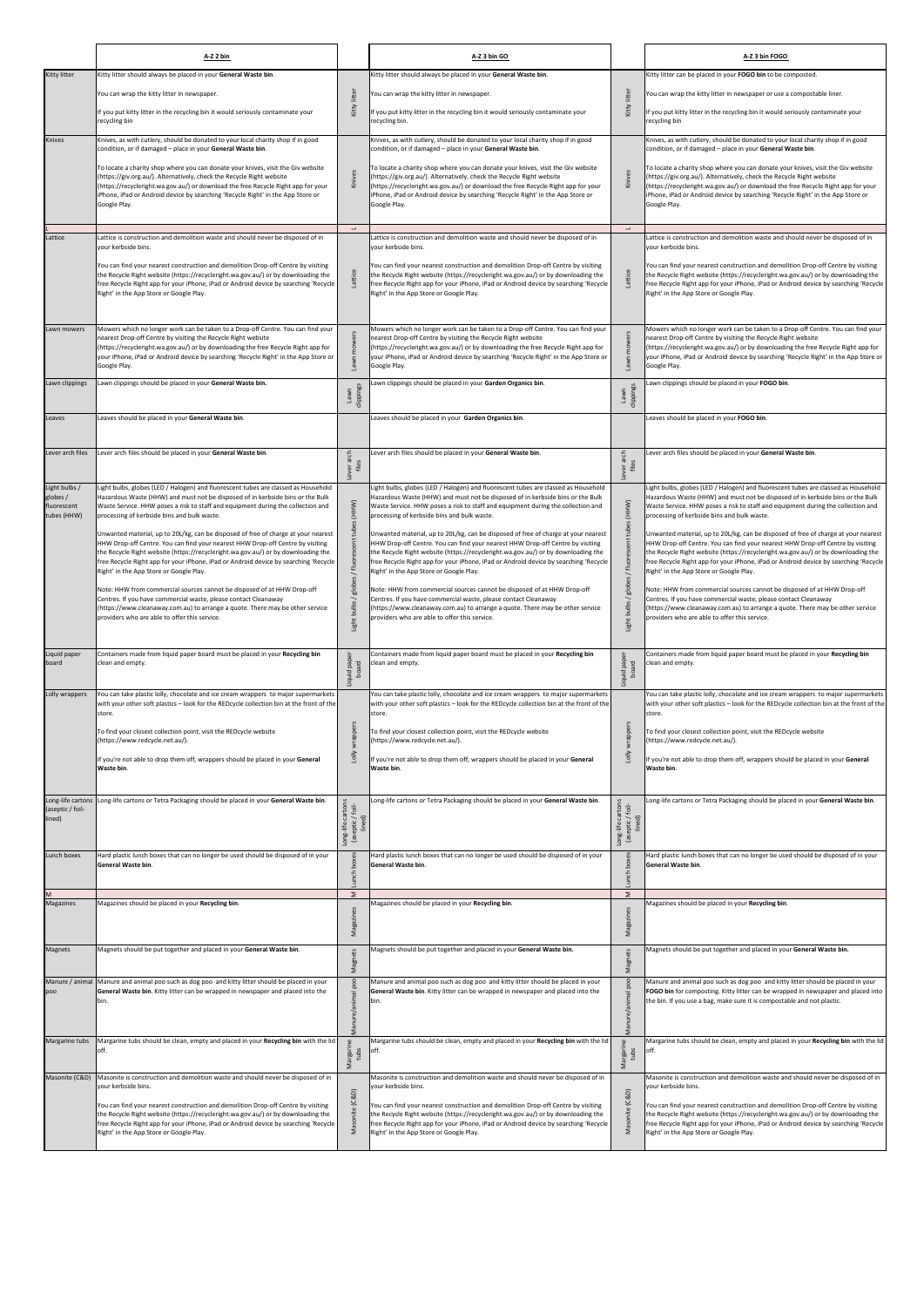| | A-Z 2 bin | | A-Z 3 bin GO | | A-Z 3 bin FOGO |
|---|---|---|---|---|---|
| Kitty litter | Kitty litter should always be placed in your **General Waste bin**.<br><br>You can wrap the kitty litter in newspaper.<br><br>If you put kitty litter in the recycling bin it would seriously contaminate your recycling bin | Kitty litter | Kitty litter should always be placed in your **General Waste bin**.<br><br>You can wrap the kitty litter in newspaper.<br><br>If you put kitty litter in the recycling bin it would seriously contaminate your recycling bin. | Kitty litter | Kitty litter can be placed in your **FOGO bin** to be composted.<br><br>You can wrap the kitty litter in newspaper or use a compostable liner.<br><br>If you put kitty litter in the recycling bin it would seriously contaminate your recycling bin |
| Knives | Knives, as with cutlery, should be donated to your local charity shop if in good condition, or if damaged – place in your **General Waste bin**.<br><br>To locate a charity shop where you can donate your knives, visit the Giv website (https://giv.org.au/). Alternatively, check the Recycle Right website (https://recycleright.wa.gov.au/) or download the free Recycle Right app for your iPhone, iPad or Android device by searching 'Recycle Right' in the App Store or Google Play. | Knives | Knives, as with cutlery, should be donated to your local charity shop if in good condition, or if damaged – place in your **General Waste bin**.<br><br>To locate a charity shop where you can donate your knives, visit the Giv website (https://giv.org.au/). Alternatively, check the Recycle Right website (https://recycleright.wa.gov.au/) or download the free Recycle Right app for your iPhone, iPad or Android device by searching 'Recycle Right' in the App Store or Google Play. | Knives | Knives, as with cutlery, should be donated to your local charity shop if in good condition, or if damaged – place in your **General Waste bin**.<br><br>To locate a charity shop where you can donate your knives, visit the Giv website (https://giv.org.au/). Alternatively, check the Recycle Right website (https://recycleright.wa.gov.au/) or download the free Recycle Right app for your iPhone, iPad or Android device by searching 'Recycle Right' in the App Store or Google Play. |
| L | | L | | L | |
| Lattice | Lattice is construction and demolition waste and should never be disposed of in your kerbside bins.<br><br>You can find your nearest construction and demolition Drop-off Centre by visiting the Recycle Right website (https://recycleright.wa.gov.au/) or by downloading the free Recycle Right app for your iPhone, iPad or Android device by searching 'Recycle Right' in the App Store or Google Play. | Lattice | Lattice is construction and demolition waste and should never be disposed of in your kerbside bins.<br><br>You can find your nearest construction and demolition Drop-off Centre by visiting the Recycle Right website (https://recycleright.wa.gov.au/) or by downloading the free Recycle Right app for your iPhone, iPad or Android device by searching 'Recycle Right' in the App Store or Google Play. | Lattice | Lattice is construction and demolition waste and should never be disposed of in your kerbside bins.<br><br>You can find your nearest construction and demolition Drop-off Centre by visiting the Recycle Right website (https://recycleright.wa.gov.au/) or by downloading the free Recycle Right app for your iPhone, iPad or Android device by searching 'Recycle Right' in the App Store or Google Play. |
| Lawn mowers | Mowers which no longer work can be taken to a Drop-off Centre. You can find your nearest Drop-off Centre by visiting the Recycle Right website (https://recycleright.wa.gov.au/) or by downloading the free Recycle Right app for your iPhone, iPad or Android device by searching 'Recycle Right' in the App Store or Google Play. | Lawn mowers | Mowers which no longer work can be taken to a Drop-off Centre. You can find your nearest Drop-off Centre by visiting the Recycle Right website (https://recycleright.wa.gov.au/) or by downloading the free Recycle Right app for your iPhone, iPad or Android device by searching 'Recycle Right' in the App Store or Google Play. | Lawn mowers | Mowers which no longer work can be taken to a Drop-off Centre. You can find your nearest Drop-off Centre by visiting the Recycle Right website (https://recycleright.wa.gov.au/) or by downloading the free Recycle Right app for your iPhone, iPad or Android device by searching 'Recycle Right' in the App Store or Google Play. |
| Lawn clippings | Lawn clippings should be placed in your **General Waste bin.** | Lawn clippings | Lawn clippings should be placed in your **Garden Organics bin**. | Lawn clippings | Lawn clippings should be placed in your **FOGO bin**. |
| Leaves | Leaves should be placed in your **General Waste bin**. | | Leaves should be placed in your **Garden Organics bin**. | | Leaves should be placed in your **FOGO bin**. |
| Lever arch files | Lever arch files should be placed in your **General Waste bin**. | Lever arch files | Lever arch files should be placed in your **General Waste bin**. | Lever arch files | Lever arch files should be placed in your **General Waste bin**. |
| Light bulbs / globes / fluorescent tubes (HHW) | Light bulbs, globes (LED / Halogen) and fluorescent tubes are classed as Household Hazardous Waste (HHW) and must not be disposed of in kerbside bins or the Bulk Waste Service. HHW poses a risk to staff and equipment during the collection and processing of kerbside bins and bulk waste.<br><br>Unwanted material, up to 20L/kg, can be disposed of free of charge at your nearest HHW Drop-off Centre. You can find your nearest HHW Drop-off Centre by visiting the Recycle Right website (https://recycleright.wa.gov.au/) or by downloading the free Recycle Right app for your iPhone, iPad or Android device by searching 'Recycle Right' in the App Store or Google Play.<br><br>Note: HHW from commercial sources cannot be disposed of at HHW Drop-off Centres. If you have commercial waste, please contact Cleanaway (https://www.cleanaway.com.au) to arrange a quote. There may be other service providers who are able to offer this service. | Light bulbs / globes / fluorescent tubes (HHW) | Light bulbs, globes (LED / Halogen) and fluorescent tubes are classed as Household Hazardous Waste (HHW) and must not be disposed of in kerbside bins or the Bulk Waste Service. HHW poses a risk to staff and equipment during the collection and processing of kerbside bins and bulk waste.<br><br>Unwanted material, up to 20L/kg, can be disposed of free of charge at your nearest HHW Drop-off Centre. You can find your nearest HHW Drop-off Centre by visiting the Recycle Right website (https://recycleright.wa.gov.au/) or by downloading the free Recycle Right app for your iPhone, iPad or Android device by searching 'Recycle Right' in the App Store or Google Play.<br><br>Note: HHW from commercial sources cannot be disposed of at HHW Drop-off Centres. If you have commercial waste, please contact Cleanaway (https://www.cleanaway.com.au) to arrange a quote. There may be other service providers who are able to offer this service. | Light bulbs / globes / fluorescent tubes (HHW) | Light bulbs, globes (LED / Halogen) and fluorescent tubes are classed as Household Hazardous Waste (HHW) and must not be disposed of in kerbside bins or the Bulk Waste Service. HHW poses a risk to staff and equipment during the collection and processing of kerbside bins and bulk waste.<br><br>Unwanted material, up to 20L/kg, can be disposed of free of charge at your nearest HHW Drop-off Centre. You can find your nearest HHW Drop-off Centre by visiting the Recycle Right website (https://recycleright.wa.gov.au/) or by downloading the free Recycle Right app for your iPhone, iPad or Android device by searching 'Recycle Right' in the App Store or Google Play.<br><br>Note: HHW from commercial sources cannot be disposed of at HHW Drop-off Centres. If you have commercial waste, please contact Cleanaway (https://www.cleanaway.com.au) to arrange a quote. There may be other service providers who are able to offer this service. |
| Liquid paper board | Containers made from liquid paper board must be placed in your **Recycling bin** clean and empty. | Liquid paper board | Containers made from liquid paper board must be placed in your **Recycling bin** clean and empty. | Liquid paper board | Containers made from liquid paper board must be placed in your **Recycling bin** clean and empty. |
| Lolly wrappers | You can take plastic lolly, chocolate and ice cream wrappers to major supermarkets with your other soft plastics – look for the REDcycle collection bin at the front of the store.<br><br>To find your closest collection point, visit the REDcycle website (https://www.redcycle.net.au/).<br><br>If you're not able to drop them off, wrappers should be placed in your **General Waste bin**. | Lolly wrappers | You can take plastic lolly, chocolate and ice cream wrappers to major supermarkets with your other soft plastics – look for the REDcycle collection bin at the front of the store.<br><br>To find your closest collection point, visit the REDcycle website (https://www.redcycle.net.au/).<br><br>If you're not able to drop them off, wrappers should be placed in your **General Waste bin**. | Lolly wrappers | You can take plastic lolly, chocolate and ice cream wrappers to major supermarkets with your other soft plastics – look for the REDcycle collection bin at the front of the store.<br><br>To find your closest collection point, visit the REDcycle website (https://www.redcycle.net.au/).<br><br>If you're not able to drop them off, wrappers should be placed in your **General Waste bin**. |
| Long-life cartons (aseptic / foil-lined) | Long-life cartons or Tetra Packaging should be placed in your **General Waste bin**. | Long-life cartons (aseptic / foil-lined) | Long-life cartons or Tetra Packaging should be placed in your **General Waste bin**. | Long-life cartons (aseptic / foil-lined) | Long-life cartons or Tetra Packaging should be placed in your **General Waste bin**. |
| Lunch boxes | Hard plastic lunch boxes that can no longer be used should be disposed of in your **General Waste bin**. | Lunch boxes | Hard plastic lunch boxes that can no longer be used should be disposed of in your **General Waste bin**. | Lunch boxes | Hard plastic lunch boxes that can no longer be used should be disposed of in your **General Waste bin**. |
| M | | M | | M | |
| Magazines | Magazines should be placed in your **Recycling bin**. | Magazines | Magazines should be placed in your **Recycling bin**. | Magazines | Magazines should be placed in your **Recycling bin**. |
| Magnets | Magnets should be put together and placed in your **General Waste bin**. | Magnets | Magnets should be put together and placed in your **General Waste bin.** | Magnets | Magnets should be put together and placed in your **General Waste bin.** |
| Manure / animal poo | Manure and animal poo such as dog poo and kitty litter should be placed in your **General Waste bin**. Kitty litter can be wrapped in newspaper and placed into the bin. | Manure/animal poo | Manure and animal poo such as dog poo and kitty litter should be placed in your **General Waste bin**. Kitty litter can be wrapped in newspaper and placed into the bin. | Manure/animal poo | Manure and animal poo such as dog poo and kitty litter should be placed in your **FOGO bin** for composting. Kitty litter can be wrapped in newspaper and placed into the bin. If you use a bag, make sure it is compostable and not plastic. |
| Margarine tubs | Margarine tubs should be clean, empty and placed in your **Recycling bin** with the lid off. | Margarine tubs | Margarine tubs should be clean, empty and placed in your **Recycling bin** with the lid off. | Margarine tubs | Margarine tubs should be clean, empty and placed in your **Recycling bin** with the lid off. |
| Masonite (C&D) | Masonite is construction and demolition waste and should never be disposed of in your kerbside bins.<br><br>You can find your nearest construction and demolition Drop-off Centre by visiting the Recycle Right website (https://recycleright.wa.gov.au/) or by downloading the free Recycle Right app for your iPhone, iPad or Android device by searching 'Recycle Right' in the App Store or Google Play. | Masonite (C&D) | Masonite is construction and demolition waste and should never be disposed of in your kerbside bins.<br><br>You can find your nearest construction and demolition Drop-off Centre by visiting the Recycle Right website (https://recycleright.wa.gov.au/) or by downloading the free Recycle Right app for your iPhone, iPad or Android device by searching 'Recycle Right' in the App Store or Google Play. | Masonite (C&D) | Masonite is construction and demolition waste and should never be disposed of in your kerbside bins.<br><br>You can find your nearest construction and demolition Drop-off Centre by visiting the Recycle Right website (https://recycleright.wa.gov.au/) or by downloading the free Recycle Right app for your iPhone, iPad or Android device by searching 'Recycle Right' in the App Store or Google Play. |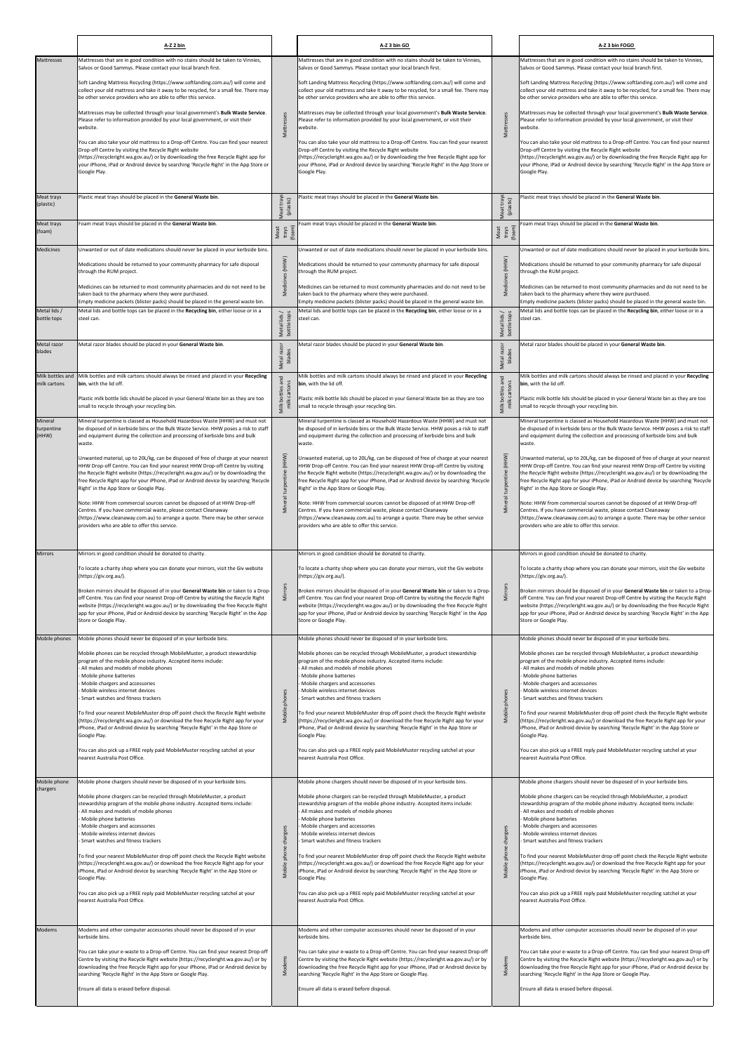| | A-Z 2 bin | | A-Z 3 bin GO | | A-Z 3 bin FOGO |
|---|---|---|---|---|---|
| Mattresses | Mattresses that are in good condition with no stains should be taken to Vinnies, Salvos or Good Sammys. Please contact your local branch first.<br><br>Soft Landing Mattress Recycling (https://www.softlanding.com.au/) will come and collect your old mattress and take it away to be recycled, for a small fee. There may be other service providers who are able to offer this service.<br><br>Mattresses may be collected through your local government's **Bulk Waste Service**. Please refer to information provided by your local government, or visit their website.<br><br>You can also take your old mattress to a Drop-off Centre. You can find your nearest Drop-off Centre by visiting the Recycle Right website (https://recycleright.wa.gov.au/) or by downloading the free Recycle Right app for your iPhone, iPad or Android device by searching 'Recycle Right' in the App Store or Google Play. | Mattresses | Mattresses that are in good condition with no stains should be taken to Vinnies, Salvos or Good Sammys. Please contact your local branch first.<br><br>Soft Landing Mattress Recycling (https://www.softlanding.com.au/) will come and collect your old mattress and take it away to be recycled, for a small fee. There may be other service providers who are able to offer this service.<br><br>Mattresses may be collected through your local government's **Bulk Waste Service**. Please refer to information provided by your local government, or visit their website.<br><br>You can also take your old mattress to a Drop-off Centre. You can find your nearest Drop-off Centre by visiting the Recycle Right website (https://recycleright.wa.gov.au/) or by downloading the free Recycle Right app for your iPhone, iPad or Android device by searching 'Recycle Right' in the App Store or Google Play. | Mattresses | Mattresses that are in good condition with no stains should be taken to Vinnies, Salvos or Good Sammys. Please contact your local branch first.<br><br>Soft Landing Mattress Recycling (https://www.softlanding.com.au/) will come and collect your old mattress and take it away to be recycled, for a small fee. There may be other service providers who are able to offer this service.<br><br>Mattresses may be collected through your local government's **Bulk Waste Service**. Please refer to information provided by your local government, or visit their website.<br><br>You can also take your old mattress to a Drop-off Centre. You can find your nearest Drop-off Centre by visiting the Recycle Right website (https://recycleright.wa.gov.au/) or by downloading the free Recycle Right app for your iPhone, iPad or Android device by searching 'Recycle Right' in the App Store or Google Play. |
| Meat trays (plastic) | Plastic meat trays should be placed in the **General Waste bin**. | Meat trays (plastic) | Plastic meat trays should be placed in the **General Waste bin**. | Meat trays (plastic) | Plastic meat trays should be placed in the **General Waste bin**. |
| Meat trays (foam) | Foam meat trays should be placed in the **General Waste bin**. | Meat trays (foam) | Foam meat trays should be placed in the **General Waste bin**. | Meat trays (foam) | Foam meat trays should be placed in the **General Waste bin**. |
| Medicines | Unwanted or out of date medications should never be placed in your kerbside bins.<br><br>Medications should be returned to your community pharmacy for safe disposal through the RUM project.<br><br>Medicines can be returned to most community pharmacies and do not need to be taken back to the pharmacy where they were purchased.<br>Empty medicine packets (blister packs) should be placed in the general waste bin. | Medicines (HHW) | Unwanted or out of date medications should never be placed in your kerbside bins.<br><br>Medications should be returned to your community pharmacy for safe disposal through the RUM project.<br><br>Medicines can be returned to most community pharmacies and do not need to be taken back to the pharmacy where they were purchased.<br>Empty medicine packets (blister packs) should be placed in the general waste bin. | Medicines (HHW) | Unwanted or out of date medications should never be placed in your kerbside bins.<br><br>Medications should be returned to your community pharmacy for safe disposal through the RUM project.<br><br>Medicines can be returned to most community pharmacies and do not need to be taken back to the pharmacy where they were purchased.<br>Empty medicine packets (blister packs) should be placed in the general waste bin. |
| Metal lids / bottle tops | Metal lids and bottle tops can be placed in the **Recycling bin**, either loose or in a steel can. | Metal lids / bottle tops | Metal lids and bottle tops can be placed in the **Recycling bin**, either loose or in a steel can. | Metal lids / bottle tops | Metal lids and bottle tops can be placed in the **Recycling bin**, either loose or in a steel can. |
| Metal razor blades | Metal razor blades should be placed in your **General Waste bin**. | Metal razor blades | Metal razor blades should be placed in your **General Waste bin**. | Metal razor blades | Metal razor blades should be placed in your **General Waste bin**. |
| Milk bottles and milk cartons | Milk bottles and milk cartons should always be rinsed and placed in your **Recycling bin**, with the lid off.<br><br>Plastic milk bottle lids should be placed in your General Waste bin as they are too small to recycle through your recycling bin. | Milk bottles and milk cartons | Milk bottles and milk cartons should always be rinsed and placed in your **Recycling bin**, with the lid off.<br><br>Plastic milk bottle lids should be placed in your General Waste bin as they are too small to recycle through your recycling bin. | Milk bottles and milk cartons | Milk bottles and milk cartons should always be rinsed and placed in your **Recycling bin**, with the lid off.<br><br>Plastic milk bottle lids should be placed in your General Waste bin as they are too small to recycle through your recycling bin. |
| Mineral turpentine (HHW) | Mineral turpentine is classed as Household Hazardous Waste (HHW) and must not be disposed of in kerbside bins or the Bulk Waste Service. HHW poses a risk to staff and equipment during the collection and processing of kerbside bins and bulk waste.<br><br>Unwanted material, up to 20L/kg, can be disposed of free of charge at your nearest HHW Drop-off Centre. You can find your nearest HHW Drop-off Centre by visiting the Recycle Right website (https://recycleright.wa.gov.au/) or by downloading the free Recycle Right app for your iPhone, iPad or Android device by searching 'Recycle Right' in the App Store or Google Play.<br><br>Note: HHW from commercial sources cannot be disposed of at HHW Drop-off Centres. If you have commercial waste, please contact Cleanaway (https://www.cleanaway.com.au) to arrange a quote. There may be other service providers who are able to offer this service. | Mineral turpentine (HHW) | Mineral turpentine is classed as Household Hazardous Waste (HHW) and must not be disposed of in kerbside bins or the Bulk Waste Service. HHW poses a risk to staff and equipment during the collection and processing of kerbside bins and bulk waste.<br><br>Unwanted material, up to 20L/kg, can be disposed of free of charge at your nearest HHW Drop-off Centre. You can find your nearest HHW Drop-off Centre by visiting the Recycle Right website (https://recycleright.wa.gov.au/) or by downloading the free Recycle Right app for your iPhone, iPad or Android device by searching 'Recycle Right' in the App Store or Google Play.<br><br>Note: HHW from commercial sources cannot be disposed of at HHW Drop-off Centres. If you have commercial waste, please contact Cleanaway (https://www.cleanaway.com.au) to arrange a quote. There may be other service providers who are able to offer this service. | Mineral turpentine (HHW) | Mineral turpentine is classed as Household Hazardous Waste (HHW) and must not be disposed of in kerbside bins or the Bulk Waste Service. HHW poses a risk to staff and equipment during the collection and processing of kerbside bins and bulk waste.<br><br>Unwanted material, up to 20L/kg, can be disposed of free of charge at your nearest HHW Drop-off Centre. You can find your nearest HHW Drop-off Centre by visiting the Recycle Right website (https://recycleright.wa.gov.au/) or by downloading the free Recycle Right app for your iPhone, iPad or Android device by searching 'Recycle Right' in the App Store or Google Play.<br><br>Note: HHW from commercial sources cannot be disposed of at HHW Drop-off Centres. If you have commercial waste, please contact Cleanaway (https://www.cleanaway.com.au) to arrange a quote. There may be other service providers who are able to offer this service. |
| Mirrors | Mirrors in good condition should be donated to charity.<br><br>To locate a charity shop where you can donate your mirrors, visit the Giv website (https://giv.org.au/).<br><br>Broken mirrors should be disposed of in your **General Waste bin** or taken to a Drop-off Centre. You can find your nearest Drop-off Centre by visiting the Recycle Right website (https://recycleright.wa.gov.au/) or by downloading the free Recycle Right app for your iPhone, iPad or Android device by searching 'Recycle Right' in the App Store or Google Play. | Mirrors | Mirrors in good condition should be donated to charity.<br><br>To locate a charity shop where you can donate your mirrors, visit the Giv website (https://giv.org.au/).<br><br>Broken mirrors should be disposed of in your **General Waste bin** or taken to a Drop-off Centre. You can find your nearest Drop-off Centre by visiting the Recycle Right website (https://recycleright.wa.gov.au/) or by downloading the free Recycle Right app for your iPhone, iPad or Android device by searching 'Recycle Right' in the App Store or Google Play. | Mirrors | Mirrors in good condition should be donated to charity.<br><br>To locate a charity shop where you can donate your mirrors, visit the Giv website (https://giv.org.au/).<br><br>Broken mirrors should be disposed of in your **General Waste bin** or taken to a Drop-off Centre. You can find your nearest Drop-off Centre by visiting the Recycle Right website (https://recycleright.wa.gov.au/) or by downloading the free Recycle Right app for your iPhone, iPad or Android device by searching 'Recycle Right' in the App Store or Google Play. |
| Mobile phones | Mobile phones should never be disposed of in your kerbside bins.<br><br>Mobile phones can be recycled through MobileMuster, a product stewardship program of the mobile phone industry. Accepted items include:<br>- All makes and models of mobile phones<br>- Mobile phone batteries<br>- Mobile chargers and accessories<br>- Mobile wireless internet devices<br>- Smart watches and fitness trackers<br><br>To find your nearest MobileMuster drop off point check the Recycle Right website (https://recycleright.wa.gov.au/) or download the free Recycle Right app for your iPhone, iPad or Android device by searching 'Recycle Right' in the App Store or Google Play.<br><br>You can also pick up a FREE reply paid MobileMuster recycling satchel at your nearest Australia Post Office. | Mobile phones | Mobile phones should never be disposed of in your kerbside bins.<br><br>Mobile phones can be recycled through MobileMuster, a product stewardship program of the mobile phone industry. Accepted items include:<br>- All makes and models of mobile phones<br>- Mobile phone batteries<br>- Mobile chargers and accessories<br>- Mobile wireless internet devices<br>- Smart watches and fitness trackers<br><br>To find your nearest MobileMuster drop off point check the Recycle Right website (https://recycleright.wa.gov.au/) or download the free Recycle Right app for your iPhone, iPad or Android device by searching 'Recycle Right' in the App Store or Google Play.<br><br>You can also pick up a FREE reply paid MobileMuster recycling satchel at your nearest Australia Post Office. | Mobile phones | Mobile phones should never be disposed of in your kerbside bins.<br><br>Mobile phones can be recycled through MobileMuster, a product stewardship program of the mobile phone industry. Accepted items include:<br>- All makes and models of mobile phones<br>- Mobile phone batteries<br>- Mobile chargers and accessories<br>- Mobile wireless internet devices<br>- Smart watches and fitness trackers<br><br>To find your nearest MobileMuster drop off point check the Recycle Right website (https://recycleright.wa.gov.au/) or download the free Recycle Right app for your iPhone, iPad or Android device by searching 'Recycle Right' in the App Store or Google Play.<br><br>You can also pick up a FREE reply paid MobileMuster recycling satchel at your nearest Australia Post Office. |
| Mobile phone chargers | Mobile phone chargers should never be disposed of in your kerbside bins.<br><br>Mobile phone chargers can be recycled through MobileMuster, a product stewardship program of the mobile phone industry. Accepted items include:<br>- All makes and models of mobile phones<br>- Mobile phone batteries<br>- Mobile chargers and accessories<br>- Mobile wireless internet devices<br>- Smart watches and fitness trackers<br><br>To find your nearest MobileMuster drop off point check the Recycle Right website (https://recycleright.wa.gov.au/) or download the free Recycle Right app for your iPhone, iPad or Android device by searching 'Recycle Right' in the App Store or Google Play.<br><br>You can also pick up a FREE reply paid MobileMuster recycling satchel at your nearest Australia Post Office. | Mobile phone chargers | Mobile phone chargers should never be disposed of in your kerbside bins.<br><br>Mobile phone chargers can be recycled through MobileMuster, a product stewardship program of the mobile phone industry. Accepted items include:<br>- All makes and models of mobile phones<br>- Mobile phone batteries<br>- Mobile chargers and accessories<br>- Mobile wireless internet devices<br>- Smart watches and fitness trackers<br><br>To find your nearest MobileMuster drop off point check the Recycle Right website (https://recycleright.wa.gov.au/) or download the free Recycle Right app for your iPhone, iPad or Android device by searching 'Recycle Right' in the App Store or Google Play.<br><br>You can also pick up a FREE reply paid MobileMuster recycling satchel at your nearest Australia Post Office. | Mobile phone chargers | Mobile phone chargers should never be disposed of in your kerbside bins.<br><br>Mobile phone chargers can be recycled through MobileMuster, a product stewardship program of the mobile phone industry. Accepted items include:<br>- All makes and models of mobile phones<br>- Mobile phone batteries<br>- Mobile chargers and accessories<br>- Mobile wireless internet devices<br>- Smart watches and fitness trackers<br><br>To find your nearest MobileMuster drop off point check the Recycle Right website (https://recycleright.wa.gov.au/) or download the free Recycle Right app for your iPhone, iPad or Android device by searching 'Recycle Right' in the App Store or Google Play.<br><br>You can also pick up a FREE reply paid MobileMuster recycling satchel at your nearest Australia Post Office. |
| Modems | Modems and other computer accessories should never be disposed of in your kerbside bins.<br><br>You can take your e-waste to a Drop-off Centre. You can find your nearest Drop-off Centre by visiting the Recycle Right website (https://recycleright.wa.gov.au/) or by downloading the free Recycle Right app for your iPhone, iPad or Android device by searching 'Recycle Right' in the App Store or Google Play.<br><br>Ensure all data is erased before disposal. | Modems | Modems and other computer accessories should never be disposed of in your kerbside bins.<br><br>You can take your e-waste to a Drop-off Centre. You can find your nearest Drop-off Centre by visiting the Recycle Right website (https://recycleright.wa.gov.au/) or by downloading the free Recycle Right app for your iPhone, iPad or Android device by searching 'Recycle Right' in the App Store or Google Play.<br><br>Ensure all data is erased before disposal. | Modems | Modems and other computer accessories should never be disposed of in your kerbside bins.<br><br>You can take your e-waste to a Drop-off Centre. You can find your nearest Drop-off Centre by visiting the Recycle Right website (https://recycleright.wa.gov.au/) or by downloading the free Recycle Right app for your iPhone, iPad or Android device by searching 'Recycle Right' in the App Store or Google Play.<br><br>Ensure all data is erased before disposal. |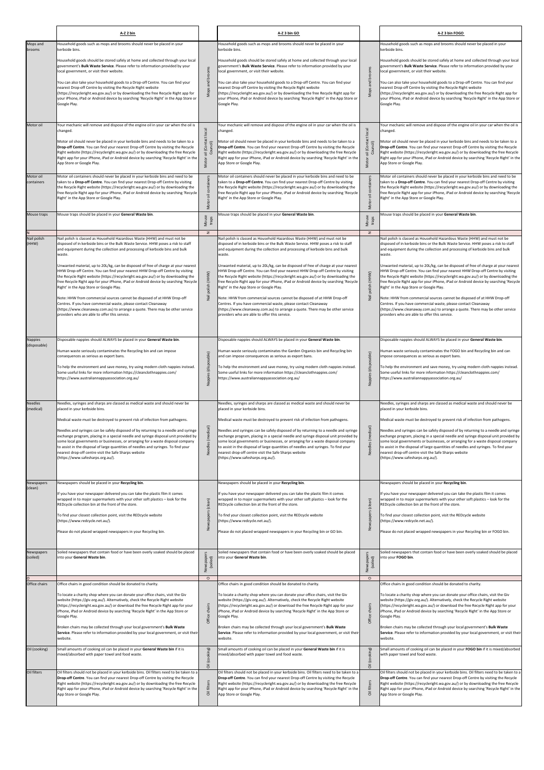| | A-Z 2 bin | | A-Z 3 bin GO | | A-Z 3 bin FOGO |
|---|---|---|---|---|---|
| Mops and brooms | Household goods such as mops and brooms should never be placed in your kerbside bins.<br><br>Household goods should be stored safely at home and collected through your local government's **Bulk Waste Service**. Please refer to information provided by your local government, or visit their website.<br><br>You can also take your household goods to a Drop-off Centre. You can find your nearest Drop-off Centre by visiting the Recycle Right website (https://recycleright.wa.gov.au/) or by downloading the free Recycle Right app for your iPhone, iPad or Android device by searching 'Recycle Right' in the App Store or Google Play. | Mops and brooms | Household goods such as mops and brooms should never be placed in your kerbside bins.<br><br>Household goods should be stored safely at home and collected through your local government's **Bulk Waste Service**. Please refer to information provided by your local government, or visit their website.<br><br>You can also take your household goods to a Drop-off Centre. You can find your nearest Drop-off Centre by visiting the Recycle Right website (https://recycleright.wa.gov.au/) or by downloading the free Recycle Right app for your iPhone, iPad or Android device by searching 'Recycle Right' in the App Store or Google Play. | Mops and brooms | Household goods such as mops and brooms should never be placed in your kerbside bins.<br><br>Household goods should be stored safely at home and collected through your local government's **Bulk Waste Service**. Please refer to information provided by your local government, or visit their website.<br><br>You can also take your household goods to a Drop-off Centre. You can find your nearest Drop-off Centre by visiting the Recycle Right website (https://recycleright.wa.gov.au/) or by downloading the free Recycle Right app for your iPhone, iPad or Android device by searching 'Recycle Right' in the App Store or Google Play. |
| Motor oil | Your mechanic will remove and dispose of the engine oil in your car when the oil is changed.<br><br>Motor oil should never be placed in your kerbside bins and needs to be taken to a **Drop-off Centre**. You can find your nearest Drop-off Centre by visiting the Recycle Right website (https://recycleright.wa.gov.au/) or by downloading the free Recycle Right app for your iPhone, iPad or Android device by searching 'Recycle Right' in the App Store or Google Play. | Motor oil (Contact local Council) | Your mechanic will remove and dispose of the engine oil in your car when the oil is changed.<br><br>Motor oil should never be placed in your kerbside bins and needs to be taken to a **Drop-off Centre**. You can find your nearest Drop-off Centre by visiting the Recycle Right website (https://recycleright.wa.gov.au/) or by downloading the free Recycle Right app for your iPhone, iPad or Android device by searching 'Recycle Right' in the App Store or Google Play. | Motor oil (Contact local Council) | Your mechanic will remove and dispose of the engine oil in your car when the oil is changed.<br><br>Motor oil should never be placed in your kerbside bins and needs to be taken to a **Drop-off Centre**. You can find your nearest Drop-off Centre by visiting the Recycle Right website (https://recycleright.wa.gov.au/) or by downloading the free Recycle Right app for your iPhone, iPad or Android device by searching 'Recycle Right' in the App Store or Google Play. |
| Motor oil containers | Motor oil containers should never be placed in your kerbside bins and need to be taken to a **Drop-off Centre**. You can find your nearest Drop-off Centre by visiting the Recycle Right website (https://recycleright.wa.gov.au/) or by downloading the free Recycle Right app for your iPhone, iPad or Android device by searching 'Recycle Right' in the App Store or Google Play. | Motor oil containers | Motor oil containers should never be placed in your kerbside bins and need to be taken to a **Drop-off Centre**. You can find your nearest Drop-off Centre by visiting the Recycle Right website (https://recycleright.wa.gov.au/) or by downloading the free Recycle Right app for your iPhone, iPad or Android device by searching 'Recycle Right' in the App Store or Google Play. | Motor oil containers | Motor oil containers should never be placed in your kerbside bins and need to be taken to a **Drop-off Centre**. You can find your nearest Drop-off Centre by visiting the Recycle Right website (https://recycleright.wa.gov.au/) or by downloading the free Recycle Right app for your iPhone, iPad or Android device by searching 'Recycle Right' in the App Store or Google Play. |
| Mouse traps | Mouse traps should be placed in your **General Waste bin**. | Mouse traps | Mouse traps should be placed in your **General Waste bin**. | Mouse traps | Mouse traps should be placed in your **General Waste bin**. |
| N | | N | | N | |
| Nail polish (HHW) | Nail polish is classed as Household Hazardous Waste (HHW) and must not be disposed of in kerbside bins or the Bulk Waste Service. HHW poses a risk to staff and equipment during the collection and processing of kerbside bins and bulk waste.<br><br>Unwanted material, up to 20L/kg, can be disposed of free of charge at your nearest HHW Drop-off Centre. You can find your nearest HHW Drop-off Centre by visiting the Recycle Right website (https://recycleright.wa.gov.au/) or by downloading the free Recycle Right app for your iPhone, iPad or Android device by searching 'Recycle Right' in the App Store or Google Play.<br><br>Note: HHW from commercial sources cannot be disposed of at HHW Drop-off Centres. If you have commercial waste, please contact Cleanaway (https://www.cleanaway.com.au) to arrange a quote. There may be other service providers who are able to offer this service. | Nail polish (HHW) | Nail polish is classed as Household Hazardous Waste (HHW) and must not be disposed of in kerbside bins or the Bulk Waste Service. HHW poses a risk to staff and equipment during the collection and processing of kerbside bins and bulk waste.<br><br>Unwanted material, up to 20L/kg, can be disposed of free of charge at your nearest HHW Drop-off Centre. You can find your nearest HHW Drop-off Centre by visiting the Recycle Right website (https://recycleright.wa.gov.au/) or by downloading the free Recycle Right app for your iPhone, iPad or Android device by searching 'Recycle Right' in the App Store or Google Play.<br><br>Note: HHW from commercial sources cannot be disposed of at HHW Drop-off Centres. If you have commercial waste, please contact Cleanaway (https://www.cleanaway.com.au) to arrange a quote. There may be other service providers who are able to offer this service. | Nail polish (HHW) | Nail polish is classed as Household Hazardous Waste (HHW) and must not be disposed of in kerbside bins or the Bulk Waste Service. HHW poses a risk to staff and equipment during the collection and processing of kerbside bins and bulk waste.<br><br>Unwanted material, up to 20L/kg, can be disposed of free of charge at your nearest HHW Drop-off Centre. You can find your nearest HHW Drop-off Centre by visiting the Recycle Right website (https://recycleright.wa.gov.au/) or by downloading the free Recycle Right app for your iPhone, iPad or Android device by searching 'Recycle Right' in the App Store or Google Play.<br><br>Note: HHW from commercial sources cannot be disposed of at HHW Drop-off Centres. If you have commercial waste, please contact Cleanaway (https://www.cleanaway.com.au) to arrange a quote. There may be other service providers who are able to offer this service. |
| Nappies (disposable) | Disposable nappies should ALWAYS be placed in your **General Waste bin**.<br><br>Human waste seriously contaminates the Recycling bin and can impose consequences as serious as export bans.<br><br>To help the environment and save money, try using modern cloth nappies instead. Some useful links for more information https://cleanclothnappies.com/ https://www.australiannappyassociation.org.au/ | Nappies (disposable) | Disposable nappies should ALWAYS be placed in your **General Waste bin**.<br><br>Human waste seriously contaminates the Garden Organics bin and Recycling bin and can impose consequences as serious as export bans.<br><br>To help the environment and save money, try using modern cloth nappies instead. Some useful links for more information https://cleanclothnappies.com/ https://www.australiannappyassociation.org.au/ | Nappies (disposable) | Disposable nappies should ALWAYS be placed in your **General Waste bin**.<br><br>Human waste seriously contaminates the FOGO bin and Recycling bin and can impose consequences as serious as export bans.<br><br>To help the environment and save money, try using modern cloth nappies instead. Some useful links for more information https://cleanclothnappies.com/ https://www.australiannappyassociation.org.au/ |
| Needles (medical) | Needles, syringes and sharps are classed as medical waste and should never be placed in your kerbside bins.<br><br>Medical waste must be destroyed to prevent risk of infection from pathogens.<br><br>Needles and syringes can be safely disposed of by returning to a needle and syringe exchange program, placing in a special needle and syringe disposal unit provided by some local governments or businesses, or arranging for a waste disposal company to assist in the disposal of large quantities of needles and syringes. To find your nearest drop-off centre visit the Safe Sharps website (https://www.safesharps.org.au/). | Needles (medical) | Needles, syringes and sharps are classed as medical waste and should never be placed in your kerbside bins.<br><br>Medical waste must be destroyed to prevent risk of infection from pathogens.<br><br>Needles and syringes can be safely disposed of by returning to a needle and syringe exchange program, placing in a special needle and syringe disposal unit provided by some local governments or businesses, or arranging for a waste disposal company to assist in the disposal of large quantities of needles and syringes. To find your nearest drop-off centre visit the Safe Sharps website (https://www.safesharps.org.au/). | Needles (medical) | Needles, syringes and sharps are classed as medical waste and should never be placed in your kerbside bins.<br><br>Medical waste must be destroyed to prevent risk of infection from pathogens.<br><br>Needles and syringes can be safely disposed of by returning to a needle and syringe exchange program, placing in a special needle and syringe disposal unit provided by some local governments or businesses, or arranging for a waste disposal company to assist in the disposal of large quantities of needles and syringes. To find your nearest drop-off centre visit the Safe Sharps website (https://www.safesharps.org.au/). |
| Newspapers (clean) | Newspapers should be placed in your **Recycling bin**.<br><br>If you have your newspaper delivered you can take the plastic film it comes wrapped in to major supermarkets with your other soft plastics – look for the REDcycle collection bin at the front of the store.<br><br>To find your closest collection point, visit the REDcycle website (https://www.redcycle.net.au/).<br><br>Please do not placed wrapped newspapers in your Recycling bin. | Newspapers (clean) | Newspapers should be placed in your **Recycling bin**.<br><br>If you have your newspaper delivered you can take the plastic film it comes wrapped in to major supermarkets with your other soft plastics – look for the REDcycle collection bin at the front of the store.<br><br>To find your closest collection point, visit the REDcycle website (https://www.redcycle.net.au/).<br><br>Please do not placed wrapped newspapers in your Recycling bin or GO bin. | Newspapers (clean) | Newspapers should be placed in your **Recycling bin**.<br><br>If you have your newspaper delivered you can take the plastic film it comes wrapped in to major supermarkets with your other soft plastics – look for the REDcycle collection bin at the front of the store.<br><br>To find your closest collection point, visit the REDcycle website (https://www.redcycle.net.au/).<br><br>Please do not placed wrapped newspapers in your Recycling bin or FOGO bin. |
| Newspapers (soiled) | Soiled newspapers that contain food or have been overly soaked should be placed into your **General Waste bin**. | Newspapers (soiled) | Soiled newspapers that contain food or have been overly soaked should be placed into your **General Waste bin**. | Newspapers (soiled) | Soiled newspapers that contain food or have been overly soaked should be placed into your **FOGO bin**. |
| O | | O | | O | |
| Office chairs | Office chairs in good condition should be donated to charity.<br><br>To locate a charity shop where you can donate your office chairs, visit the Giv website (https://giv.org.au/). Alternatively, check the Recycle Right website (https://recycleright.wa.gov.au/) or download the free Recycle Right app for your iPhone, iPad or Android device by searching 'Recycle Right' in the App Store or Google Play.<br><br>Broken chairs may be collected through your local government's **Bulk Waste Service**. Please refer to information provided by your local government, or visit their website. | Office chairs | Office chairs in good condition should be donated to charity.<br><br>To locate a charity shop where you can donate your office chairs, visit the Giv website (https://giv.org.au/). Alternatively, check the Recycle Right website (https://recycleright.wa.gov.au/) or download the free Recycle Right app for your iPhone, iPad or Android device by searching 'Recycle Right' in the App Store or Google Play.<br><br>Broken chairs may be collected through your local government's **Bulk Waste Service**. Please refer to information provided by your local government, or visit their website. | Office chairs | Office chairs in good condition should be donated to charity.<br><br>To locate a charity shop where you can donate your office chairs, visit the Giv website (https://giv.org.au/). Alternatively, check the Recycle Right website (https://recycleright.wa.gov.au/) or download the free Recycle Right app for your iPhone, iPad or Android device by searching 'Recycle Right' in the App Store or Google Play.<br><br>Broken chairs may be collected through your local government's **Bulk Waste Service**. Please refer to information provided by your local government, or visit their website. |
| Oil (cooking) | Small amounts of cooking oil can be placed in your **General Waste bin** if it is mixed/absorbed with paper towel and food waste. | Oil (cooking) | Small amounts of cooking oil can be placed in your **General Waste bin** if it is mixed/absorbed with paper towel and food waste. | Oil (cooking) | Small amounts of cooking oil can be placed in your **FOGO bin** if it is mixed/absorbed with paper towel and food waste. |
| Oil filters | Oil filters should not be placed in your kerbside bins. Oil filters need to be taken to a **Drop-off Centre**. You can find your nearest Drop-off Centre by visiting the Recycle Right website (https://recycleright.wa.gov.au/) or by downloading the free Recycle Right app for your iPhone, iPad or Android device by searching 'Recycle Right' in the App Store or Google Play. | Oil filters | Oil filters should not be placed in your kerbside bins. Oil filters need to be taken to a **Drop-off Centre**. You can find your nearest Drop-off Centre by visiting the Recycle Right website (https://recycleright.wa.gov.au/) or by downloading the free Recycle Right app for your iPhone, iPad or Android device by searching 'Recycle Right' in the App Store or Google Play. | Oil filters | Oil filters should not be placed in your kerbside bins. Oil filters need to be taken to a **Drop-off Centre**. You can find your nearest Drop-off Centre by visiting the Recycle Right website (https://recycleright.wa.gov.au/) or by downloading the free Recycle Right app for your iPhone, iPad or Android device by searching 'Recycle Right' in the App Store or Google Play. |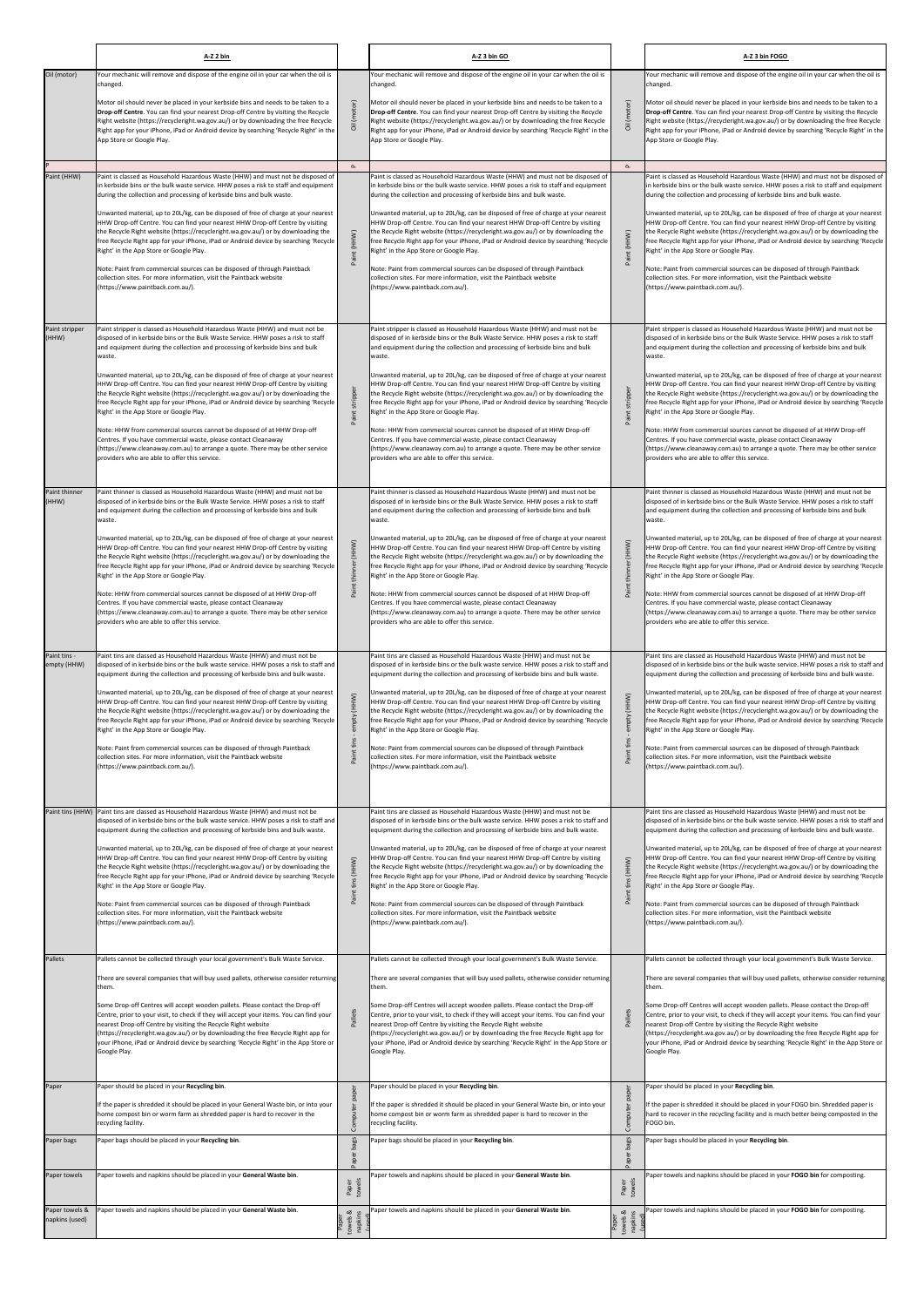| | A-Z 2 bin | | A-Z 3 bin GO | | A-Z 3 bin FOGO |
|---|---|---|---|---|---|
| Oil (motor) | Your mechanic will remove and dispose of the engine oil in your car when the oil is changed.<br><br>Motor oil should never be placed in your kerbside bins and needs to be taken to a **Drop-off Centre**. You can find your nearest Drop-off Centre by visiting the Recycle Right website (https://recycleright.wa.gov.au/) or by downloading the free Recycle Right app for your iPhone, iPad or Android device by searching 'Recycle Right' in the App Store or Google Play. | Oil (motor) | Your mechanic will remove and dispose of the engine oil in your car when the oil is changed.<br><br>Motor oil should never be placed in your kerbside bins and needs to be taken to a **Drop-off Centre**. You can find your nearest Drop-off Centre by visiting the Recycle Right website (https://recycleright.wa.gov.au/) or by downloading the free Recycle Right app for your iPhone, iPad or Android device by searching 'Recycle Right' in the App Store or Google Play. | Oil (motor) | Your mechanic will remove and dispose of the engine oil in your car when the oil is changed.<br><br>Motor oil should never be placed in your kerbside bins and needs to be taken to a **Drop-off Centre**. You can find your nearest Drop-off Centre by visiting the Recycle Right website (https://recycleright.wa.gov.au/) or by downloading the free Recycle Right app for your iPhone, iPad or Android device by searching 'Recycle Right' in the App Store or Google Play. |
| P | | P | | P | |
| Paint (HHW) | Paint is classed as Household Hazardous Waste (HHW) and must not be disposed of in kerbside bins or the bulk waste service. HHW poses a risk to staff and equipment during the collection and processing of kerbside bins and bulk waste.<br><br>Unwanted material, up to 20L/kg, can be disposed of free of charge at your nearest HHW Drop-off Centre. You can find your nearest HHW Drop-off Centre by visiting the Recycle Right website (https://recycleright.wa.gov.au/) or by downloading the free Recycle Right app for your iPhone, iPad or Android device by searching 'Recycle Right' in the App Store or Google Play.<br><br>Note: Paint from commercial sources can be disposed of through Paintback collection sites. For more information, visit the Paintback website (https://www.paintback.com.au/). | Paint (HHW) | Paint is classed as Household Hazardous Waste (HHW) and must not be disposed of in kerbside bins or the bulk waste service. HHW poses a risk to staff and equipment during the collection and processing of kerbside bins and bulk waste.<br><br>Unwanted material, up to 20L/kg, can be disposed of free of charge at your nearest HHW Drop-off Centre. You can find your nearest HHW Drop-off Centre by visiting the Recycle Right website (https://recycleright.wa.gov.au/) or by downloading the free Recycle Right app for your iPhone, iPad or Android device by searching 'Recycle Right' in the App Store or Google Play.<br><br>Note: Paint from commercial sources can be disposed of through Paintback collection sites. For more information, visit the Paintback website (https://www.paintback.com.au/). | Paint (HHW) | Paint is classed as Household Hazardous Waste (HHW) and must not be disposed of in kerbside bins or the bulk waste service. HHW poses a risk to staff and equipment during the collection and processing of kerbside bins and bulk waste.<br><br>Unwanted material, up to 20L/kg, can be disposed of free of charge at your nearest HHW Drop-off Centre. You can find your nearest HHW Drop-off Centre by visiting the Recycle Right website (https://recycleright.wa.gov.au/) or by downloading the free Recycle Right app for your iPhone, iPad or Android device by searching 'Recycle Right' in the App Store or Google Play.<br><br>Note: Paint from commercial sources can be disposed of through Paintback collection sites. For more information, visit the Paintback website (https://www.paintback.com.au/). |
| Paint stripper (HHW) | Paint stripper is classed as Household Hazardous Waste (HHW) and must not be disposed of in kerbside bins or the Bulk Waste Service. HHW poses a risk to staff and equipment during the collection and processing of kerbside bins and bulk waste.<br><br>Unwanted material, up to 20L/kg, can be disposed of free of charge at your nearest HHW Drop-off Centre. You can find your nearest HHW Drop-off Centre by visiting the Recycle Right website (https://recycleright.wa.gov.au/) or by downloading the free Recycle Right app for your iPhone, iPad or Android device by searching 'Recycle Right' in the App Store or Google Play.<br><br>Note: HHW from commercial sources cannot be disposed of at HHW Drop-off Centres. If you have commercial waste, please contact Cleanaway (https://www.cleanaway.com.au) to arrange a quote. There may be other service providers who are able to offer this service. | Paint stripper | Paint stripper is classed as Household Hazardous Waste (HHW) and must not be disposed of in kerbside bins or the Bulk Waste Service. HHW poses a risk to staff and equipment during the collection and processing of kerbside bins and bulk waste.<br><br>Unwanted material, up to 20L/kg, can be disposed of free of charge at your nearest HHW Drop-off Centre. You can find your nearest HHW Drop-off Centre by visiting the Recycle Right website (https://recycleright.wa.gov.au/) or by downloading the free Recycle Right app for your iPhone, iPad or Android device by searching 'Recycle Right' in the App Store or Google Play.<br><br>Note: HHW from commercial sources cannot be disposed of at HHW Drop-off Centres. If you have commercial waste, please contact Cleanaway (https://www.cleanaway.com.au) to arrange a quote. There may be other service providers who are able to offer this service. | Paint stripper | Paint stripper is classed as Household Hazardous Waste (HHW) and must not be disposed of in kerbside bins or the Bulk Waste Service. HHW poses a risk to staff and equipment during the collection and processing of kerbside bins and bulk waste.<br><br>Unwanted material, up to 20L/kg, can be disposed of free of charge at your nearest HHW Drop-off Centre. You can find your nearest HHW Drop-off Centre by visiting the Recycle Right website (https://recycleright.wa.gov.au/) or by downloading the free Recycle Right app for your iPhone, iPad or Android device by searching 'Recycle Right' in the App Store or Google Play.<br><br>Note: HHW from commercial sources cannot be disposed of at HHW Drop-off Centres. If you have commercial waste, please contact Cleanaway (https://www.cleanaway.com.au) to arrange a quote. There may be other service providers who are able to offer this service. |
| Paint thinner (HHW) | Paint thinner is classed as Household Hazardous Waste (HHW) and must not be disposed of in kerbside bins or the Bulk Waste Service. HHW poses a risk to staff and equipment during the collection and processing of kerbside bins and bulk waste.<br><br>Unwanted material, up to 20L/kg, can be disposed of free of charge at your nearest HHW Drop-off Centre. You can find your nearest HHW Drop-off Centre by visiting the Recycle Right website (https://recycleright.wa.gov.au/) or by downloading the free Recycle Right app for your iPhone, iPad or Android device by searching 'Recycle Right' in the App Store or Google Play.<br><br>Note: HHW from commercial sources cannot be disposed of at HHW Drop-off Centres. If you have commercial waste, please contact Cleanaway (https://www.cleanaway.com.au) to arrange a quote. There may be other service providers who are able to offer this service. | Paint thinner (HHW) | Paint thinner is classed as Household Hazardous Waste (HHW) and must not be disposed of in kerbside bins or the Bulk Waste Service. HHW poses a risk to staff and equipment during the collection and processing of kerbside bins and bulk waste.<br><br>Unwanted material, up to 20L/kg, can be disposed of free of charge at your nearest HHW Drop-off Centre. You can find your nearest HHW Drop-off Centre by visiting the Recycle Right website (https://recycleright.wa.gov.au/) or by downloading the free Recycle Right app for your iPhone, iPad or Android device by searching 'Recycle Right' in the App Store or Google Play.<br><br>Note: HHW from commercial sources cannot be disposed of at HHW Drop-off Centres. If you have commercial waste, please contact Cleanaway (https://www.cleanaway.com.au) to arrange a quote. There may be other service providers who are able to offer this service. | Paint thinner (HHW) | Paint thinner is classed as Household Hazardous Waste (HHW) and must not be disposed of in kerbside bins or the Bulk Waste Service. HHW poses a risk to staff and equipment during the collection and processing of kerbside bins and bulk waste.<br><br>Unwanted material, up to 20L/kg, can be disposed of free of charge at your nearest HHW Drop-off Centre. You can find your nearest HHW Drop-off Centre by visiting the Recycle Right website (https://recycleright.wa.gov.au/) or by downloading the free Recycle Right app for your iPhone, iPad or Android device by searching 'Recycle Right' in the App Store or Google Play.<br><br>Note: HHW from commercial sources cannot be disposed of at HHW Drop-off Centres. If you have commercial waste, please contact Cleanaway (https://www.cleanaway.com.au) to arrange a quote. There may be other service providers who are able to offer this service. |
| Paint tins - empty (HHW) | Paint tins are classed as Household Hazardous Waste (HHW) and must not be disposed of in kerbside bins or the bulk waste service. HHW poses a risk to staff and equipment during the collection and processing of kerbside bins and bulk waste.<br><br>Unwanted material, up to 20L/kg, can be disposed of free of charge at your nearest HHW Drop-off Centre. You can find your nearest HHW Drop-off Centre by visiting the Recycle Right website (https://recycleright.wa.gov.au/) or by downloading the free Recycle Right app for your iPhone, iPad or Android device by searching 'Recycle Right' in the App Store or Google Play.<br><br>Note: Paint from commercial sources can be disposed of through Paintback collection sites. For more information, visit the Paintback website (https://www.paintback.com.au/). | Paint tins - empty (HHW) | Paint tins are classed as Household Hazardous Waste (HHW) and must not be disposed of in kerbside bins or the bulk waste service. HHW poses a risk to staff and equipment during the collection and processing of kerbside bins and bulk waste.<br><br>Unwanted material, up to 20L/kg, can be disposed of free of charge at your nearest HHW Drop-off Centre. You can find your nearest HHW Drop-off Centre by visiting the Recycle Right website (https://recycleright.wa.gov.au/) or by downloading the free Recycle Right app for your iPhone, iPad or Android device by searching 'Recycle Right' in the App Store or Google Play.<br><br>Note: Paint from commercial sources can be disposed of through Paintback collection sites. For more information, visit the Paintback website (https://www.paintback.com.au/). | Paint tins - empty (HHW) | Paint tins are classed as Household Hazardous Waste (HHW) and must not be disposed of in kerbside bins or the bulk waste service. HHW poses a risk to staff and equipment during the collection and processing of kerbside bins and bulk waste.<br><br>Unwanted material, up to 20L/kg, can be disposed of free of charge at your nearest HHW Drop-off Centre. You can find your nearest HHW Drop-off Centre by visiting the Recycle Right website (https://recycleright.wa.gov.au/) or by downloading the free Recycle Right app for your iPhone, iPad or Android device by searching 'Recycle Right' in the App Store or Google Play.<br><br>Note: Paint from commercial sources can be disposed of through Paintback collection sites. For more information, visit the Paintback website (https://www.paintback.com.au/). |
| Paint tins (HHW) | Paint tins are classed as Household Hazardous Waste (HHW) and must not be disposed of in kerbside bins or the bulk waste service. HHW poses a risk to staff and equipment during the collection and processing of kerbside bins and bulk waste.<br><br>Unwanted material, up to 20L/kg, can be disposed of free of charge at your nearest HHW Drop-off Centre. You can find your nearest HHW Drop-off Centre by visiting the Recycle Right website (https://recycleright.wa.gov.au/) or by downloading the free Recycle Right app for your iPhone, iPad or Android device by searching 'Recycle Right' in the App Store or Google Play.<br><br>Note: Paint from commercial sources can be disposed of through Paintback collection sites. For more information, visit the Paintback website (https://www.paintback.com.au/). | Paint tins (HHW) | Paint tins are classed as Household Hazardous Waste (HHW) and must not be disposed of in kerbside bins or the bulk waste service. HHW poses a risk to staff and equipment during the collection and processing of kerbside bins and bulk waste.<br><br>Unwanted material, up to 20L/kg, can be disposed of free of charge at your nearest HHW Drop-off Centre. You can find your nearest HHW Drop-off Centre by visiting the Recycle Right website (https://recycleright.wa.gov.au/) or by downloading the free Recycle Right app for your iPhone, iPad or Android device by searching 'Recycle Right' in the App Store or Google Play.<br><br>Note: Paint from commercial sources can be disposed of through Paintback collection sites. For more information, visit the Paintback website (https://www.paintback.com.au/). | Paint tins (HHW) | Paint tins are classed as Household Hazardous Waste (HHW) and must not be disposed of in kerbside bins or the bulk waste service. HHW poses a risk to staff and equipment during the collection and processing of kerbside bins and bulk waste.<br><br>Unwanted material, up to 20L/kg, can be disposed of free of charge at your nearest HHW Drop-off Centre. You can find your nearest HHW Drop-off Centre by visiting the Recycle Right website (https://recycleright.wa.gov.au/) or by downloading the free Recycle Right app for your iPhone, iPad or Android device by searching 'Recycle Right' in the App Store or Google Play.<br><br>Note: Paint from commercial sources can be disposed of through Paintback collection sites. For more information, visit the Paintback website (https://www.paintback.com.au/). |
| Pallets | Pallets cannot be collected through your local government's Bulk Waste Service.<br><br>There are several companies that will buy used pallets, otherwise consider returning them.<br><br>Some Drop-off Centres will accept wooden pallets. Please contact the Drop-off Centre, prior to your visit, to check if they will accept your items. You can find your nearest Drop-off Centre by visiting the Recycle Right website (https://recycleright.wa.gov.au/) or by downloading the free Recycle Right app for your iPhone, iPad or Android device by searching 'Recycle Right' in the App Store or Google Play. | Pallets | Pallets cannot be collected through your local government's Bulk Waste Service.<br><br>There are several companies that will buy used pallets, otherwise consider returning them.<br><br>Some Drop-off Centres will accept wooden pallets. Please contact the Drop-off Centre, prior to your visit, to check if they will accept your items. You can find your nearest Drop-off Centre by visiting the Recycle Right website (https://recycleright.wa.gov.au/) or by downloading the free Recycle Right app for your iPhone, iPad or Android device by searching 'Recycle Right' in the App Store or Google Play. | Pallets | Pallets cannot be collected through your local government's Bulk Waste Service.<br><br>There are several companies that will buy used pallets, otherwise consider returning them.<br><br>Some Drop-off Centres will accept wooden pallets. Please contact the Drop-off Centre, prior to your visit, to check if they will accept your items. You can find your nearest Drop-off Centre by visiting the Recycle Right website (https://recycleright.wa.gov.au/) or by downloading the free Recycle Right app for your iPhone, iPad or Android device by searching 'Recycle Right' in the App Store or Google Play. |
| Paper | Paper should be placed in your **Recycling bin**.<br><br>If the paper is shredded it should be placed in your General Waste bin, or into your home compost bin or worm farm as shredded paper is hard to recover in the recycling facility. | Computer paper | Paper should be placed in your **Recycling bin**.<br><br>If the paper is shredded it should be placed in your General Waste bin, or into your home compost bin or worm farm as shredded paper is hard to recover in the recycling facility. | Computer paper | Paper should be placed in your **Recycling bin**.<br><br>If the paper is shredded it should be placed in your FOGO bin. Shredded paper is hard to recover in the recycling facility and is much better being composted in the FOGO bin. |
| Paper bags | Paper bags should be placed in your **Recycling bin**. | Paper bags | Paper bags should be placed in your **Recycling bin**. | Paper bags | Paper bags should be placed in your **Recycling bin**. |
| Paper towels | Paper towels and napkins should be placed in your **General Waste bin**. | Paper towels | Paper towels and napkins should be placed in your **General Waste bin**. | Paper towels | Paper towels and napkins should be placed in your **FOGO bin** for composting. |
| Paper towels & napkins (used) | Paper towels and napkins should be placed in your **General Waste bin**. | Paper towels & napkins (used) | Paper towels and napkins should be placed in your **General Waste bin**. | Paper towels & napkins (used) | Paper towels and napkins should be placed in your **FOGO bin** for composting. |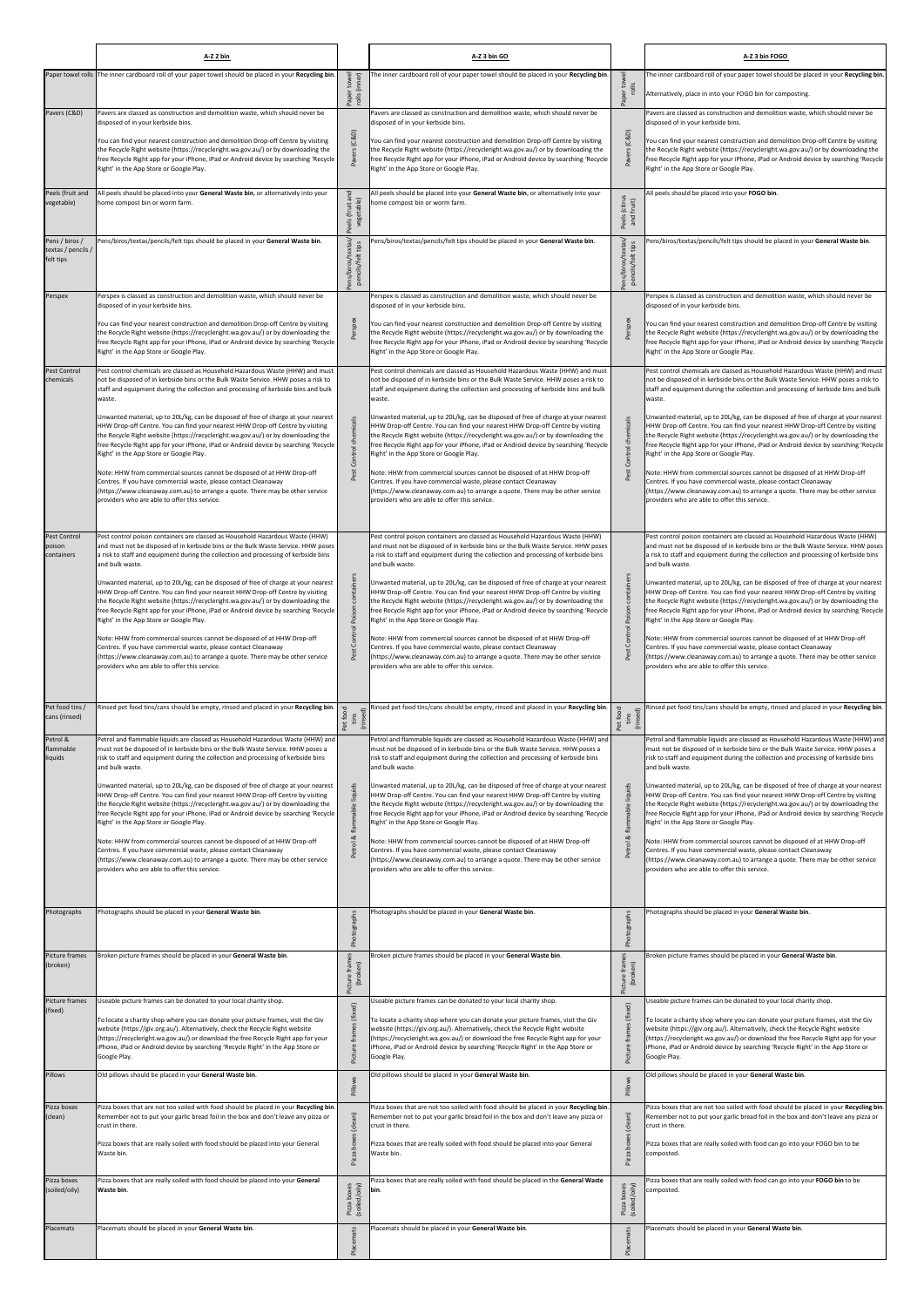| | A-Z 2 bin | | A-Z 3 bin GO | | A-Z 3 bin FOGO |
|---|---|---|---|---|---|
| Paper towel rolls | The inner cardboard roll of your paper towel should be placed in your **Recycling bin**. | Paper towel rolls (inner) | The inner cardboard roll of your paper towel should be placed in your **Recycling bin**. | Paper towel rolls | The inner cardboard roll of your paper towel should be placed in your **Recycling bin**.<br><br>Alternatively, place in into your FOGO bin for composting. |
| Pavers (C&D) | Pavers are classed as construction and demolition waste, which should never be disposed of in your kerbside bins.<br><br>You can find your nearest construction and demolition Drop-off Centre by visiting the Recycle Right website (https://recycleright.wa.gov.au/) or by downloading the free Recycle Right app for your iPhone, iPad or Android device by searching 'Recycle Right' in the App Store or Google Play. | Pavers (C&D) | Pavers are classed as construction and demolition waste, which should never be disposed of in your kerbside bins.<br><br>You can find your nearest construction and demolition Drop-off Centre by visiting the Recycle Right website (https://recycleright.wa.gov.au/) or by downloading the free Recycle Right app for your iPhone, iPad or Android device by searching 'Recycle Right' in the App Store or Google Play. | Pavers (C&D) | Pavers are classed as construction and demolition waste, which should never be disposed of in your kerbside bins.<br><br>You can find your nearest construction and demolition Drop-off Centre by visiting the Recycle Right website (https://recycleright.wa.gov.au/) or by downloading the free Recycle Right app for your iPhone, iPad or Android device by searching 'Recycle Right' in the App Store or Google Play. |
| Peels (fruit and vegetable) | All peels should be placed into your **General Waste bin**, or alternatively into your home compost bin or worm farm. | Peels (fruit and vegetable) | All peels should be placed into your **General Waste bin**, or alternatively into your home compost bin or worm farm. | Peels (citrus and fruit) | All peels should be placed into your **FOGO bin**. |
| Pens / biros / textas / pencils / felt tips | Pens/biros/textas/pencils/felt tips should be placed in your **General Waste bin**. | Pens/biros/textas/pencils/felt tips | Pens/biros/textas/pencils/felt tips should be placed in your **General Waste bin**. | Pens/biros/textas/pencils/felt tips | Pens/biros/textas/pencils/felt tips should be placed in your **General Waste bin**. |
| Perspex | Perspex is classed as construction and demolition waste, which should never be disposed of in your kerbside bins.<br><br>You can find your nearest construction and demolition Drop-off Centre by visiting the Recycle Right website (https://recycleright.wa.gov.au/) or by downloading the free Recycle Right app for your iPhone, iPad or Android device by searching 'Recycle Right' in the App Store or Google Play. | Perspex | Perspex is classed as construction and demolition waste, which should never be disposed of in your kerbside bins.<br><br>You can find your nearest construction and demolition Drop-off Centre by visiting the Recycle Right website (https://recycleright.wa.gov.au/) or by downloading the free Recycle Right app for your iPhone, iPad or Android device by searching 'Recycle Right' in the App Store or Google Play. | Perspex | Perspex is classed as construction and demolition waste, which should never be disposed of in your kerbside bins.<br><br>You can find your nearest construction and demolition Drop-off Centre by visiting the Recycle Right website (https://recycleright.wa.gov.au/) or by downloading the free Recycle Right app for your iPhone, iPad or Android device by searching 'Recycle Right' in the App Store or Google Play. |
| Pest Control chemicals | Pest control chemicals are classed as Household Hazardous Waste (HHW) and must not be disposed of in kerbside bins or the Bulk Waste Service. HHW poses a risk to staff and equipment during the collection and processing of kerbside bins and bulk waste.<br><br>Unwanted material, up to 20L/kg, can be disposed of free of charge at your nearest HHW Drop-off Centre. You can find your nearest HHW Drop-off Centre by visiting the Recycle Right website (https://recycleright.wa.gov.au/) or by downloading the free Recycle Right app for your iPhone, iPad or Android device by searching 'Recycle Right' in the App Store or Google Play.<br><br>Note: HHW from commercial sources cannot be disposed of at HHW Drop-off Centres. If you have commercial waste, please contact Cleanaway (https://www.cleanaway.com.au) to arrange a quote. There may be other service providers who are able to offer this service. | Pest Control chemicals | Pest control chemicals are classed as Household Hazardous Waste (HHW) and must not be disposed of in kerbside bins or the Bulk Waste Service. HHW poses a risk to staff and equipment during the collection and processing of kerbside bins and bulk waste.<br><br>Unwanted material, up to 20L/kg, can be disposed of free of charge at your nearest HHW Drop-off Centre. You can find your nearest HHW Drop-off Centre by visiting the Recycle Right website (https://recycleright.wa.gov.au/) or by downloading the free Recycle Right app for your iPhone, iPad or Android device by searching 'Recycle Right' in the App Store or Google Play.<br><br>Note: HHW from commercial sources cannot be disposed of at HHW Drop-off Centres. If you have commercial waste, please contact Cleanaway (https://www.cleanaway.com.au) to arrange a quote. There may be other service providers who are able to offer this service. | Pest Control chemicals | Pest control chemicals are classed as Household Hazardous Waste (HHW) and must not be disposed of in kerbside bins or the Bulk Waste Service. HHW poses a risk to staff and equipment during the collection and processing of kerbside bins and bulk waste.<br><br>Unwanted material, up to 20L/kg, can be disposed of free of charge at your nearest HHW Drop-off Centre. You can find your nearest HHW Drop-off Centre by visiting the Recycle Right website (https://recycleright.wa.gov.au/) or by downloading the free Recycle Right app for your iPhone, iPad or Android device by searching 'Recycle Right' in the App Store or Google Play.<br><br>Note: HHW from commercial sources cannot be disposed of at HHW Drop-off Centres. If you have commercial waste, please contact Cleanaway (https://www.cleanaway.com.au) to arrange a quote. There may be other service providers who are able to offer this service. |
| Pest Control poison containers | Pest control poison containers are classed as Household Hazardous Waste (HHW) and must not be disposed of in kerbside bins or the Bulk Waste Service. HHW poses a risk to staff and equipment during the collection and processing of kerbside bins and bulk waste.<br><br>Unwanted material, up to 20L/kg, can be disposed of free of charge at your nearest HHW Drop-off Centre. You can find your nearest HHW Drop-off Centre by visiting the Recycle Right website (https://recycleright.wa.gov.au/) or by downloading the free Recycle Right app for your iPhone, iPad or Android device by searching 'Recycle Right' in the App Store or Google Play.<br><br>Note: HHW from commercial sources cannot be disposed of at HHW Drop-off Centres. If you have commercial waste, please contact Cleanaway (https://www.cleanaway.com.au) to arrange a quote. There may be other service providers who are able to offer this service. | Pest Control Poison containers | Pest control poison containers are classed as Household Hazardous Waste (HHW) and must not be disposed of in kerbside bins or the Bulk Waste Service. HHW poses a risk to staff and equipment during the collection and processing of kerbside bins and bulk waste.<br><br>Unwanted material, up to 20L/kg, can be disposed of free of charge at your nearest HHW Drop-off Centre. You can find your nearest HHW Drop-off Centre by visiting the Recycle Right website (https://recycleright.wa.gov.au/) or by downloading the free Recycle Right app for your iPhone, iPad or Android device by searching 'Recycle Right' in the App Store or Google Play.<br><br>Note: HHW from commercial sources cannot be disposed of at HHW Drop-off Centres. If you have commercial waste, please contact Cleanaway (https://www.cleanaway.com.au) to arrange a quote. There may be other service providers who are able to offer this service. | Pest Control Poison containers | Pest control poison containers are classed as Household Hazardous Waste (HHW) and must not be disposed of in kerbside bins or the Bulk Waste Service. HHW poses a risk to staff and equipment during the collection and processing of kerbside bins and bulk waste.<br><br>Unwanted material, up to 20L/kg, can be disposed of free of charge at your nearest HHW Drop-off Centre. You can find your nearest HHW Drop-off Centre by visiting the Recycle Right website (https://recycleright.wa.gov.au/) or by downloading the free Recycle Right app for your iPhone, iPad or Android device by searching 'Recycle Right' in the App Store or Google Play.<br><br>Note: HHW from commercial sources cannot be disposed of at HHW Drop-off Centres. If you have commercial waste, please contact Cleanaway (https://www.cleanaway.com.au) to arrange a quote. There may be other service providers who are able to offer this service. |
| Pet food tins / cans (rinsed) | Rinsed pet food tins/cans should be empty, rinsed and placed in your **Recycling bin**. | Pet food tins (rinsed) | Rinsed pet food tins/cans should be empty, rinsed and placed in your **Recycling bin**. | Pet food tins (rinsed) | Rinsed pet food tins/cans should be empty, rinsed and placed in your **Recycling bin**. |
| Petrol & flammable liquids | Petrol and flammable liquids are classed as Household Hazardous Waste (HHW) and must not be disposed of in kerbside bins or the Bulk Waste Service. HHW poses a risk to staff and equipment during the collection and processing of kerbside bins and bulk waste.<br><br>Unwanted material, up to 20L/kg, can be disposed of free of charge at your nearest HHW Drop-off Centre. You can find your nearest HHW Drop-off Centre by visiting the Recycle Right website (https://recycleright.wa.gov.au/) or by downloading the free Recycle Right app for your iPhone, iPad or Android device by searching 'Recycle Right' in the App Store or Google Play.<br><br>Note: HHW from commercial sources cannot be disposed of at HHW Drop-off Centres. If you have commercial waste, please contact Cleanaway (https://www.cleanaway.com.au) to arrange a quote. There may be other service providers who are able to offer this service. | Petrol & flammable liquids | Petrol and flammable liquids are classed as Household Hazardous Waste (HHW) and must not be disposed of in kerbside bins or the Bulk Waste Service. HHW poses a risk to staff and equipment during the collection and processing of kerbside bins and bulk waste.<br><br>Unwanted material, up to 20L/kg, can be disposed of free of charge at your nearest HHW Drop-off Centre. You can find your nearest HHW Drop-off Centre by visiting the Recycle Right website (https://recycleright.wa.gov.au/) or by downloading the free Recycle Right app for your iPhone, iPad or Android device by searching 'Recycle Right' in the App Store or Google Play.<br><br>Note: HHW from commercial sources cannot be disposed of at HHW Drop-off Centres. If you have commercial waste, please contact Cleanaway (https://www.cleanaway.com.au) to arrange a quote. There may be other service providers who are able to offer this service. | Petrol & flammable liquids | Petrol and flammable liquids are classed as Household Hazardous Waste (HHW) and must not be disposed of in kerbside bins or the Bulk Waste Service. HHW poses a risk to staff and equipment during the collection and processing of kerbside bins and bulk waste.<br><br>Unwanted material, up to 20L/kg, can be disposed of free of charge at your nearest HHW Drop-off Centre. You can find your nearest HHW Drop-off Centre by visiting the Recycle Right website (https://recycleright.wa.gov.au/) or by downloading the free Recycle Right app for your iPhone, iPad or Android device by searching 'Recycle Right' in the App Store or Google Play.<br><br>Note: HHW from commercial sources cannot be disposed of at HHW Drop-off Centres. If you have commercial waste, please contact Cleanaway (https://www.cleanaway.com.au) to arrange a quote. There may be other service providers who are able to offer this service. |
| Photographs | Photographs should be placed in your **General Waste bin**. | Photographs | Photographs should be placed in your **General Waste bin**. | Photographs | Photographs should be placed in your **General Waste bin**. |
| Picture frames (broken) | Broken picture frames should be placed in your **General Waste bin**. | Picture frames (broken) | Broken picture frames should be placed in your **General Waste bin**. | Picture frames (broken) | Broken picture frames should be placed in your **General Waste bin**. |
| Picture frames (fixed) | Useable picture frames can be donated to your local charity shop.<br><br>To locate a charity shop where you can donate your picture frames, visit the Giv website (https://giv.org.au/). Alternatively, check the Recycle Right website (https://recycleright.wa.gov.au/) or download the free Recycle Right app for your iPhone, iPad or Android device by searching 'Recycle Right' in the App Store or Google Play. | Picture frames (fixed) | Useable picture frames can be donated to your local charity shop.<br><br>To locate a charity shop where you can donate your picture frames, visit the Giv website (https://giv.org.au/). Alternatively, check the Recycle Right website (https://recycleright.wa.gov.au/) or download the free Recycle Right app for your iPhone, iPad or Android device by searching 'Recycle Right' in the App Store or Google Play. | Picture frames (fixed) | Useable picture frames can be donated to your local charity shop.<br><br>To locate a charity shop where you can donate your picture frames, visit the Giv website (https://giv.org.au/). Alternatively, check the Recycle Right website (https://recycleright.wa.gov.au/) or download the free Recycle Right app for your iPhone, iPad or Android device by searching 'Recycle Right' in the App Store or Google Play. |
| Pillows | Old pillows should be placed in your **General Waste bin**. | Pillows | Old pillows should be placed in your **General Waste bin**. | Pillows | Old pillows should be placed in your **General Waste bin**. |
| Pizza boxes (clean) | Pizza boxes that are not too soiled with food should be placed in your **Recycling bin**. Remember not to put your garlic bread foil in the box and don't leave any pizza or crust in there.<br><br>Pizza boxes that are really soiled with food should be placed into your General Waste bin. | Pizza boxes (clean) | Pizza boxes that are not too soiled with food should be placed in your **Recycling bin**. Remember not to put your garlic bread foil in the box and don't leave any pizza or crust in there.<br><br>Pizza boxes that are really soiled with food should be placed into your General Waste bin. | Pizza boxes (clean) | Pizza boxes that are not too soiled with food should be placed in your **Recycling bin**. Remember not to put your garlic bread foil in the box and don't leave any pizza or crust in there.<br><br>Pizza boxes that are really soiled with food can go into your FOGO bin to be composted. |
| Pizza boxes (soiled/oily) | Pizza boxes that are really soiled with food should be placed into your **General Waste bin**. | Pizza boxes (soiled/oily) | Pizza boxes that are really soiled with food should be placed in the **General Waste bin**. | Pizza boxes (soiled/oily) | Pizza boxes that are really soiled with food can go into your **FOGO bin** to be composted. |
| Placemats | Placemats should be placed in your **General Waste bin**. | Placemats | Placemats should be placed in your **General Waste bin**. | Placemats | Placemats should be placed in your **General Waste bin**. |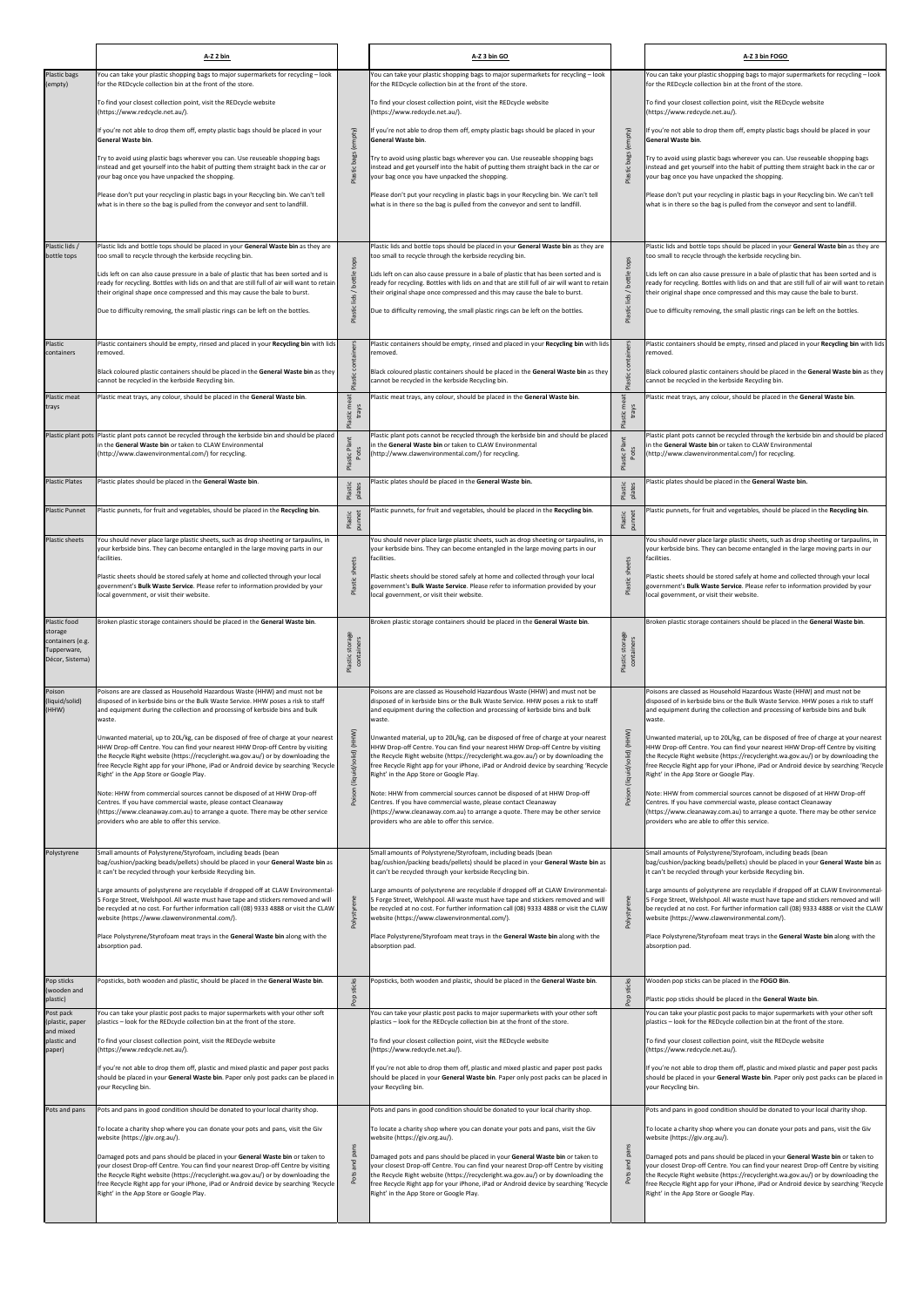| | A-Z 2 bin | | A-Z 3 bin GO | | A-Z 3 bin FOGO |
|---|---|---|---|---|---|
| Plastic bags (empty) | You can take your plastic shopping bags to major supermarkets for recycling – look for the REDcycle collection bin at the front of the store.<br><br>To find your closest collection point, visit the REDcycle website (https://www.redcycle.net.au/).<br><br>If you're not able to drop them off, empty plastic bags should be placed in your **General Waste bin**.<br><br>Try to avoid using plastic bags wherever you can. Use reuseable shopping bags instead and get yourself into the habit of putting them straight back in the car or your bag once you have unpacked the shopping.<br><br>Please don't put your recycling in plastic bags in your Recycling bin. We can't tell what is in there so the bag is pulled from the conveyor and sent to landfill. | Plastic bags (empty) | You can take your plastic shopping bags to major supermarkets for recycling – look for the REDcycle collection bin at the front of the store.<br><br>To find your closest collection point, visit the REDcycle website (https://www.redcycle.net.au/).<br><br>If you're not able to drop them off, empty plastic bags should be placed in your **General Waste bin**.<br><br>Try to avoid using plastic bags wherever you can. Use reuseable shopping bags instead and get yourself into the habit of putting them straight back in the car or your bag once you have unpacked the shopping.<br><br>Please don't put your recycling in plastic bags in your Recycling bin. We can't tell what is in there so the bag is pulled from the conveyor and sent to landfill. | Plastic bags (empty) | You can take your plastic shopping bags to major supermarkets for recycling – look for the REDcycle collection bin at the front of the store.<br><br>To find your closest collection point, visit the REDcycle website (https://www.redcycle.net.au/).<br><br>If you're not able to drop them off, empty plastic bags should be placed in your **General Waste bin**.<br><br>Try to avoid using plastic bags wherever you can. Use reuseable shopping bags instead and get yourself into the habit of putting them straight back in the car or your bag once you have unpacked the shopping.<br><br>Please don't put your recycling in plastic bags in your Recycling bin. We can't tell what is in there so the bag is pulled from the conveyor and sent to landfill. |
| Plastic lids / bottle tops | Plastic lids and bottle tops should be placed in your **General Waste bin** as they are too small to recycle through the kerbside recycling bin.<br><br>Lids left on can also cause pressure in a bale of plastic that has been sorted and is ready for recycling. Bottles with lids on and that are still full of air will want to retain their original shape once compressed and this may cause the bale to burst.<br><br>Due to difficulty removing, the small plastic rings can be left on the bottles. | Plastic lids / bottle tops | Plastic lids and bottle tops should be placed in your **General Waste bin** as they are too small to recycle through the kerbside recycling bin.<br><br>Lids left on can also cause pressure in a bale of plastic that has been sorted and is ready for recycling. Bottles with lids on and that are still full of air will want to retain their original shape once compressed and this may cause the bale to burst.<br><br>Due to difficulty removing, the small plastic rings can be left on the bottles. | Plastic lids / bottle tops | Plastic lids and bottle tops should be placed in your **General Waste bin** as they are too small to recycle through the kerbside recycling bin.<br><br>Lids left on can also cause pressure in a bale of plastic that has been sorted and is ready for recycling. Bottles with lids on and that are still full of air will want to retain their original shape once compressed and this may cause the bale to burst.<br><br>Due to difficulty removing, the small plastic rings can be left on the bottles. |
| Plastic containers | Plastic containers should be empty, rinsed and placed in your **Recycling bin** with lids removed.<br><br>Black coloured plastic containers should be placed in the **General Waste bin** as they cannot be recycled in the kerbside Recycling bin. | Plastic containers | Plastic containers should be empty, rinsed and placed in your **Recycling bin** with lids removed.<br><br>Black coloured plastic containers should be placed in the **General Waste bin** as they cannot be recycled in the kerbside Recycling bin. | Plastic containers | Plastic containers should be empty, rinsed and placed in your **Recycling bin** with lids removed.<br><br>Black coloured plastic containers should be placed in the **General Waste bin** as they cannot be recycled in the kerbside Recycling bin. |
| Plastic meat trays | Plastic meat trays, any colour, should be placed in the **General Waste bin**. | Plastic meat trays | Plastic meat trays, any colour, should be placed in the **General Waste bin**. | Plastic meat trays | Plastic meat trays, any colour, should be placed in the **General Waste bin**. |
| Plastic plant pots | Plastic plant pots cannot be recycled through the kerbside bin and should be placed in the **General Waste bin** or taken to CLAW Environmental (http://www.clawenvironmental.com/) for recycling. | Plastic Plant Pots | Plastic plant pots cannot be recycled through the kerbside bin and should be placed in the **General Waste bin** or taken to CLAW Environmental (http://www.clawenvironmental.com/) for recycling. | Plastic Plant Pots | Plastic plant pots cannot be recycled through the kerbside bin and should be placed in the **General Waste bin** or taken to CLAW Environmental (http://www.clawenvironmental.com/) for recycling. |
| Plastic Plates | Plastic plates should be placed in the **General Waste bin**. | Plastic plates | Plastic plates should be placed in the **General Waste bin.** | Plastic plates | Plastic plates should be placed in the **General Waste bin.** |
| Plastic Punnet | Plastic punnets, for fruit and vegetables, should be placed in the **Recycling bin**. | Plastic punnet | Plastic punnets, for fruit and vegetables, should be placed in the **Recycling bin**. | Plastic punnet | Plastic punnets, for fruit and vegetables, should be placed in the **Recycling bin**. |
| Plastic sheets | You should never place large plastic sheets, such as drop sheeting or tarpaulins, in your kerbside bins. They can become entangled in the large moving parts in our facilities.<br><br>Plastic sheets should be stored safely at home and collected through your local government's **Bulk Waste Service**. Please refer to information provided by your local government, or visit their website. | Plastic sheets | You should never place large plastic sheets, such as drop sheeting or tarpaulins, in your kerbside bins. They can become entangled in the large moving parts in our facilities.<br><br>Plastic sheets should be stored safely at home and collected through your local government's **Bulk Waste Service**. Please refer to information provided by your local government, or visit their website. | Plastic sheets | You should never place large plastic sheets, such as drop sheeting or tarpaulins, in your kerbside bins. They can become entangled in the large moving parts in our facilities.<br><br>Plastic sheets should be stored safely at home and collected through your local government's **Bulk Waste Service**. Please refer to information provided by your local government, or visit their website. |
| Plastic food storage containers (e.g. Tupperware, Décor, Sistema) | Broken plastic storage containers should be placed in the **General Waste bin**. | Plastic storage containers | Broken plastic storage containers should be placed in the **General Waste bin**. | Plastic storage containers | Broken plastic storage containers should be placed in the **General Waste bin**. |
| Poison (liquid/solid) (HHW) | Poisons are are classed as Household Hazardous Waste (HHW) and must not be disposed of in kerbside bins or the Bulk Waste Service. HHW poses a risk to staff and equipment during the collection and processing of kerbside bins and bulk waste.<br><br>Unwanted material, up to 20L/kg, can be disposed of free of charge at your nearest HHW Drop-off Centre. You can find your nearest HHW Drop-off Centre by visiting the Recycle Right website (https://recycleright.wa.gov.au/) or by downloading the free Recycle Right app for your iPhone, iPad or Android device by searching 'Recycle Right' in the App Store or Google Play.<br><br>Note: HHW from commercial sources cannot be disposed of at HHW Drop-off Centres. If you have commercial waste, please contact Cleanaway (https://www.cleanaway.com.au) to arrange a quote. There may be other service providers who are able to offer this service. | Poison (liquid/solid) (HHW) | Poisons are are classed as Household Hazardous Waste (HHW) and must not be disposed of in kerbside bins or the Bulk Waste Service. HHW poses a risk to staff and equipment during the collection and processing of kerbside bins and bulk waste.<br><br>Unwanted material, up to 20L/kg, can be disposed of free of charge at your nearest HHW Drop-off Centre. You can find your nearest HHW Drop-off Centre by visiting the Recycle Right website (https://recycleright.wa.gov.au/) or by downloading the free Recycle Right app for your iPhone, iPad or Android device by searching 'Recycle Right' in the App Store or Google Play.<br><br>Note: HHW from commercial sources cannot be disposed of at HHW Drop-off Centres. If you have commercial waste, please contact Cleanaway (https://www.cleanaway.com.au) to arrange a quote. There may be other service providers who are able to offer this service. | Poison (liquid/solid) (HHW) | Poisons are are classed as Household Hazardous Waste (HHW) and must not be disposed of in kerbside bins or the Bulk Waste Service. HHW poses a risk to staff and equipment during the collection and processing of kerbside bins and bulk waste.<br><br>Unwanted material, up to 20L/kg, can be disposed of free of charge at your nearest HHW Drop-off Centre. You can find your nearest HHW Drop-off Centre by visiting the Recycle Right website (https://recycleright.wa.gov.au/) or by downloading the free Recycle Right app for your iPhone, iPad or Android device by searching 'Recycle Right' in the App Store or Google Play.<br><br>Note: HHW from commercial sources cannot be disposed of at HHW Drop-off Centres. If you have commercial waste, please contact Cleanaway (https://www.cleanaway.com.au) to arrange a quote. There may be other service providers who are able to offer this service. |
| Polystyrene | Small amounts of Polystyrene/Styrofoam, including beads (bean bag/cushion/packing beads/pellets) should be placed in your **General Waste bin** as it can't be recycled through your kerbside Recycling bin.<br><br>Large amounts of polystyrene are recyclable if dropped off at CLAW Environmental- 5 Forge Street, Welshpool. All waste must have tape and stickers removed and will be recycled at no cost. For further information call (08) 9333 4888 or visit the CLAW website (https://www.clawenvironmental.com/).<br><br>Place Polystyrene/Styrofoam meat trays in the **General Waste bin** along with the absorption pad. | Polystyrene | Small amounts of Polystyrene/Styrofoam, including beads (bean bag/cushion/packing beads/pellets) should be placed in your **General Waste bin** as it can't be recycled through your kerbside Recycling bin.<br><br>Large amounts of polystyrene are recyclable if dropped off at CLAW Environmental- 5 Forge Street, Welshpool. All waste must have tape and stickers removed and will be recycled at no cost. For further information call (08) 9333 4888 or visit the CLAW website (https://www.clawenvironmental.com/).<br><br>Place Polystyrene/Styrofoam meat trays in the **General Waste bin** along with the absorption pad. | Polystyrene | Small amounts of Polystyrene/Styrofoam, including beads (bean bag/cushion/packing beads/pellets) should be placed in your **General Waste bin** as it can't be recycled through your kerbside Recycling bin.<br><br>Large amounts of polystyrene are recyclable if dropped off at CLAW Environmental- 5 Forge Street, Welshpool. All waste must have tape and stickers removed and will be recycled at no cost. For further information call (08) 9333 4888 or visit the CLAW website (https://www.clawenvironmental.com/).<br><br>Place Polystyrene/Styrofoam meat trays in the **General Waste bin** along with the absorption pad. |
| Pop sticks (wooden and plastic) | Popsticks, both wooden and plastic, should be placed in the **General Waste bin**. | Pop sticks | Popsticks, both wooden and plastic, should be placed in the **General Waste bin**. | Pop sticks | Wooden pop sticks can be placed in the **FOGO Bin**.<br><br>Plastic pop sticks should be placed in the **General Waste bin**. |
| Post pack (plastic, paper and mixed plastic and paper) | You can take your plastic post packs to major supermarkets with your other soft plastics – look for the REDcycle collection bin at the front of the store.<br><br>To find your closest collection point, visit the REDcycle website (https://www.redcycle.net.au/).<br><br>If you're not able to drop them off, plastic and mixed plastic and paper post packs should be placed in your **General Waste bin**. Paper only post packs can be placed in your Recycling bin. | | You can take your plastic post packs to major supermarkets with your other soft plastics – look for the REDcycle collection bin at the front of the store.<br><br>To find your closest collection point, visit the REDcycle website (https://www.redcycle.net.au/).<br><br>If you're not able to drop them off, plastic and mixed plastic and paper post packs should be placed in your **General Waste bin**. Paper only post packs can be placed in your Recycling bin. | | You can take your plastic post packs to major supermarkets with your other soft plastics – look for the REDcycle collection bin at the front of the store.<br><br>To find your closest collection point, visit the REDcycle website (https://www.redcycle.net.au/).<br><br>If you're not able to drop them off, plastic and mixed plastic and paper post packs should be placed in your **General Waste bin**. Paper only post packs can be placed in your Recycling bin. |
| Pots and pans | Pots and pans in good condition should be donated to your local charity shop.<br><br>To locate a charity shop where you can donate your pots and pans, visit the Giv website (https://giv.org.au/).<br><br>Damaged pots and pans should be placed in your **General Waste bin** or taken to your closest Drop-off Centre. You can find your nearest Drop-off Centre by visiting the Recycle Right website (https://recycleright.wa.gov.au/) or by downloading the free Recycle Right app for your iPhone, iPad or Android device by searching 'Recycle Right' in the App Store or Google Play. | Pots and pans | Pots and pans in good condition should be donated to your local charity shop.<br><br>To locate a charity shop where you can donate your pots and pans, visit the Giv website (https://giv.org.au/).<br><br>Damaged pots and pans should be placed in your **General Waste bin** or taken to your closest Drop-off Centre. You can find your nearest Drop-off Centre by visiting the Recycle Right website (https://recycleright.wa.gov.au/) or by downloading the free Recycle Right app for your iPhone, iPad or Android device by searching 'Recycle Right' in the App Store or Google Play. | Pots and pans | Pots and pans in good condition should be donated to your local charity shop.<br><br>To locate a charity shop where you can donate your pots and pans, visit the Giv website (https://giv.org.au/).<br><br>Damaged pots and pans should be placed in your **General Waste bin** or taken to your closest Drop-off Centre. You can find your nearest Drop-off Centre by visiting the Recycle Right website (https://recycleright.wa.gov.au/) or by downloading the free Recycle Right app for your iPhone, iPad or Android device by searching 'Recycle Right' in the App Store or Google Play. |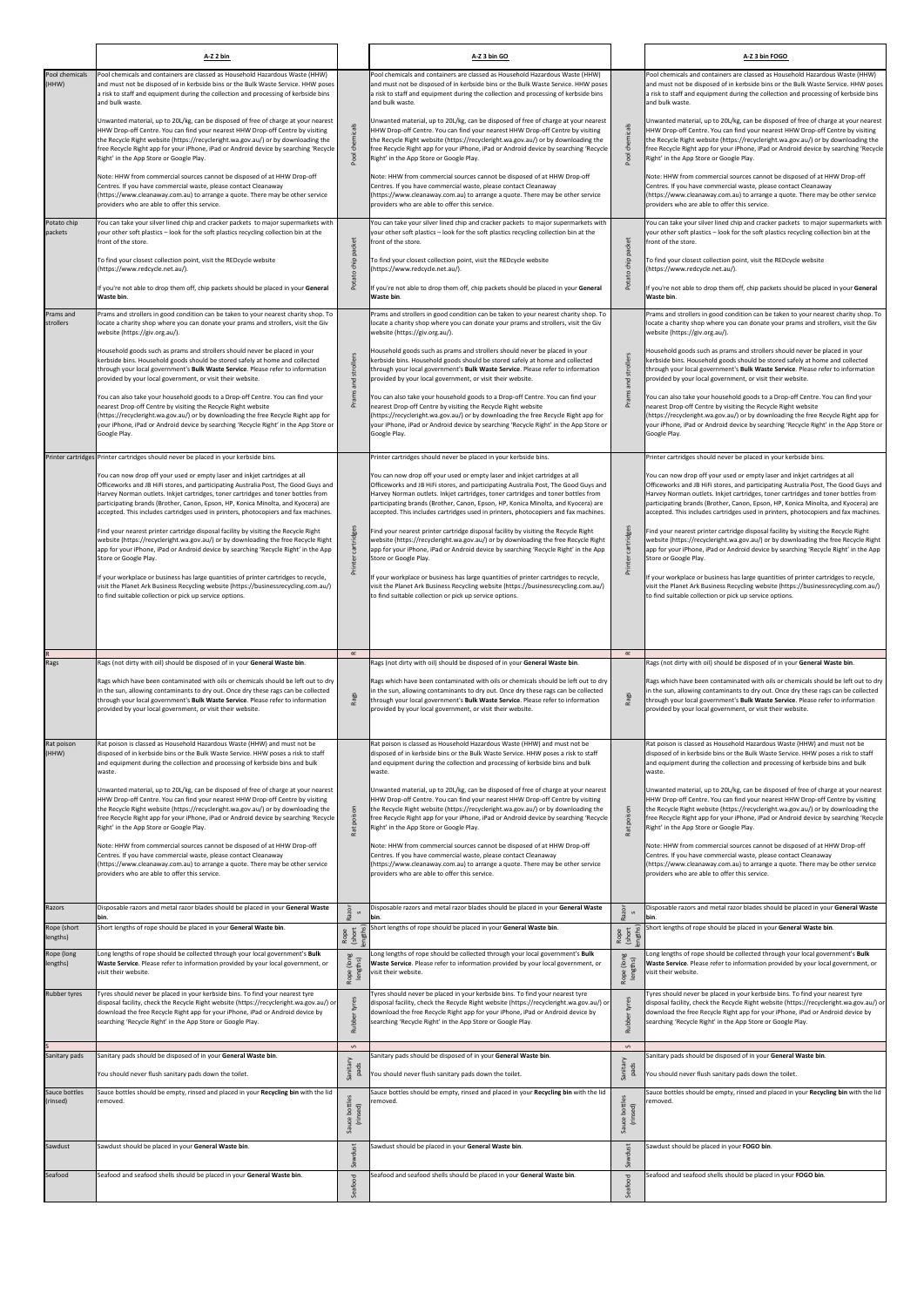| | A-Z 2 bin | | A-Z 3 bin GO | | A-Z 3 bin FOGO |
|---|---|---|---|---|---|
| Pool chemicals (HHW) | Pool chemicals and containers are classed as Household Hazardous Waste (HHW) and must not be disposed of in kerbside bins or the Bulk Waste Service. HHW poses a risk to staff and equipment during the collection and processing of kerbside bins and bulk waste.<br><br>Unwanted material, up to 20L/kg, can be disposed of free of charge at your nearest HHW Drop-off Centre. You can find your nearest HHW Drop-off Centre by visiting the Recycle Right website (https://recycleright.wa.gov.au/) or by downloading the free Recycle Right app for your iPhone, iPad or Android device by searching 'Recycle Right' in the App Store or Google Play.<br><br>Note: HHW from commercial sources cannot be disposed of at HHW Drop-off Centres. If you have commercial waste, please contact Cleanaway (https://www.cleanaway.com.au) to arrange a quote. There may be other service providers who are able to offer this service. | Pool chemicals | Pool chemicals and containers are classed as Household Hazardous Waste (HHW) and must not be disposed of in kerbside bins or the Bulk Waste Service. HHW poses a risk to staff and equipment during the collection and processing of kerbside bins and bulk waste.<br><br>Unwanted material, up to 20L/kg, can be disposed of free of charge at your nearest HHW Drop-off Centre. You can find your nearest HHW Drop-off Centre by visiting the Recycle Right website (https://recycleright.wa.gov.au/) or by downloading the free Recycle Right app for your iPhone, iPad or Android device by searching 'Recycle Right' in the App Store or Google Play.<br><br>Note: HHW from commercial sources cannot be disposed of at HHW Drop-off Centres. If you have commercial waste, please contact Cleanaway (https://www.cleanaway.com.au) to arrange a quote. There may be other service providers who are able to offer this service. | Pool chemicals | Pool chemicals and containers are classed as Household Hazardous Waste (HHW) and must not be disposed of in kerbside bins or the Bulk Waste Service. HHW poses a risk to staff and equipment during the collection and processing of kerbside bins and bulk waste.<br><br>Unwanted material, up to 20L/kg, can be disposed of free of charge at your nearest HHW Drop-off Centre. You can find your nearest HHW Drop-off Centre by visiting the Recycle Right website (https://recycleright.wa.gov.au/) or by downloading the free Recycle Right app for your iPhone, iPad or Android device by searching 'Recycle Right' in the App Store or Google Play.<br><br>Note: HHW from commercial sources cannot be disposed of at HHW Drop-off Centres. If you have commercial waste, please contact Cleanaway (https://www.cleanaway.com.au) to arrange a quote. There may be other service providers who are able to offer this service. |
| Potato chip packets | You can take your silver lined chip and cracker packets to major supermarkets with your other soft plastics – look for the soft plastics recycling collection bin at the front of the store.<br><br>To find your closest collection point, visit the REDcycle website (https://www.redcycle.net.au/).<br><br>If you're not able to drop them off, chip packets should be placed in your **General Waste bin**. | Potato chip packet | You can take your silver lined chip and cracker packets to major supermarkets with your other soft plastics – look for the soft plastics recycling collection bin at the front of the store.<br><br>To find your closest collection point, visit the REDcycle website (https://www.redcycle.net.au/).<br><br>If you're not able to drop them off, chip packets should be placed in your **General Waste bin**. | Potato chip packet | You can take your silver lined chip and cracker packets to major supermarkets with your other soft plastics – look for the soft plastics recycling collection bin at the front of the store.<br><br>To find your closest collection point, visit the REDcycle website (https://www.redcycle.net.au/).<br><br>If you're not able to drop them off, chip packets should be placed in your **General Waste bin**. |
| Prams and strollers | Prams and strollers in good condition can be taken to your nearest charity shop. To locate a charity shop where you can donate your prams and strollers, visit the Giv website (https://giv.org.au/).<br><br>Household goods such as prams and strollers should never be placed in your kerbside bins. Household goods should be stored safely at home and collected through your local government's **Bulk Waste Service**. Please refer to information provided by your local government, or visit their website.<br><br>You can also take your household goods to a Drop-off Centre. You can find your nearest Drop-off Centre by visiting the Recycle Right website (https://recycleright.wa.gov.au/) or by downloading the free Recycle Right app for your iPhone, iPad or Android device by searching 'Recycle Right' in the App Store or Google Play. | Prams and strollers | Prams and strollers in good condition can be taken to your nearest charity shop. To locate a charity shop where you can donate your prams and strollers, visit the Giv website (https://giv.org.au/).<br><br>Household goods such as prams and strollers should never be placed in your kerbside bins. Household goods should be stored safely at home and collected through your local government's **Bulk Waste Service**. Please refer to information provided by your local government, or visit their website.<br><br>You can also take your household goods to a Drop-off Centre. You can find your nearest Drop-off Centre by visiting the Recycle Right website (https://recycleright.wa.gov.au/) or by downloading the free Recycle Right app for your iPhone, iPad or Android device by searching 'Recycle Right' in the App Store or Google Play. | Prams and strollers | Prams and strollers in good condition can be taken to your nearest charity shop. To locate a charity shop where you can donate your prams and strollers, visit the Giv website (https://giv.org.au/).<br><br>Household goods such as prams and strollers should never be placed in your kerbside bins. Household goods should be stored safely at home and collected through your local government's **Bulk Waste Service**. Please refer to information provided by your local government, or visit their website.<br><br>You can also take your household goods to a Drop-off Centre. You can find your nearest Drop-off Centre by visiting the Recycle Right website (https://recycleright.wa.gov.au/) or by downloading the free Recycle Right app for your iPhone, iPad or Android device by searching 'Recycle Right' in the App Store or Google Play. |
| Printer cartridges | Printer cartridges should never be placed in your kerbside bins.<br><br>You can now drop off your used or empty laser and inkjet cartridges at all Officeworks and JB HiFi stores, and participating Australia Post, The Good Guys and Harvey Norman outlets. Inkjet cartridges, toner cartridges and toner bottles from participating brands (Brother, Canon, Epson, HP, Konica Minolta, and Kyocera) are accepted. This includes cartridges used in printers, photocopiers and fax machines.<br><br>Find your nearest printer cartridge disposal facility by visiting the Recycle Right website (https://recycleright.wa.gov.au/) or by downloading the free Recycle Right app for your iPhone, iPad or Android device by searching 'Recycle Right' in the App Store or Google Play.<br><br>If your workplace or business has large quantities of printer cartridges to recycle, visit the Planet Ark Business Recycling website (https://businessrecycling.com.au/) to find suitable collection or pick up service options. | Printer cartridges | Printer cartridges should never be placed in your kerbside bins.<br><br>You can now drop off your used or empty laser and inkjet cartridges at all Officeworks and JB HiFi stores, and participating Australia Post, The Good Guys and Harvey Norman outlets. Inkjet cartridges, toner cartridges and toner bottles from participating brands (Brother, Canon, Epson, HP, Konica Minolta, and Kyocera) are accepted. This includes cartridges used in printers, photocopiers and fax machines.<br><br>Find your nearest printer cartridge disposal facility by visiting the Recycle Right website (https://recycleright.wa.gov.au/) or by downloading the free Recycle Right app for your iPhone, iPad or Android device by searching 'Recycle Right' in the App Store or Google Play.<br><br>If your workplace or business has large quantities of printer cartridges to recycle, visit the Planet Ark Business Recycling website (https://businessrecycling.com.au/) to find suitable collection or pick up service options. | Printer cartridges | Printer cartridges should never be placed in your kerbside bins.<br><br>You can now drop off your used or empty laser and inkjet cartridges at all Officeworks and JB HiFi stores, and participating Australia Post, The Good Guys and Harvey Norman outlets. Inkjet cartridges, toner cartridges and toner bottles from participating brands (Brother, Canon, Epson, HP, Konica Minolta, and Kyocera) are accepted. This includes cartridges used in printers, photocopiers and fax machines.<br><br>Find your nearest printer cartridge disposal facility by visiting the Recycle Right website (https://recycleright.wa.gov.au/) or by downloading the free Recycle Right app for your iPhone, iPad or Android device by searching 'Recycle Right' in the App Store or Google Play.<br><br>If your workplace or business has large quantities of printer cartridges to recycle, visit the Planet Ark Business Recycling website (https://businessrecycling.com.au/) to find suitable collection or pick up service options. |
| R | | R | | R | |
| Rags | Rags (not dirty with oil) should be disposed of in your **General Waste bin**.<br><br>Rags which have been contaminated with oils or chemicals should be left out to dry in the sun, allowing contaminants to dry out. Once dry these rags can be collected through your local government's **Bulk Waste Service**. Please refer to information provided by your local government, or visit their website. | Rags | Rags (not dirty with oil) should be disposed of in your **General Waste bin**.<br><br>Rags which have been contaminated with oils or chemicals should be left out to dry in the sun, allowing contaminants to dry out. Once dry these rags can be collected through your local government's **Bulk Waste Service**. Please refer to information provided by your local government, or visit their website. | Rags | Rags (not dirty with oil) should be disposed of in your **General Waste bin**.<br><br>Rags which have been contaminated with oils or chemicals should be left out to dry in the sun, allowing contaminants to dry out. Once dry these rags can be collected through your local government's **Bulk Waste Service**. Please refer to information provided by your local government, or visit their website. |
| Rat poison (HHW) | Rat poison is classed as Household Hazardous Waste (HHW) and must not be disposed of in kerbside bins or the Bulk Waste Service. HHW poses a risk to staff and equipment during the collection and processing of kerbside bins and bulk waste.<br><br>Unwanted material, up to 20L/kg, can be disposed of free of charge at your nearest HHW Drop-off Centre. You can find your nearest HHW Drop-off Centre by visiting the Recycle Right website (https://recycleright.wa.gov.au/) or by downloading the free Recycle Right app for your iPhone, iPad or Android device by searching 'Recycle Right' in the App Store or Google Play.<br><br>Note: HHW from commercial sources cannot be disposed of at HHW Drop-off Centres. If you have commercial waste, please contact Cleanaway (https://www.cleanaway.com.au) to arrange a quote. There may be other service providers who are able to offer this service. | Rat poison | Rat poison is classed as Household Hazardous Waste (HHW) and must not be disposed of in kerbside bins or the Bulk Waste Service. HHW poses a risk to staff and equipment during the collection and processing of kerbside bins and bulk waste.<br><br>Unwanted material, up to 20L/kg, can be disposed of free of charge at your nearest HHW Drop-off Centre. You can find your nearest HHW Drop-off Centre by visiting the Recycle Right website (https://recycleright.wa.gov.au/) or by downloading the free Recycle Right app for your iPhone, iPad or Android device by searching 'Recycle Right' in the App Store or Google Play.<br><br>Note: HHW from commercial sources cannot be disposed of at HHW Drop-off Centres. If you have commercial waste, please contact Cleanaway (https://www.cleanaway.com.au) to arrange a quote. There may be other service providers who are able to offer this service. | Rat poison | Rat poison is classed as Household Hazardous Waste (HHW) and must not be disposed of in kerbside bins or the Bulk Waste Service. HHW poses a risk to staff and equipment during the collection and processing of kerbside bins and bulk waste.<br><br>Unwanted material, up to 20L/kg, can be disposed of free of charge at your nearest HHW Drop-off Centre. You can find your nearest HHW Drop-off Centre by visiting the Recycle Right website (https://recycleright.wa.gov.au/) or by downloading the free Recycle Right app for your iPhone, iPad or Android device by searching 'Recycle Right' in the App Store or Google Play.<br><br>Note: HHW from commercial sources cannot be disposed of at HHW Drop-off Centres. If you have commercial waste, please contact Cleanaway (https://www.cleanaway.com.au) to arrange a quote. There may be other service providers who are able to offer this service. |
| Razors | Disposable razors and metal razor blades should be placed in your **General Waste bin**. | Razors | Disposable razors and metal razor blades should be placed in your **General Waste bin**. | Razors | Disposable razors and metal razor blades should be placed in your **General Waste bin**. |
| Rope (short lengths) | Short lengths of rope should be placed in your **General Waste bin**. | Rope (short lengths) | Short lengths of rope should be placed in your **General Waste bin**. | Rope (short lengths) | Short lengths of rope should be placed in your **General Waste bin**. |
| Rope (long lengths) | Long lengths of rope should be collected through your local government's **Bulk Waste Service**. Please refer to information provided by your local government, or visit their website. | Rope (long lengths) | Long lengths of rope should be collected through your local government's **Bulk Waste Service**. Please refer to information provided by your local government, or visit their website. | Rope (long lengths) | Long lengths of rope should be collected through your local government's **Bulk Waste Service**. Please refer to information provided by your local government, or visit their website. |
| Rubber tyres | Tyres should never be placed in your kerbside bins. To find your nearest tyre disposal facility, check the Recycle Right website (https://recycleright.wa.gov.au/) or download the free Recycle Right app for your iPhone, iPad or Android device by searching 'Recycle Right' in the App Store or Google Play. | Rubber tyres | Tyres should never be placed in your kerbside bins. To find your nearest tyre disposal facility, check the Recycle Right website (https://recycleright.wa.gov.au/) or download the free Recycle Right app for your iPhone, iPad or Android device by searching 'Recycle Right' in the App Store or Google Play. | Rubber tyres | Tyres should never be placed in your kerbside bins. To find your nearest tyre disposal facility, check the Recycle Right website (https://recycleright.wa.gov.au/) or download the free Recycle Right app for your iPhone, iPad or Android device by searching 'Recycle Right' in the App Store or Google Play. |
| S | | S | | S | |
| Sanitary pads | Sanitary pads should be disposed of in your **General Waste bin**.<br><br>You should never flush sanitary pads down the toilet. | Sanitary pads | Sanitary pads should be disposed of in your **General Waste bin**.<br><br>You should never flush sanitary pads down the toilet. | Sanitary pads | Sanitary pads should be disposed of in your **General Waste bin**.<br><br>You should never flush sanitary pads down the toilet. |
| Sauce bottles (rinsed) | Sauce bottles should be empty, rinsed and placed in your **Recycling bin** with the lid removed. | Sauce bottles (rinsed) | Sauce bottles should be empty, rinsed and placed in your **Recycling bin** with the lid removed. | Sauce bottles (rinsed) | Sauce bottles should be empty, rinsed and placed in your **Recycling bin** with the lid removed. |
| Sawdust | Sawdust should be placed in your **General Waste bin**. | Sawdust | Sawdust should be placed in your **General Waste bin**. | Sawdust | Sawdust should be placed in your **FOGO bin**. |
| Seafood | Seafood and seafood shells should be placed in your **General Waste bin**. | Seafood | Seafood and seafood shells should be placed in your **General Waste bin**. | Seafood | Seafood and seafood shells should be placed in your **FOGO bin**. |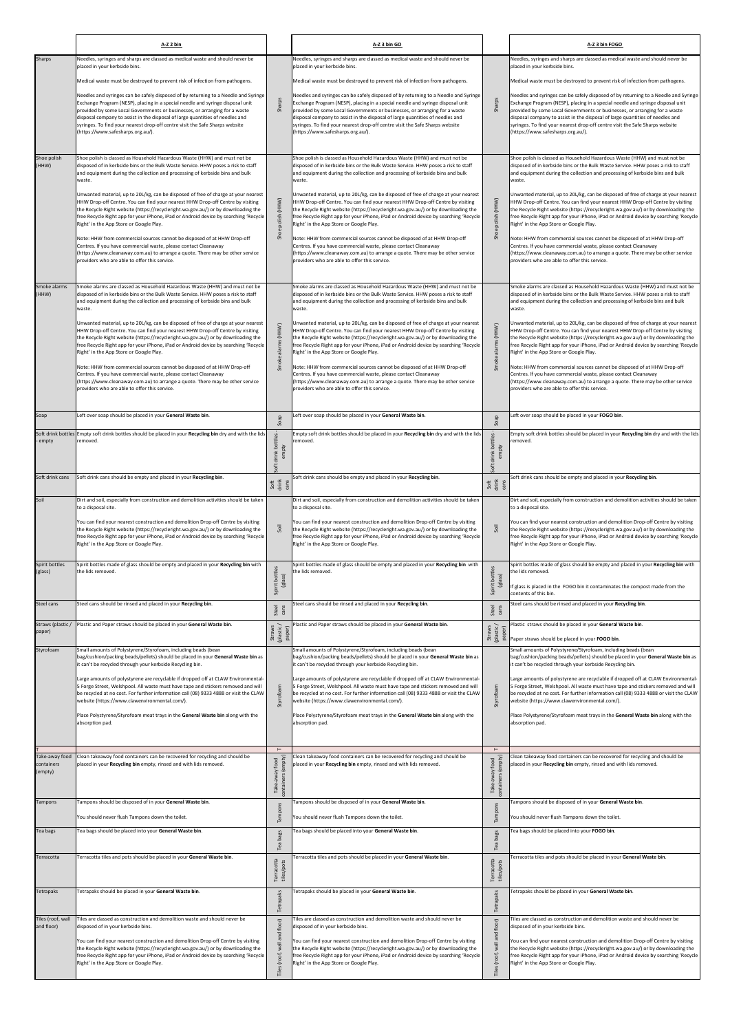| | A-Z 2 bin | | A-Z 3 bin GO | | A-Z 3 bin FOGO |
|---|---|---|---|---|---|
| Sharps | Needles, syringes and sharps are classed as medical waste and should never be placed in your kerbside bins.<br><br>Medical waste must be destroyed to prevent risk of infection from pathogens.<br><br>Needles and syringes can be safely disposed of by returning to a Needle and Syringe Exchange Program (NESP), placing in a special needle and syringe disposal unit provided by some Local Governments or businesses, or arranging for a waste disposal company to assist in the disposal of large quantities of needles and syringes. To find your nearest drop-off centre visit the Safe Sharps website (https://www.safesharps.org.au/). | Sharps | Needles, syringes and sharps are classed as medical waste and should never be placed in your kerbside bins.<br><br>Medical waste must be destroyed to prevent risk of infection from pathogens.<br><br>Needles and syringes can be safely disposed of by returning to a Needle and Syringe Exchange Program (NESP), placing in a special needle and syringe disposal unit provided by some Local Governments or businesses, or arranging for a waste disposal company to assist in the disposal of large quantities of needles and syringes. To find your nearest drop-off centre visit the Safe Sharps website (https://www.safesharps.org.au/). | Sharps | Needles, syringes and sharps are classed as medical waste and should never be placed in your kerbside bins.<br><br>Medical waste must be destroyed to prevent risk of infection from pathogens.<br><br>Needles and syringes can be safely disposed of by returning to a Needle and Syringe Exchange Program (NESP), placing in a special needle and syringe disposal unit provided by some Local Governments or businesses, or arranging for a waste disposal company to assist in the disposal of large quantities of needles and syringes. To find your nearest drop-off centre visit the Safe Sharps website (https://www.safesharps.org.au/). |
| Shoe polish (HHW) | Shoe polish is classed as Household Hazardous Waste (HHW) and must not be disposed of in kerbside bins or the Bulk Waste Service. HHW poses a risk to staff and equipment during the collection and processing of kerbside bins and bulk waste.<br><br>Unwanted material, up to 20L/kg, can be disposed of free of charge at your nearest HHW Drop-off Centre. You can find your nearest HHW Drop-off Centre by visiting the Recycle Right website (https://recycleright.wa.gov.au/) or by downloading the free Recycle Right app for your iPhone, iPad or Android device by searching 'Recycle Right' in the App Store or Google Play.<br><br>Note: HHW from commercial sources cannot be disposed of at HHW Drop-off Centres. If you have commercial waste, please contact Cleanaway (https://www.cleanaway.com.au) to arrange a quote. There may be other service providers who are able to offer this service. | Shoe polish (HHW) | Shoe polish is classed as Household Hazardous Waste (HHW) and must not be disposed of in kerbside bins or the Bulk Waste Service. HHW poses a risk to staff and equipment during the collection and processing of kerbside bins and bulk waste.<br><br>Unwanted material, up to 20L/kg, can be disposed of free of charge at your nearest HHW Drop-off Centre. You can find your nearest HHW Drop-off Centre by visiting the Recycle Right website (https://recycleright.wa.gov.au/) or by downloading the free Recycle Right app for your iPhone, iPad or Android device by searching 'Recycle Right' in the App Store or Google Play.<br><br>Note: HHW from commercial sources cannot be disposed of at HHW Drop-off Centres. If you have commercial waste, please contact Cleanaway (https://www.cleanaway.com.au) to arrange a quote. There may be other service providers who are able to offer this service. | Shoe polish (HHW) | Shoe polish is classed as Household Hazardous Waste (HHW) and must not be disposed of in kerbside bins or the Bulk Waste Service. HHW poses a risk to staff and equipment during the collection and processing of kerbside bins and bulk waste.<br><br>Unwanted material, up to 20L/kg, can be disposed of free of charge at your nearest HHW Drop-off Centre. You can find your nearest HHW Drop-off Centre by visiting the Recycle Right website (https://recycleright.wa.gov.au/) or by downloading the free Recycle Right app for your iPhone, iPad or Android device by searching 'Recycle Right' in the App Store or Google Play.<br><br>Note: HHW from commercial sources cannot be disposed of at HHW Drop-off Centres. If you have commercial waste, please contact Cleanaway (https://www.cleanaway.com.au) to arrange a quote. There may be other service providers who are able to offer this service. |
| Smoke alarms (HHW) | Smoke alarms are classed as Household Hazardous Waste (HHW) and must not be disposed of in kerbside bins or the Bulk Waste Service. HHW poses a risk to staff and equipment during the collection and processing of kerbside bins and bulk waste.<br><br>Unwanted material, up to 20L/kg, can be disposed of free of charge at your nearest HHW Drop-off Centre. You can find your nearest HHW Drop-off Centre by visiting the Recycle Right website (https://recycleright.wa.gov.au/) or by downloading the free Recycle Right app for your iPhone, iPad or Android device by searching 'Recycle Right' in the App Store or Google Play.<br><br>Note: HHW from commercial sources cannot be disposed of at HHW Drop-off Centres. If you have commercial waste, please contact Cleanaway (https://www.cleanaway.com.au) to arrange a quote. There may be other service providers who are able to offer this service. | Smoke alarms (HHW) | Smoke alarms are classed as Household Hazardous Waste (HHW) and must not be disposed of in kerbside bins or the Bulk Waste Service. HHW poses a risk to staff and equipment during the collection and processing of kerbside bins and bulk waste.<br><br>Unwanted material, up to 20L/kg, can be disposed of free of charge at your nearest HHW Drop-off Centre. You can find your nearest HHW Drop-off Centre by visiting the Recycle Right website (https://recycleright.wa.gov.au/) or by downloading the free Recycle Right app for your iPhone, iPad or Android device by searching 'Recycle Right' in the App Store or Google Play.<br><br>Note: HHW from commercial sources cannot be disposed of at HHW Drop-off Centres. If you have commercial waste, please contact Cleanaway (https://www.cleanaway.com.au) to arrange a quote. There may be other service providers who are able to offer this service. | Smoke alarms (HHW) | Smoke alarms are classed as Household Hazardous Waste (HHW) and must not be disposed of in kerbside bins or the Bulk Waste Service. HHW poses a risk to staff and equipment during the collection and processing of kerbside bins and bulk waste.<br><br>Unwanted material, up to 20L/kg, can be disposed of free of charge at your nearest HHW Drop-off Centre. You can find your nearest HHW Drop-off Centre by visiting the Recycle Right website (https://recycleright.wa.gov.au/) or by downloading the free Recycle Right app for your iPhone, iPad or Android device by searching 'Recycle Right' in the App Store or Google Play.<br><br>Note: HHW from commercial sources cannot be disposed of at HHW Drop-off Centres. If you have commercial waste, please contact Cleanaway (https://www.cleanaway.com.au) to arrange a quote. There may be other service providers who are able to offer this service. |
| Soap | Left over soap should be placed in your **General Waste bin**. | Soap | Left over soap should be placed in your **General Waste bin**. | Soap | Left over soap should be placed in your **FOGO bin**. |
| Soft drink bottles - empty | Empty soft drink bottles should be placed in your **Recycling bin** dry and with the lids removed. | Soft drink bottles - empty | Empty soft drink bottles should be placed in your **Recycling bin** dry and with the lids removed. | Soft drink bottles - empty | Empty soft drink bottles should be placed in your **Recycling bin** dry and with the lids removed. |
| Soft drink cans | Soft drink cans should be empty and placed in your **Recycling bin**. | Soft drink cans | Soft drink cans should be empty and placed in your **Recycling bin**. | Soft drink cans | Soft drink cans should be empty and placed in your **Recycling bin**. |
| Soil | Dirt and soil, especially from construction and demolition activities should be taken to a disposal site.<br><br>You can find your nearest construction and demolition Drop-off Centre by visiting the Recycle Right website (https://recycleright.wa.gov.au/) or by downloading the free Recycle Right app for your iPhone, iPad or Android device by searching 'Recycle Right' in the App Store or Google Play. | Soil | Dirt and soil, especially from construction and demolition activities should be taken to a disposal site.<br><br>You can find your nearest construction and demolition Drop-off Centre by visiting the Recycle Right website (https://recycleright.wa.gov.au/) or by downloading the free Recycle Right app for your iPhone, iPad or Android device by searching 'Recycle Right' in the App Store or Google Play. | Soil | Dirt and soil, especially from construction and demolition activities should be taken to a disposal site.<br><br>You can find your nearest construction and demolition Drop-off Centre by visiting the Recycle Right website (https://recycleright.wa.gov.au/) or by downloading the free Recycle Right app for your iPhone, iPad or Android device by searching 'Recycle Right' in the App Store or Google Play. |
| Spirit bottles (glass) | Spirit bottles made of glass should be empty and placed in your **Recycling bin** with the lids removed. | Spirit bottles (glass) | Spirit bottles made of glass should be empty and placed in your **Recycling bin** with the lids removed. | Spirit bottles (glass) | Spirit bottles made of glass should be empty and placed in your **Recycling bin** with the lids removed.<br><br>If glass is placed in the FOGO bin it contaminates the compost made from the contents of this bin. |
| Steel cans | Steel cans should be rinsed and placed in your **Recycling bin**. | Steel cans | Steel cans should be rinsed and placed in your **Recycling bin**. | Steel cans | Steel cans should be rinsed and placed in your **Recycling bin**. |
| Straws (plastic / paper) | Plastic and Paper straws should be placed in your **General Waste bin**. | Straws (plastic / paper) | Plastic and Paper straws should be placed in your **General Waste bin**. | Straws (plastic / paper) | Plastic straws should be placed in your **General Waste bin**.<br><br>Paper straws should be placed in your **FOGO bin**. |
| Styrofoam | Small amounts of Polystyrene/Styrofoam, including beads (bean bag/cushion/packing beads/pellets) should be placed in your **General Waste bin** as it can't be recycled through your kerbside Recycling bin.<br><br>Large amounts of polystyrene are recyclable if dropped off at CLAW Environmental- 5 Forge Street, Welshpool. All waste must have tape and stickers removed and will be recycled at no cost. For further information call (08) 9333 4888 or visit the CLAW website (https://www.clawenvironmental.com/).<br><br>Place Polystyrene/Styrofoam meat trays in the **General Waste bin** along with the absorption pad. | Styrofoam | Small amounts of Polystyrene/Styrofoam, including beads (bean bag/cushion/packing beads/pellets) should be placed in your **General Waste bin** as it can't be recycled through your kerbside Recycling bin.<br><br>Large amounts of polystyrene are recyclable if dropped off at CLAW Environmental- 5 Forge Street, Welshpool. All waste must have tape and stickers removed and will be recycled at no cost. For further information call (08) 9333 4888 or visit the CLAW website (https://www.clawenvironmental.com/).<br><br>Place Polystyrene/Styrofoam meat trays in the **General Waste bin** along with the absorption pad. | Styrofoam | Small amounts of Polystyrene/Styrofoam, including beads (bean bag/cushion/packing beads/pellets) should be placed in your **General Waste bin** as it can't be recycled through your kerbside Recycling bin.<br><br>Large amounts of polystyrene are recyclable if dropped off at CLAW Environmental- 5 Forge Street, Welshpool. All waste must have tape and stickers removed and will be recycled at no cost. For further information call (08) 9333 4888 or visit the CLAW website (https://www.clawenvironmental.com/).<br><br>Place Polystyrene/Styrofoam meat trays in the **General Waste bin** along with the absorption pad. |
| T | | T | | T | |
| Take-away food containers (empty) | Clean takeaway food containers can be recovered for recycling and should be placed in your **Recycling bin** empty, rinsed and with lids removed. | Take-away food containers (empty) | Clean takeaway food containers can be recovered for recycling and should be placed in your **Recycling bin** empty, rinsed and with lids removed. | Take-away food containers (empty) | Clean takeaway food containers can be recovered for recycling and should be placed in your **Recycling bin** empty, rinsed and with lids removed. |
| Tampons | Tampons should be disposed of in your **General Waste bin**.<br><br>You should never flush Tampons down the toilet. | Tampons | Tampons should be disposed of in your **General Waste bin**.<br><br>You should never flush Tampons down the toilet. | Tampons | Tampons should be disposed of in your **General Waste bin**.<br><br>You should never flush Tampons down the toilet. |
| Tea bags | Tea bags should be placed into your **General Waste bin**. | Tea bags | Tea bags should be placed into your **General Waste bin**. | Tea bags | Tea bags should be placed into your **FOGO bin**. |
| Terracotta | Terracotta tiles and pots should be placed in your **General Waste bin**. | Terracotta tiles/pots | Terracotta tiles and pots should be placed in your **General Waste bin**. | Terracotta tiles/pots | Terracotta tiles and pots should be placed in your **General Waste bin**. |
| Tetrapaks | Tetrapaks should be placed in your **General Waste bin**. | Tetrapaks | Tetrapaks should be placed in your **General Waste bin**. | Tetrapaks | Tetrapaks should be placed in your **General Waste bin**. |
| Tiles (roof, wall and floor) | Tiles are classed as construction and demolition waste and should never be disposed of in your kerbside bins.<br><br>You can find your nearest construction and demolition Drop-off Centre by visiting the Recycle Right website (https://recycleright.wa.gov.au/) or by downloading the free Recycle Right app for your iPhone, iPad or Android device by searching 'Recycle Right' in the App Store or Google Play. | Tiles (roof, wall and floor) | Tiles are classed as construction and demolition waste and should never be disposed of in your kerbside bins.<br><br>You can find your nearest construction and demolition Drop-off Centre by visiting the Recycle Right website (https://recycleright.wa.gov.au/) or by downloading the free Recycle Right app for your iPhone, iPad or Android device by searching 'Recycle Right' in the App Store or Google Play. | Tiles (roof, wall and floor) | Tiles are classed as construction and demolition waste and should never be disposed of in your kerbside bins.<br><br>You can find your nearest construction and demolition Drop-off Centre by visiting the Recycle Right website (https://recycleright.wa.gov.au/) or by downloading the free Recycle Right app for your iPhone, iPad or Android device by searching 'Recycle Right' in the App Store or Google Play. |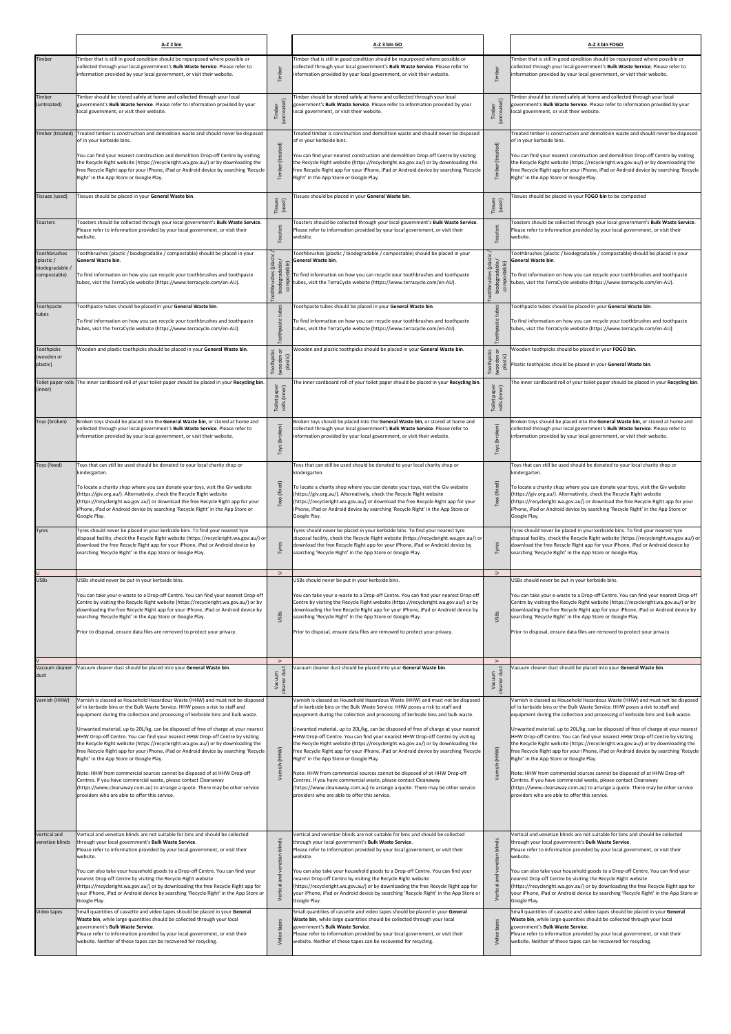| | A-Z 2 bin | | A-Z 3 bin GO | | A-Z 3 bin FOGO |
|---|---|---|---|---|---|
| Timber | Timber that is still in good condition should be repurposed where possible or collected through your local government's **Bulk Waste Service**. Please refer to information provided by your local government, or visit their website. | Timber | Timber that is still in good condition should be repurposed where possible or collected through your local government's **Bulk Waste Service**. Please refer to information provided by your local government, or visit their website. | Timber | Timber that is still in good condition should be repurposed where possible or collected through your local government's **Bulk Waste Service**. Please refer to information provided by your local government, or visit their website. |
| Timber (untreated) | Timber should be stored safely at home and collected through your local government's **Bulk Waste Service**. Please refer to information provided by your local government, or visit their website. | Timber (untreated) | Timber should be stored safely at home and collected through your local government's **Bulk Waste Service**. Please refer to information provided by your local government, or visit their website. | Timber (untreated) | Timber should be stored safely at home and collected through your local government's **Bulk Waste Service**. Please refer to information provided by your local government, or visit their website. |
| Timber (treated) | Treated timber is construction and demolition waste and should never be disposed of in your kerbside bins.<br><br>You can find your nearest construction and demolition Drop-off Centre by visiting the Recycle Right website (https://recycleright.wa.gov.au/) or by downloading the free Recycle Right app for your iPhone, iPad or Android device by searching 'Recycle Right' in the App Store or Google Play. | Timber (treated) | Treated timber is construction and demolition waste and should never be disposed of in your kerbside bins.<br><br>You can find your nearest construction and demolition Drop-off Centre by visiting the Recycle Right website (https://recycleright.wa.gov.au/) or by downloading the free Recycle Right app for your iPhone, iPad or Android device by searching 'Recycle Right' in the App Store or Google Play. | Timber (treated) | Treated timber is construction and demolition waste and should never be disposed of in your kerbside bins.<br><br>You can find your nearest construction and demolition Drop-off Centre by visiting the Recycle Right website (https://recycleright.wa.gov.au/) or by downloading the free Recycle Right app for your iPhone, iPad or Android device by searching 'Recycle Right' in the App Store or Google Play. |
| Tissues (used) | Tissues should be placed in your **General Waste bin**. | Tissues (used) | Tissues should be placed in your **General Waste bin**. | Tissues (used) | Tissues should be placed in your **FOGO bin** to be composted |
| Toasters | Toasters should be collected through your local government's **Bulk Waste Service**. Please refer to information provided by your local government, or visit their website. | Toasters | Toasters should be collected through your local government's **Bulk Waste Service**. Please refer to information provided by your local government, or visit their website. | Toasters | Toasters should be collected through your local government's **Bulk Waste Service**. Please refer to information provided by your local government, or visit their website. |
| Toothbrushes (plastic / biodegradable / compostable) | Toothbrushes (plastic / biodegradable / compostable) should be placed in your **General Waste bin**.<br><br>To find information on how you can recycle your toothbrushes and toothpaste tubes, visit the TerraCycle website (https://www.terracycle.com/en-AU). | Toothbrushes (plastic / biodegradable / compostable) | Toothbrushes (plastic / biodegradable / compostable) should be placed in your **General Waste bin**.<br><br>To find information on how you can recycle your toothbrushes and toothpaste tubes, visit the TerraCycle website (https://www.terracycle.com/en-AU). | Toothbrushes (plastic / biodegradable / compostable) | Toothbrushes (plastic / biodegradable / compostable) should be placed in your **General Waste bin**.<br><br>To find information on how you can recycle your toothbrushes and toothpaste tubes, visit the TerraCycle website (https://www.terracycle.com/en-AU). |
| Toothpaste tubes | Toothpaste tubes should be placed in your **General Waste bin**.<br><br>To find information on how you can recycle your toothbrushes and toothpaste tubes, visit the TerraCycle website (https://www.terracycle.com/en-AU). | Toothpaste tubes | Toothpaste tubes should be placed in your **General Waste bin**.<br><br>To find information on how you can recycle your toothbrushes and toothpaste tubes, visit the TerraCycle website (https://www.terracycle.com/en-AU). | Toothpaste tubes | Toothpaste tubes should be placed in your **General Waste bin**.<br><br>To find information on how you can recycle your toothbrushes and toothpaste tubes, visit the TerraCycle website (https://www.terracycle.com/en-AU). |
| Toothpicks (wooden or plastic) | Wooden and plastic toothpicks should be placed in your **General Waste bin**. | Toothpicks (wooden or plastic) | Wooden and plastic toothpicks should be placed in your **General Waste bin**. | Toothpicks (wooden or plastic) | Wooden toothpicks should be placed in your **FOGO bin**.<br><br>Plastic toothpicks should be placed in your **General Waste bin**. |
| Toilet paper rolls (inner) | The inner cardboard roll of your toilet paper should be placed in your **Recycling bin**. | Toilet paper rolls (inner) | The inner cardboard roll of your toilet paper should be placed in your **Recycling bin**. | Toilet paper rolls (inner) | The inner cardboard roll of your toilet paper should be placed in your **Recycling bin**. |
| Toys (broken) | Broken toys should be placed into the **General Waste bin**, or stored at home and collected through your local government's **Bulk Waste Service**. Please refer to information provided by your local government, or visit their website. | Toys (broken) | Broken toys should be placed into the **General Waste bin**, or stored at home and collected through your local government's **Bulk Waste Service**. Please refer to information provided by your local government, or visit their website. | Toys (broken) | Broken toys should be placed into the **General Waste bin**, or stored at home and collected through your local government's **Bulk Waste Service**. Please refer to information provided by your local government, or visit their website. |
| Toys (fixed) | Toys that can still be used should be donated to your local charity shop or kindergarten.<br><br>To locate a charity shop where you can donate your toys, visit the Giv website (https://giv.org.au/). Alternatively, check the Recycle Right website (https://recycleright.wa.gov.au/) or download the free Recycle Right app for your iPhone, iPad or Android device by searching 'Recycle Right' in the App Store or Google Play. | Toys (fixed) | Toys that can still be used should be donated to your local charity shop or kindergarten.<br><br>To locate a charity shop where you can donate your toys, visit the Giv website (https://giv.org.au/). Alternatively, check the Recycle Right website (https://recycleright.wa.gov.au/) or download the free Recycle Right app for your iPhone, iPad or Android device by searching 'Recycle Right' in the App Store or Google Play. | Toys (fixed) | Toys that can still be used should be donated to your local charity shop or kindergarten.<br><br>To locate a charity shop where you can donate your toys, visit the Giv website (https://giv.org.au/). Alternatively, check the Recycle Right website (https://recycleright.wa.gov.au/) or download the free Recycle Right app for your iPhone, iPad or Android device by searching 'Recycle Right' in the App Store or Google Play. |
| Tyres | Tyres should never be placed in your kerbside bins. To find your nearest tyre disposal facility, check the Recycle Right website (https://recycleright.wa.gov.au/) or download the free Recycle Right app for your iPhone, iPad or Android device by searching 'Recycle Right' in the App Store or Google Play. | Tyres | Tyres should never be placed in your kerbside bins. To find your nearest tyre disposal facility, check the Recycle Right website (https://recycleright.wa.gov.au/) or download the free Recycle Right app for your iPhone, iPad or Android device by searching 'Recycle Right' in the App Store or Google Play. | Tyres | Tyres should never be placed in your kerbside bins. To find your nearest tyre disposal facility, check the Recycle Right website (https://recycleright.wa.gov.au/) or download the free Recycle Right app for your iPhone, iPad or Android device by searching 'Recycle Right' in the App Store or Google Play. |
| U | | U | | U | |
| USBs | USBs should never be put in your kerbside bins.<br><br>You can take your e-waste to a Drop-off Centre. You can find your nearest Drop-off Centre by visiting the Recycle Right website (https://recycleright.wa.gov.au/) or by downloading the free Recycle Right app for your iPhone, iPad or Android device by searching 'Recycle Right' in the App Store or Google Play.<br><br>Prior to disposal, ensure data files are removed to protect your privacy. | USBs | USBs should never be put in your kerbside bins.<br><br>You can take your e-waste to a Drop-off Centre. You can find your nearest Drop-off Centre by visiting the Recycle Right website (https://recycleright.wa.gov.au/) or by downloading the free Recycle Right app for your iPhone, iPad or Android device by searching 'Recycle Right' in the App Store or Google Play.<br><br>Prior to disposal, ensure data files are removed to protect your privacy. | USBs | USBs should never be put in your kerbside bins.<br><br>You can take your e-waste to a Drop-off Centre. You can find your nearest Drop-off Centre by visiting the Recycle Right website (https://recycleright.wa.gov.au/) or by downloading the free Recycle Right app for your iPhone, iPad or Android device by searching 'Recycle Right' in the App Store or Google Play.<br><br>Prior to disposal, ensure data files are removed to protect your privacy. |
| V | | V | | V | |
| Vacuum cleaner dust | Vacuum cleaner dust should be placed into your **General Waste bin**. | Vacuum cleaner dust | Vacuum cleaner dust should be placed into your **General Waste bin**. | Vacuum cleaner dust | Vacuum cleaner dust should be placed into your **General Waste bin**. |
| Varnish (HHW) | Varnish is classed as Household Hazardous Waste (HHW) and must not be disposed of in kerbside bins or the Bulk Waste Service. HHW poses a risk to staff and equipment during the collection and processing of kerbside bins and bulk waste.<br><br>Unwanted material, up to 20L/kg, can be disposed of free of charge at your nearest HHW Drop-off Centre. You can find your nearest HHW Drop-off Centre by visiting the Recycle Right website (https://recycleright.wa.gov.au/) or by downloading the free Recycle Right app for your iPhone, iPad or Android device by searching 'Recycle Right' in the App Store or Google Play.<br><br>Note: HHW from commercial sources cannot be disposed of at HHW Drop-off Centres. If you have commercial waste, please contact Cleanaway (https://www.cleanaway.com.au) to arrange a quote. There may be other service providers who are able to offer this service. | Varnish (HHW) | Varnish is classed as Household Hazardous Waste (HHW) and must not be disposed of in kerbside bins or the Bulk Waste Service. HHW poses a risk to staff and equipment during the collection and processing of kerbside bins and bulk waste.<br><br>Unwanted material, up to 20L/kg, can be disposed of free of charge at your nearest HHW Drop-off Centre. You can find your nearest HHW Drop-off Centre by visiting the Recycle Right website (https://recycleright.wa.gov.au/) or by downloading the free Recycle Right app for your iPhone, iPad or Android device by searching 'Recycle Right' in the App Store or Google Play.<br><br>Note: HHW from commercial sources cannot be disposed of at HHW Drop-off Centres. If you have commercial waste, please contact Cleanaway (https://www.cleanaway.com.au) to arrange a quote. There may be other service providers who are able to offer this service. | Varnish (HHW) | Varnish is classed as Household Hazardous Waste (HHW) and must not be disposed of in kerbside bins or the Bulk Waste Service. HHW poses a risk to staff and equipment during the collection and processing of kerbside bins and bulk waste.<br><br>Unwanted material, up to 20L/kg, can be disposed of free of charge at your nearest HHW Drop-off Centre. You can find your nearest HHW Drop-off Centre by visiting the Recycle Right website (https://recycleright.wa.gov.au/) or by downloading the free Recycle Right app for your iPhone, iPad or Android device by searching 'Recycle Right' in the App Store or Google Play.<br><br>Note: HHW from commercial sources cannot be disposed of at HHW Drop-off Centres. If you have commercial waste, please contact Cleanaway (https://www.cleanaway.com.au) to arrange a quote. There may be other service providers who are able to offer this service. |
| Vertical and venetian blinds | Vertical and venetian blinds are not suitable for bins and should be collected through your local government's **Bulk Waste Service**.<br>Please refer to information provided by your local government, or visit their website.<br><br>You can also take your household goods to a Drop-off Centre. You can find your nearest Drop-off Centre by visiting the Recycle Right website (https://recycleright.wa.gov.au/) or by downloading the free Recycle Right app for your iPhone, iPad or Android device by searching 'Recycle Right' in the App Store or Google Play. | Vertical and venetian blinds | Vertical and venetian blinds are not suitable for bins and should be collected through your local government's **Bulk Waste Service**.<br>Please refer to information provided by your local government, or visit their website.<br><br>You can also take your household goods to a Drop-off Centre. You can find your nearest Drop-off Centre by visiting the Recycle Right website (https://recycleright.wa.gov.au/) or by downloading the free Recycle Right app for your iPhone, iPad or Android device by searching 'Recycle Right' in the App Store or Google Play. | Vertical and venetian blinds | Vertical and venetian blinds are not suitable for bins and should be collected through your local government's **Bulk Waste Service**.<br>Please refer to information provided by your local government, or visit their website.<br><br>You can also take your household goods to a Drop-off Centre. You can find your nearest Drop-off Centre by visiting the Recycle Right website (https://recycleright.wa.gov.au/) or by downloading the free Recycle Right app for your iPhone, iPad or Android device by searching 'Recycle Right' in the App Store or Google Play. |
| Video tapes | Small quantities of cassette and video tapes should be placed in your **General Waste bin**, while large quantities should be collected through your local government's **Bulk Waste Service**.<br>Please refer to information provided by your local government, or visit their website. Neither of these tapes can be recovered for recycling. | Video tapes | Small quantities of cassette and video tapes should be placed in your **General Waste bin**, while large quantities should be collected through your local government's **Bulk Waste Service**.<br>Please refer to information provided by your local government, or visit their website. Neither of these tapes can be recovered for recycling. | Video tapes | Small quantities of cassette and video tapes should be placed in your **General Waste bin**, while large quantities should be collected through your local government's **Bulk Waste Service**.<br>Please refer to information provided by your local government, or visit their website. Neither of these tapes can be recovered for recycling. |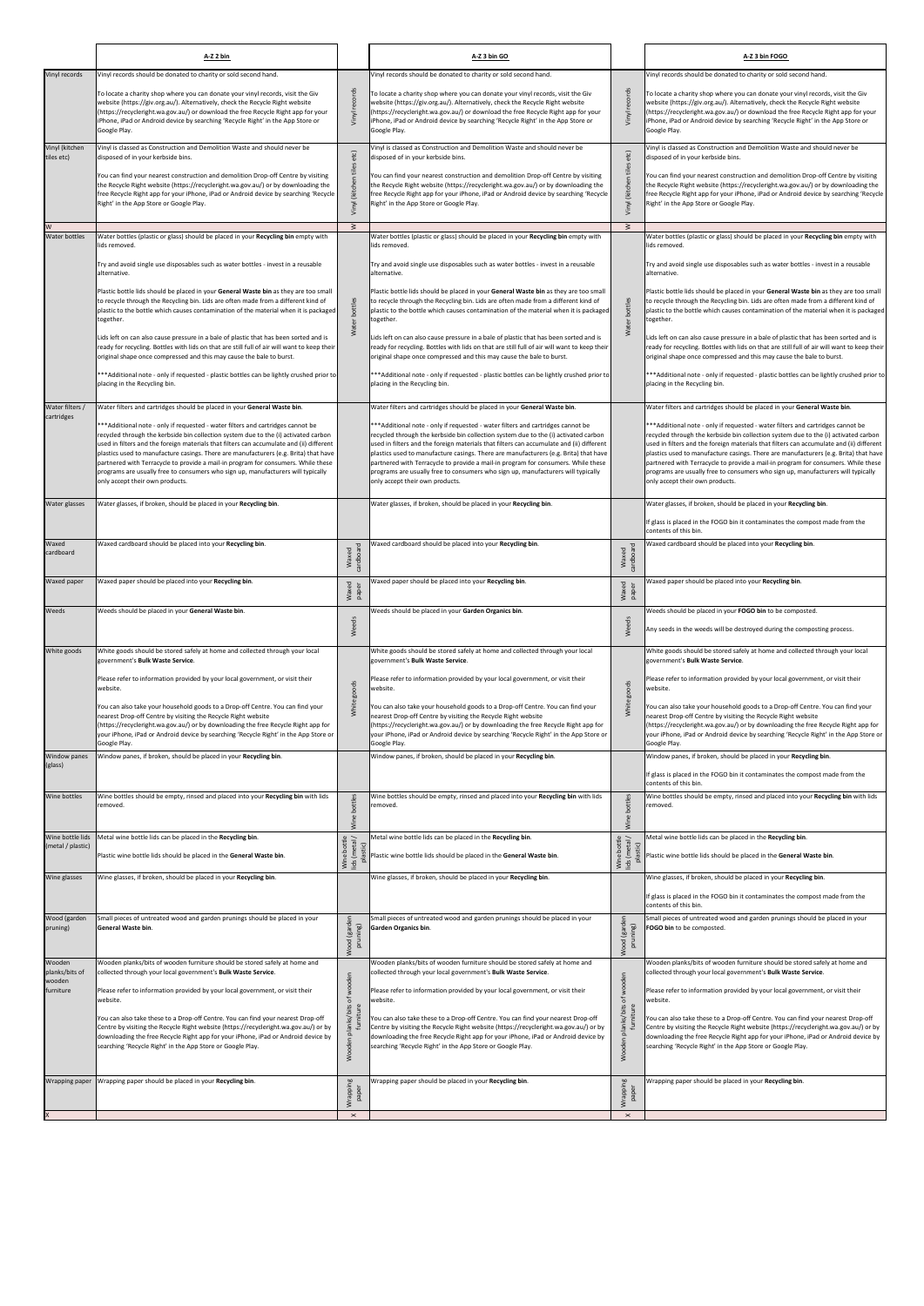| | A-Z 2 bin | | A-Z 3 bin GO | | A-Z 3 bin FOGO |
|---|---|---|---|---|---|
| Vinyl records | Vinyl records should be donated to charity or sold second hand.<br><br>To locate a charity shop where you can donate your vinyl records, visit the Giv website (https://giv.org.au/). Alternatively, check the Recycle Right website (https://recycleright.wa.gov.au/) or download the free Recycle Right app for your iPhone, iPad or Android device by searching 'Recycle Right' in the App Store or Google Play. | Vinyl records | Vinyl records should be donated to charity or sold second hand.<br><br>To locate a charity shop where you can donate your vinyl records, visit the Giv website (https://giv.org.au/). Alternatively, check the Recycle Right website (https://recycleright.wa.gov.au/) or download the free Recycle Right app for your iPhone, iPad or Android device by searching 'Recycle Right' in the App Store or Google Play. | Vinyl records | Vinyl records should be donated to charity or sold second hand.<br><br>To locate a charity shop where you can donate your vinyl records, visit the Giv website (https://giv.org.au/). Alternatively, check the Recycle Right website (https://recycleright.wa.gov.au/) or download the free Recycle Right app for your iPhone, iPad or Android device by searching 'Recycle Right' in the App Store or Google Play. |
| Vinyl (kitchen tiles etc) | Vinyl is classed as Construction and Demolition Waste and should never be disposed of in your kerbside bins.<br><br>You can find your nearest construction and demolition Drop-off Centre by visiting the Recycle Right website (https://recycleright.wa.gov.au/) or by downloading the free Recycle Right app for your iPhone, iPad or Android device by searching 'Recycle Right' in the App Store or Google Play. | Vinyl (kitchen tiles etc) | Vinyl is classed as Construction and Demolition Waste and should never be disposed of in your kerbside bins.<br><br>You can find your nearest construction and demolition Drop-off Centre by visiting the Recycle Right website (https://recycleright.wa.gov.au/) or by downloading the free Recycle Right app for your iPhone, iPad or Android device by searching 'Recycle Right' in the App Store or Google Play. | Vinyl (kitchen tiles etc) | Vinyl is classed as Construction and Demolition Waste and should never be disposed of in your kerbside bins.<br><br>You can find your nearest construction and demolition Drop-off Centre by visiting the Recycle Right website (https://recycleright.wa.gov.au/) or by downloading the free Recycle Right app for your iPhone, iPad or Android device by searching 'Recycle Right' in the App Store or Google Play. |
| W | | W | | W | |
| Water bottles | Water bottles (plastic or glass) should be placed in your **Recycling bin** empty with lids removed.<br><br>Try and avoid single use disposables such as water bottles - invest in a reusable alternative.<br><br>Plastic bottle lids should be placed in your **General Waste bin** as they are too small to recycle through the Recycling bin. Lids are often made from a different kind of plastic to the bottle which causes contamination of the material when it is packaged together.<br><br>Lids left on can also cause pressure in a bale of plastic that has been sorted and is ready for recycling. Bottles with lids on that are still full of air will want to keep their original shape once compressed and this may cause the bale to burst.<br><br>***Additional note - only if requested - plastic bottles can be lightly crushed prior to placing in the Recycling bin. | Water bottles | Water bottles (plastic or glass) should be placed in your **Recycling bin** empty with lids removed.<br><br>Try and avoid single use disposables such as water bottles - invest in a reusable alternative.<br><br>Plastic bottle lids should be placed in your **General Waste bin** as they are too small to recycle through the Recycling bin. Lids are often made from a different kind of plastic to the bottle which causes contamination of the material when it is packaged together.<br><br>Lids left on can also cause pressure in a bale of plastic that has been sorted and is ready for recycling. Bottles with lids on that are still full of air will want to keep their original shape once compressed and this may cause the bale to burst.<br><br>***Additional note - only if requested - plastic bottles can be lightly crushed prior to placing in the Recycling bin. | Water bottles | Water bottles (plastic or glass) should be placed in your **Recycling bin** empty with lids removed.<br><br>Try and avoid single use disposables such as water bottles - invest in a reusable alternative.<br><br>Plastic bottle lids should be placed in your **General Waste bin** as they are too small to recycle through the Recycling bin. Lids are often made from a different kind of plastic to the bottle which causes contamination of the material when it is packaged together.<br><br>Lids left on can also cause pressure in a bale of plastic that has been sorted and is ready for recycling. Bottles with lids on that are still full of air will want to keep their original shape once compressed and this may cause the bale to burst.<br><br>***Additional note - only if requested - plastic bottles can be lightly crushed prior to placing in the Recycling bin. |
| Water filters / cartridges | Water filters and cartridges should be placed in your **General Waste bin**.<br><br>***Additional note - only if requested - water filters and cartridges cannot be recycled through the kerbside bin collection system due to the (i) activated carbon used in filters and the foreign materials that filters can accumulate and (ii) different plastics used to manufacture casings. There are manufacturers (e.g. Brita) that have partnered with Terracycle to provide a mail-in program for consumers. While these programs are usually free to consumers who sign up, manufacturers will typically only accept their own products. | | Water filters and cartridges should be placed in your **General Waste bin**.<br><br>***Additional note - only if requested - water filters and cartridges cannot be recycled through the kerbside bin collection system due to the (i) activated carbon used in filters and the foreign materials that filters can accumulate and (ii) different plastics used to manufacture casings. There are manufacturers (e.g. Brita) that have partnered with Terracycle to provide a mail-in program for consumers. While these programs are usually free to consumers who sign up, manufacturers will typically only accept their own products. | | Water filters and cartridges should be placed in your **General Waste bin**.<br><br>***Additional note - only if requested - water filters and cartridges cannot be recycled through the kerbside bin collection system due to the (i) activated carbon used in filters and the foreign materials that filters can accumulate and (ii) different plastics used to manufacture casings. There are manufacturers (e.g. Brita) that have partnered with Terracycle to provide a mail-in program for consumers. While these programs are usually free to consumers who sign up, manufacturers will typically only accept their own products. |
| Water glasses | Water glasses, if broken, should be placed in your **Recycling bin**. | | Water glasses, if broken, should be placed in your **Recycling bin**. | | Water glasses, if broken, should be placed in your **Recycling bin**.<br><br>If glass is placed in the FOGO bin it contaminates the compost made from the contents of this bin. |
| Waxed cardboard | Waxed cardboard should be placed into your **Recycling bin**. | Waxed cardboard | Waxed cardboard should be placed into your **Recycling bin**. | Waxed cardboard | Waxed cardboard should be placed into your **Recycling bin**. |
| Waxed paper | Waxed paper should be placed into your **Recycling bin**. | Waxed paper | Waxed paper should be placed into your **Recycling bin**. | Waxed paper | Waxed paper should be placed into your **Recycling bin**. |
| Weeds | Weeds should be placed in your **General Waste bin**. | Weeds | Weeds should be placed in your **Garden Organics bin**. | Weeds | Weeds should be placed in your **FOGO bin** to be composted.<br><br>Any seeds in the weeds will be destroyed during the composting process. |
| White goods | White goods should be stored safely at home and collected through your local government's **Bulk Waste Service**.<br><br>Please refer to information provided by your local government, or visit their website.<br><br>You can also take your household goods to a Drop-off Centre. You can find your nearest Drop-off Centre by visiting the Recycle Right website (https://recycleright.wa.gov.au/) or by downloading the free Recycle Right app for your iPhone, iPad or Android device by searching 'Recycle Right' in the App Store or Google Play. | White goods | White goods should be stored safely at home and collected through your local government's **Bulk Waste Service**.<br><br>Please refer to information provided by your local government, or visit their website.<br><br>You can also take your household goods to a Drop-off Centre. You can find your nearest Drop-off Centre by visiting the Recycle Right website (https://recycleright.wa.gov.au/) or by downloading the free Recycle Right app for your iPhone, iPad or Android device by searching 'Recycle Right' in the App Store or Google Play. | White goods | White goods should be stored safely at home and collected through your local government's **Bulk Waste Service**.<br><br>Please refer to information provided by your local government, or visit their website.<br><br>You can also take your household goods to a Drop-off Centre. You can find your nearest Drop-off Centre by visiting the Recycle Right website (https://recycleright.wa.gov.au/) or by downloading the free Recycle Right app for your iPhone, iPad or Android device by searching 'Recycle Right' in the App Store or Google Play. |
| Window panes (glass) | Window panes, if broken, should be placed in your **Recycling bin**. | | Window panes, if broken, should be placed in your **Recycling bin**. | | Window panes, if broken, should be placed in your **Recycling bin**.<br><br>If glass is placed in the FOGO bin it contaminates the compost made from the contents of this bin. |
| Wine bottles | Wine bottles should be empty, rinsed and placed into your **Recycling bin** with lids removed. | Wine bottles | Wine bottles should be empty, rinsed and placed into your **Recycling bin** with lids removed. | Wine bottles | Wine bottles should be empty, rinsed and placed into your **Recycling bin** with lids removed. |
| Wine bottle lids (metal / plastic) | Metal wine bottle lids can be placed in the **Recycling bin**.<br><br>Plastic wine bottle lids should be placed in the **General Waste bin**. | Wine bottle lids (metal / plastic) | Metal wine bottle lids can be placed in the **Recycling bin**.<br><br>Plastic wine bottle lids should be placed in the **General Waste bin**. | Wine bottle lids (metal / plastic) | Metal wine bottle lids can be placed in the **Recycling bin**.<br><br>Plastic wine bottle lids should be placed in the **General Waste bin**. |
| Wine glasses | Wine glasses, if broken, should be placed in your **Recycling bin**. | | Wine glasses, if broken, should be placed in your **Recycling bin**. | | Wine glasses, if broken, should be placed in your **Recycling bin**.<br><br>If glass is placed in the FOGO bin it contaminates the compost made from the contents of this bin. |
| Wood (garden pruning) | Small pieces of untreated wood and garden prunings should be placed in your **General Waste bin**. | Wood (garden pruning) | Small pieces of untreated wood and garden prunings should be placed in your **Garden Organics bin**. | Wood (garden pruning) | Small pieces of untreated wood and garden prunings should be placed in your **FOGO bin** to be composted. |
| Wooden planks/bits of wooden furniture | Wooden planks/bits of wooden furniture should be stored safely at home and collected through your local government's **Bulk Waste Service**.<br><br>Please refer to information provided by your local government, or visit their website.<br><br>You can also take these to a Drop-off Centre. You can find your nearest Drop-off Centre by visiting the Recycle Right website (https://recycleright.wa.gov.au/) or by downloading the free Recycle Right app for your iPhone, iPad or Android device by searching 'Recycle Right' in the App Store or Google Play. | Wooden planks/bits of wooden furniture | Wooden planks/bits of wooden furniture should be stored safely at home and collected through your local government's **Bulk Waste Service**.<br><br>Please refer to information provided by your local government, or visit their website.<br><br>You can also take these to a Drop-off Centre. You can find your nearest Drop-off Centre by visiting the Recycle Right website (https://recycleright.wa.gov.au/) or by downloading the free Recycle Right app for your iPhone, iPad or Android device by searching 'Recycle Right' in the App Store or Google Play. | Wooden planks/bits of wooden furniture | Wooden planks/bits of wooden furniture should be stored safely at home and collected through your local government's **Bulk Waste Service**.<br><br>Please refer to information provided by your local government, or visit their website.<br><br>You can also take these to a Drop-off Centre. You can find your nearest Drop-off Centre by visiting the Recycle Right website (https://recycleright.wa.gov.au/) or by downloading the free Recycle Right app for your iPhone, iPad or Android device by searching 'Recycle Right' in the App Store or Google Play. |
| Wrapping paper | Wrapping paper should be placed in your **Recycling bin**. | Wrapping paper | Wrapping paper should be placed in your **Recycling bin**. | Wrapping paper | Wrapping paper should be placed in your **Recycling bin**. |
| X | | X | | X | |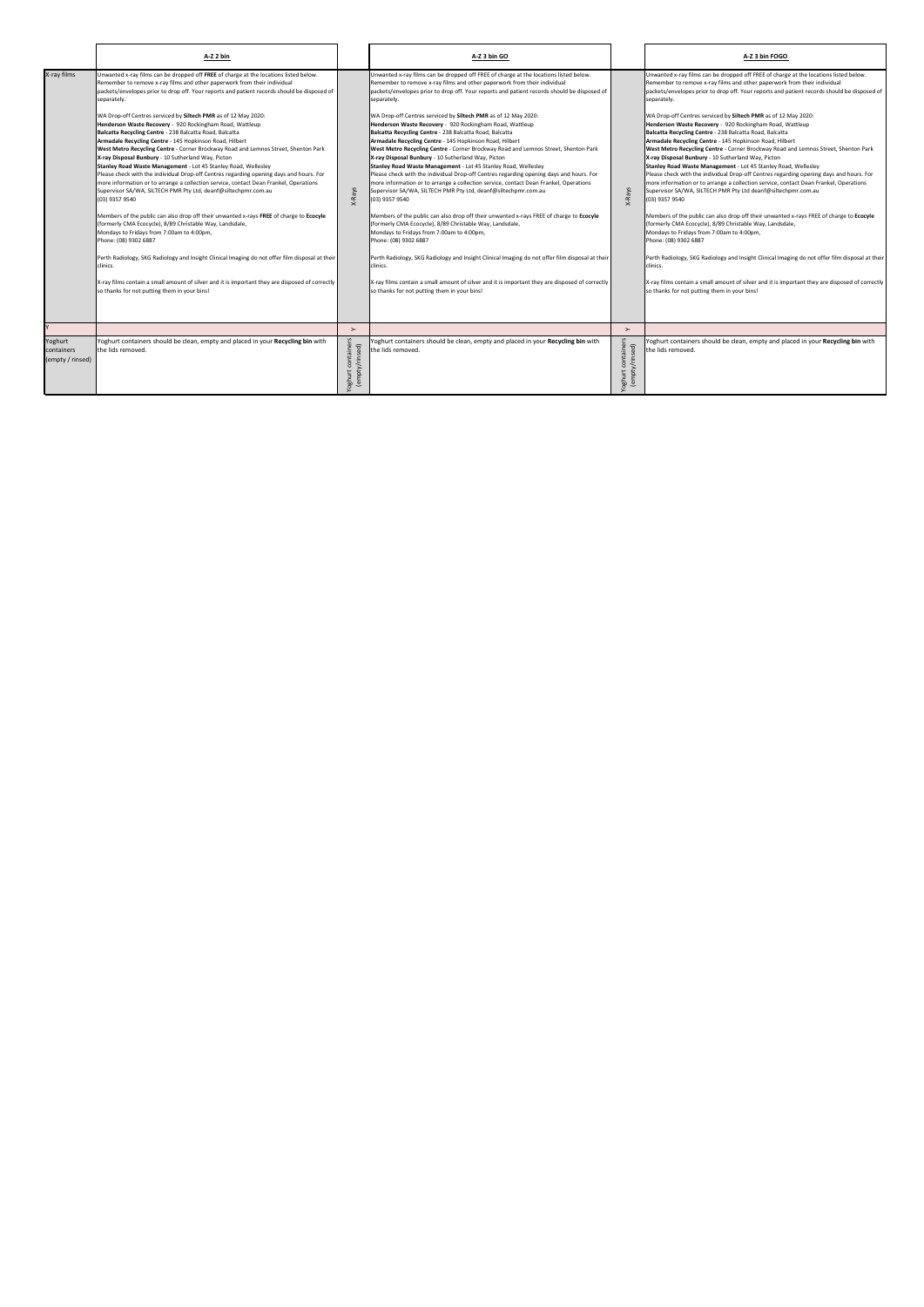| | A-Z 2 bin | | A-Z 3 bin GO | | A-Z 3 bin FOGO |
|---|---|---|---|---|---|
| X-ray films | Unwanted x-ray films can be dropped off **FREE** of charge at the locations listed below. Remember to remove x-ray films and other paperwork from their individual packets/envelopes prior to drop off. Your reports and patient records should be disposed of separately.<br><br>WA Drop-off Centres serviced by **Siltech PMR** as of 12 May 2020:<br>**Henderson Waste Recovery** - 920 Rockingham Road, Wattleup<br>**Balcatta Recycling Centre** - 238 Balcatta Road, Balcatta<br>**Armadale Recycling Centre** - 145 Hopkinson Road, Hilbert<br>**West Metro Recycling Centre** - Corner Brockway Road and Lemnos Street, Shenton Park<br>**X-ray Disposal Bunbury** - 10 Sutherland Way, Picton<br>**Stanley Road Waste Management** - Lot 45 Stanley Road, Wellesley<br>Please check with the individual Drop-off Centres regarding opening days and hours. For more information or to arrange a collection service, contact Dean Frankel, Operations Supervisor SA/WA, SILTECH PMR Pty Ltd, deanf@siltechpmr.com.au<br>(03) 9357 9540<br><br>Members of the public can also drop off their unwanted x-rays **FREE** of charge to **Ecocyle** (formerly CMA Ecocycle), 8/89 Christable Way, Landsdale,<br>Mondays to Fridays from 7:00am to 4:00pm,<br>Phone: (08) 9302 6887<br><br>Perth Radiology, SKG Radiology and Insight Clinical Imaging do not offer film disposal at their clinics.<br><br>X-ray films contain a small amount of silver and it is important they are disposed of correctly so thanks for not putting them in your bins! | X-Rays | Unwanted x-ray films can be dropped off FREE of charge at the locations listed below. Remember to remove x-ray films and other paperwork from their individual packets/envelopes prior to drop off. Your reports and patient records should be disposed of separately.<br><br>WA Drop-off Centres serviced by **Siltech PMR** as of 12 May 2020:<br>**Henderson Waste Recovery** - 920 Rockingham Road, Wattleup<br>**Balcatta Recycling Centre** - 238 Balcatta Road, Balcatta<br>**Armadale Recycling Centre** - 145 Hopkinson Road, Hilbert<br>**West Metro Recycling Centre** - Corner Brockway Road and Lemnos Street, Shenton Park<br>**X-ray Disposal Bunbury** - 10 Sutherland Way, Picton<br>**Stanley Road Waste Management** - Lot 45 Stanley Road, Wellesley<br>Please check with the individual Drop-off Centres regarding opening days and hours. For more information or to arrange a collection service, contact Dean Frankel, Operations Supervisor SA/WA, SILTECH PMR Pty Ltd, deanf@siltechpmr.com.au<br>(03) 9357 9540<br><br>Members of the public can also drop off their unwanted x-rays FREE of charge to **Ecocyle** (formerly CMA Ecocycle), 8/89 Christable Way, Landsdale,<br>Mondays to Fridays from 7:00am to 4:00pm,<br>Phone: (08) 9302 6887<br><br>Perth Radiology, SKG Radiology and Insight Clinical Imaging do not offer film disposal at their clinics.<br><br>X-ray films contain a small amount of silver and it is important they are disposed of correctly so thanks for not putting them in your bins! | X-Rays | Unwanted x-ray films can be dropped off FREE of charge at the locations listed below. Remember to remove x-ray films and other paperwork from their individual packets/envelopes prior to drop off. Your reports and patient records should be disposed of separately.<br><br>WA Drop-off Centres serviced by **Siltech PMR** as of 12 May 2020:<br>**Henderson Waste Recovery** - 920 Rockingham Road, Wattleup<br>**Balcatta Recycling Centre** - 238 Balcatta Road, Balcatta<br>**Armadale Recycling Centre** - 145 Hopkinson Road, Hilbert<br>**West Metro Recycling Centre** - Corner Brockway Road and Lemnos Street, Shenton Park<br>**X-ray Disposal Bunbury** - 10 Sutherland Way, Picton<br>**Stanley Road Waste Management** - Lot 45 Stanley Road, Wellesley<br>Please check with the individual Drop-off Centres regarding opening days and hours. For more information or to arrange a collection service, contact Dean Frankel, Operations Supervisor SA/WA, SILTECH PMR Pty Ltd deanf@siltechpmr.com.au<br>(03) 9357 9540<br><br>Members of the public can also drop off their unwanted x-rays FREE of charge to **Ecocyle** (formerly CMA Ecocycle), 8/89 Christable Way, Landsdale,<br>Mondays to Fridays from 7:00am to 4:00pm,<br>Phone: (08) 9302 6887<br><br>Perth Radiology, SKG Radiology and Insight Clinical Imaging do not offer film disposal at their clinics.<br><br>X-ray films contain a small amount of silver and it is important they are disposed of correctly so thanks for not putting them in your bins! |
| Y | | Y | | Y | |
| Yoghurt containers (empty / rinsed) | Yoghurt containers should be clean, empty and placed in your **Recycling bin** with the lids removed. | Yoghurt containers (empty/rinsed) | Yoghurt containers should be clean, empty and placed in your **Recycling bin** with the lids removed. | Yoghurt containers (empty/rinsed) | Yoghurt containers should be clean, empty and placed in your **Recycling bin** with the lids removed. |